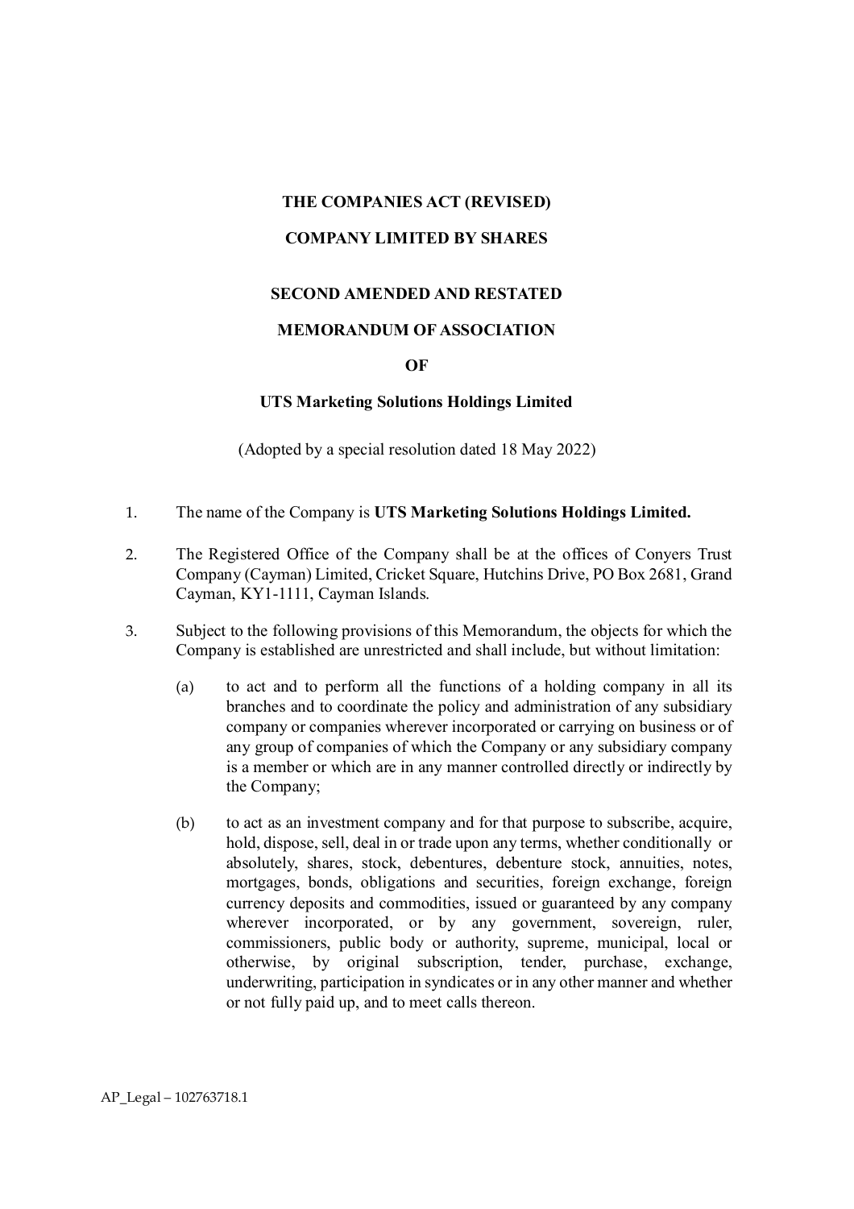**THE COMPANIES ACT (REVISED)**

**COMPANY LIMITED BY SHARES**

**SECOND AMENDED AND RESTATED**

**MEMORANDUM OF ASSOCIATION**

**OF**

**UTS Marketing Solutions Holdings Limited**

(Adopted by a special resolution dated 18 May 2022)

1. The name of the Company is **UTS Marketing Solutions Holdings Limited.**

2. The Registered Office of the Company shall be at the offices of Conyers Trust Company (Cayman) Limited, Cricket Square, Hutchins Drive, PO Box 2681, Grand Cayman, KY1-1111, Cayman Islands.

3. Subject to the following provisions of this Memorandum, the objects for which the Company is established are unrestricted and shall include, but without limitation:

   (a) to act and to perform all the functions of a holding company in all its branches and to coordinate the policy and administration of any subsidiary company or companies wherever incorporated or carrying on business or of any group of companies of which the Company or any subsidiary company is a member or which are in any manner controlled directly or indirectly by the Company;

   (b) to act as an investment company and for that purpose to subscribe, acquire, hold, dispose, sell, deal in or trade upon any terms, whether conditionally or absolutely, shares, stock, debentures, debenture stock, annuities, notes, mortgages, bonds, obligations and securities, foreign exchange, foreign currency deposits and commodities, issued or guaranteed by any company wherever incorporated, or by any government, sovereign, ruler, commissioners, public body or authority, supreme, municipal, local or otherwise, by original subscription, tender, purchase, exchange, underwriting, participation in syndicates or in any other manner and whether or not fully paid up, and to meet calls thereon.

AP_Legal – 102763718.1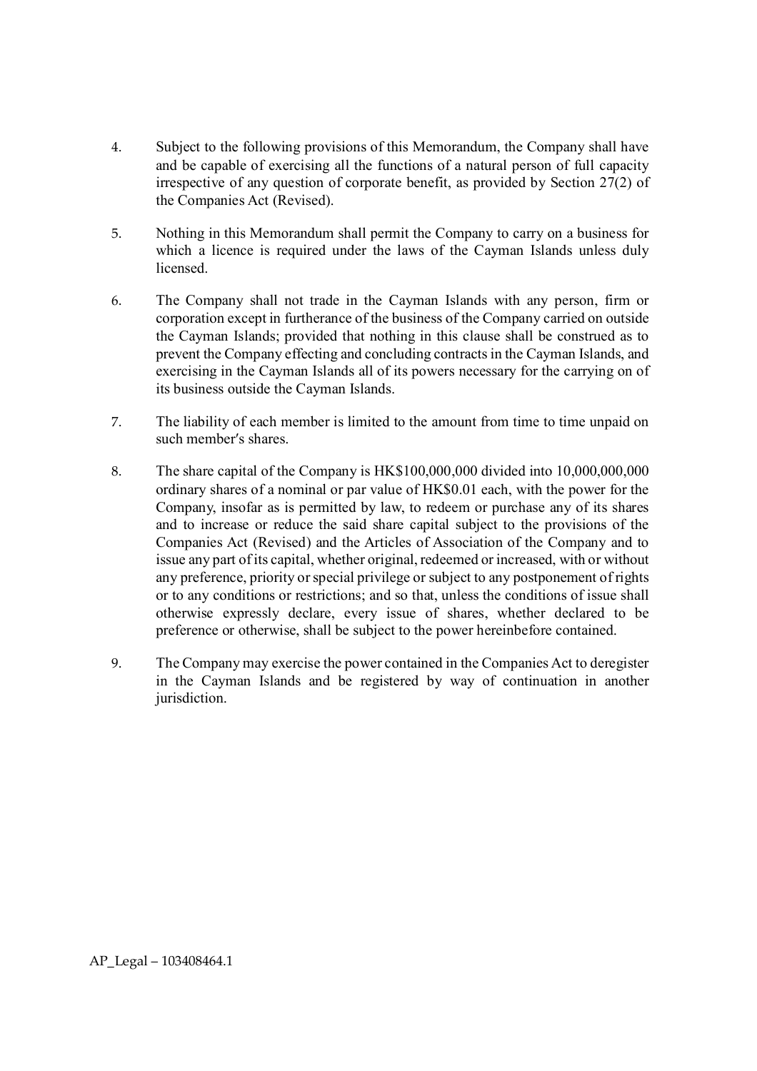4. Subject to the following provisions of this Memorandum, the Company shall have and be capable of exercising all the functions of a natural person of full capacity irrespective of any question of corporate benefit, as provided by Section 27(2) of the Companies Act (Revised).

5. Nothing in this Memorandum shall permit the Company to carry on a business for which a licence is required under the laws of the Cayman Islands unless duly licensed.

6. The Company shall not trade in the Cayman Islands with any person, firm or corporation except in furtherance of the business of the Company carried on outside the Cayman Islands; provided that nothing in this clause shall be construed as to prevent the Company effecting and concluding contracts in the Cayman Islands, and exercising in the Cayman Islands all of its powers necessary for the carrying on of its business outside the Cayman Islands.

7. The liability of each member is limited to the amount from time to time unpaid on such member's shares.

8. The share capital of the Company is HK$100,000,000 divided into 10,000,000,000 ordinary shares of a nominal or par value of HK$0.01 each, with the power for the Company, insofar as is permitted by law, to redeem or purchase any of its shares and to increase or reduce the said share capital subject to the provisions of the Companies Act (Revised) and the Articles of Association of the Company and to issue any part of its capital, whether original, redeemed or increased, with or without any preference, priority or special privilege or subject to any postponement of rights or to any conditions or restrictions; and so that, unless the conditions of issue shall otherwise expressly declare, every issue of shares, whether declared to be preference or otherwise, shall be subject to the power hereinbefore contained.

9. The Company may exercise the power contained in the Companies Act to deregister in the Cayman Islands and be registered by way of continuation in another jurisdiction.

AP_Legal – 103408464.1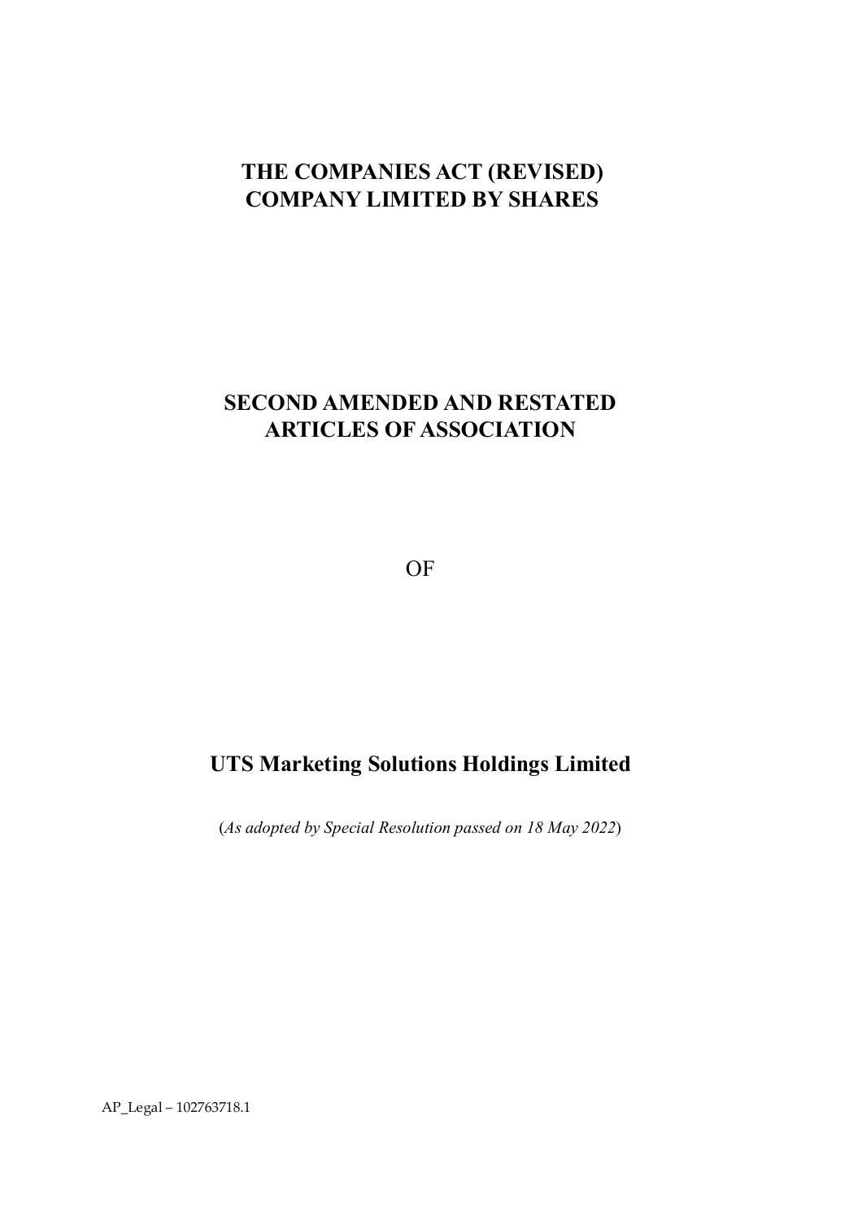# THE COMPANIES ACT (REVISED)
# COMPANY LIMITED BY SHARES

# SECOND AMENDED AND RESTATED ARTICLES OF ASSOCIATION

OF

# UTS Marketing Solutions Holdings Limited

(*As adopted by Special Resolution passed on 18 May 2022*)

AP_Legal – 102763718.1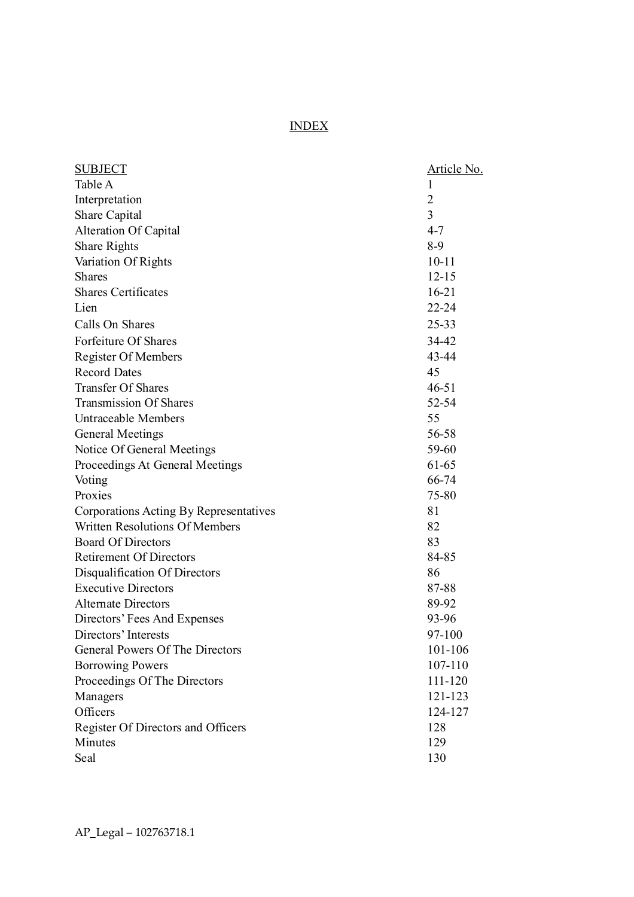# INDEX

| SUBJECT | Article No. |
|---|---|
| Table A | 1 |
| Interpretation | 2 |
| Share Capital | 3 |
| Alteration Of Capital | 4-7 |
| Share Rights | 8-9 |
| Variation Of Rights | 10-11 |
| Shares | 12-15 |
| Shares Certificates | 16-21 |
| Lien | 22-24 |
| Calls On Shares | 25-33 |
| Forfeiture Of Shares | 34-42 |
| Register Of Members | 43-44 |
| Record Dates | 45 |
| Transfer Of Shares | 46-51 |
| Transmission Of Shares | 52-54 |
| Untraceable Members | 55 |
| General Meetings | 56-58 |
| Notice Of General Meetings | 59-60 |
| Proceedings At General Meetings | 61-65 |
| Voting | 66-74 |
| Proxies | 75-80 |
| Corporations Acting By Representatives | 81 |
| Written Resolutions Of Members | 82 |
| Board Of Directors | 83 |
| Retirement Of Directors | 84-85 |
| Disqualification Of Directors | 86 |
| Executive Directors | 87-88 |
| Alternate Directors | 89-92 |
| Directors' Fees And Expenses | 93-96 |
| Directors' Interests | 97-100 |
| General Powers Of The Directors | 101-106 |
| Borrowing Powers | 107-110 |
| Proceedings Of The Directors | 111-120 |
| Managers | 121-123 |
| Officers | 124-127 |
| Register Of Directors and Officers | 128 |
| Minutes | 129 |
| Seal | 130 |

AP_Legal – 102763718.1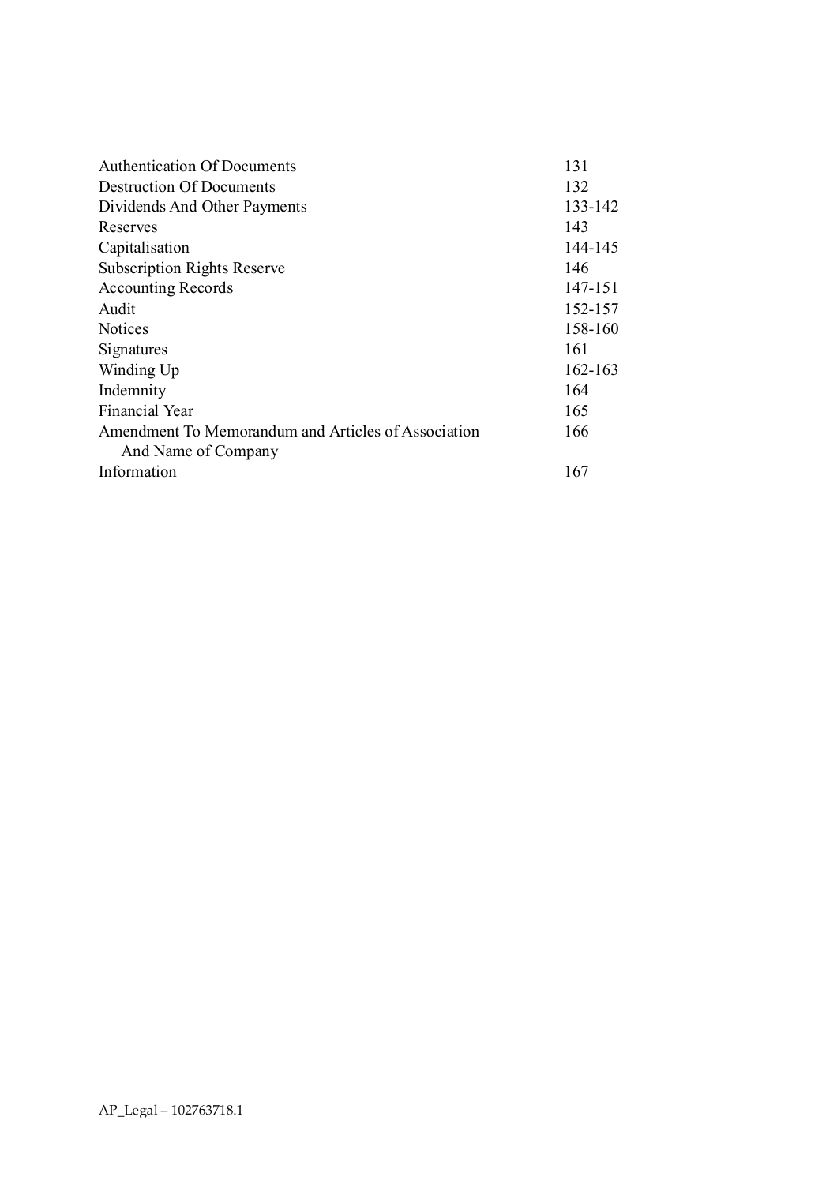| | |
|---|---|
| Authentication Of Documents | 131 |
| Destruction Of Documents | 132 |
| Dividends And Other Payments | 133-142 |
| Reserves | 143 |
| Capitalisation | 144-145 |
| Subscription Rights Reserve | 146 |
| Accounting Records | 147-151 |
| Audit | 152-157 |
| Notices | 158-160 |
| Signatures | 161 |
| Winding Up | 162-163 |
| Indemnity | 164 |
| Financial Year | 165 |
| Amendment To Memorandum and Articles of Association And Name of Company | 166 |
| Information | 167 |

AP_Legal – 102763718.1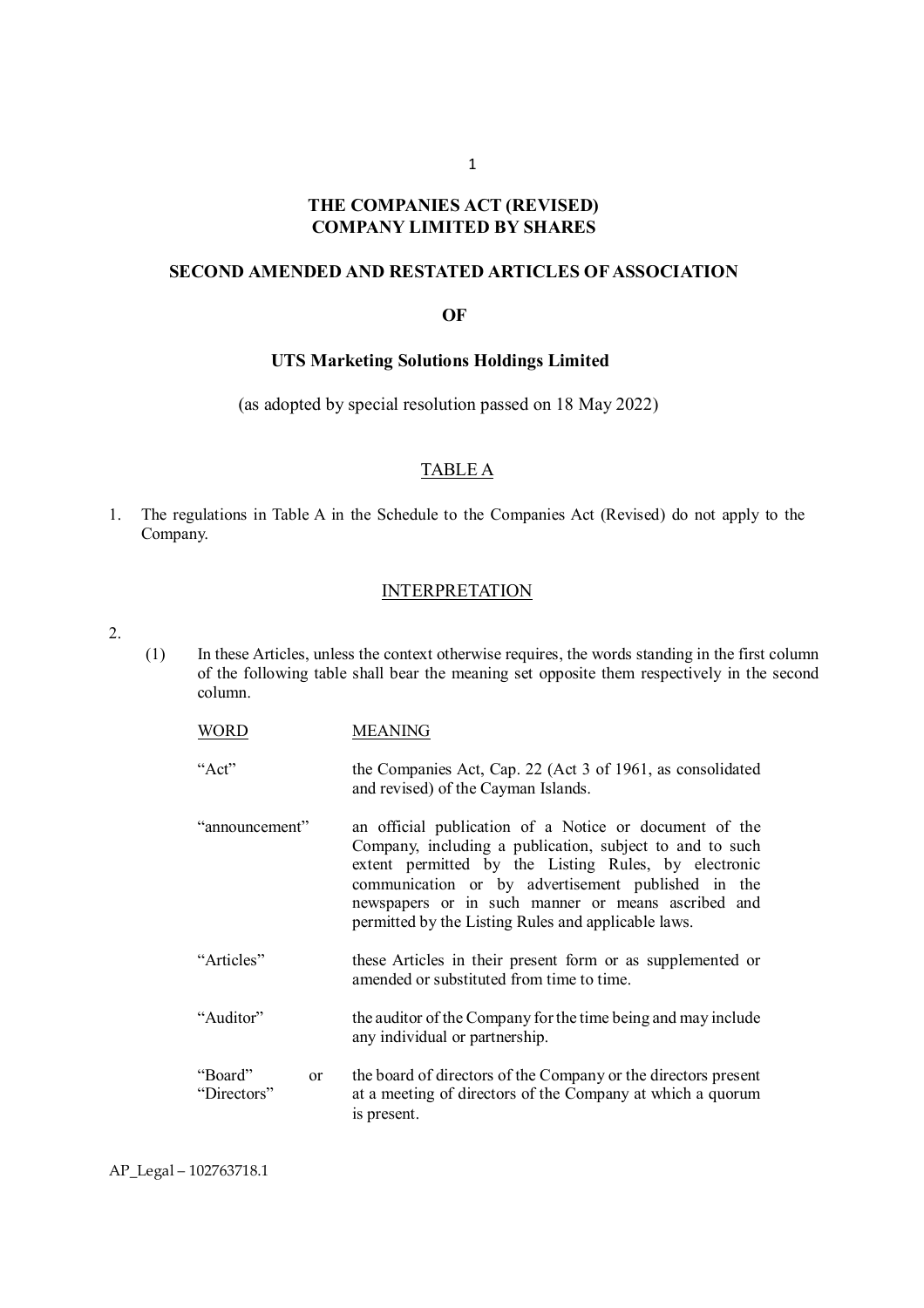# THE COMPANIES ACT (REVISED)
# COMPANY LIMITED BY SHARES

## SECOND AMENDED AND RESTATED ARTICLES OF ASSOCIATION

## OF

## UTS Marketing Solutions Holdings Limited

(as adopted by special resolution passed on 18 May 2022)

### TABLE A

1. The regulations in Table A in the Schedule to the Companies Act (Revised) do not apply to the Company.

### INTERPRETATION

2.

(1) In these Articles, unless the context otherwise requires, the words standing in the first column of the following table shall bear the meaning set opposite them respectively in the second column.

| WORD | MEANING |
|---|---|
| "Act" | the Companies Act, Cap. 22 (Act 3 of 1961, as consolidated and revised) of the Cayman Islands. |
| "announcement" | an official publication of a Notice or document of the Company, including a publication, subject to and to such extent permitted by the Listing Rules, by electronic communication or by advertisement published in the newspapers or in such manner or means ascribed and permitted by the Listing Rules and applicable laws. |
| "Articles" | these Articles in their present form or as supplemented or amended or substituted from time to time. |
| "Auditor" | the auditor of the Company for the time being and may include any individual or partnership. |
| "Board" or "Directors" | the board of directors of the Company or the directors present at a meeting of directors of the Company at which a quorum is present. |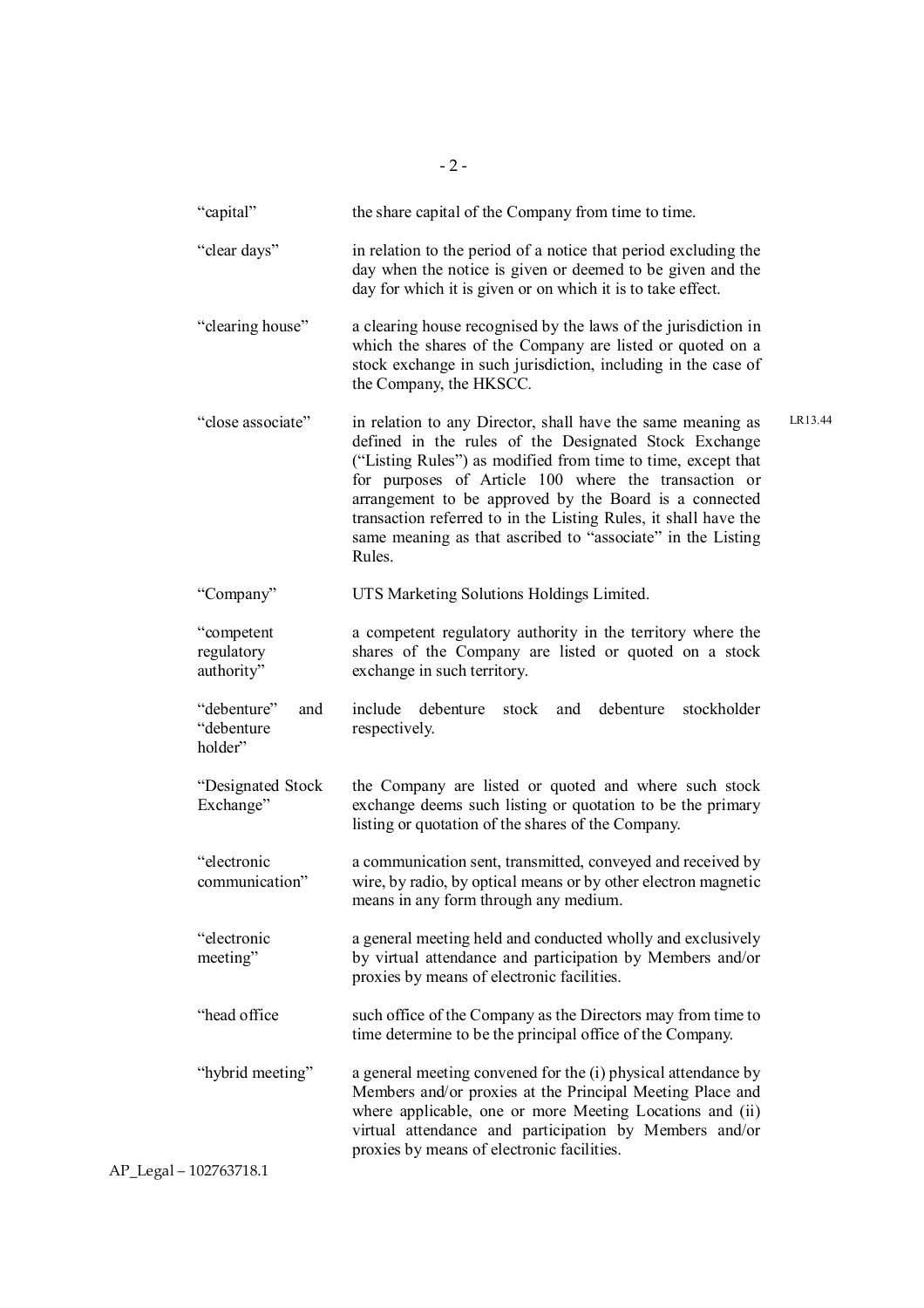| | | |
|---|---|---|
| "capital" | the share capital of the Company from time to time. | |
| "clear days" | in relation to the period of a notice that period excluding the day when the notice is given or deemed to be given and the day for which it is given or on which it is to take effect. | |
| "clearing house" | a clearing house recognised by the laws of the jurisdiction in which the shares of the Company are listed or quoted on a stock exchange in such jurisdiction, including in the case of the Company, the HKSCC. | |
| "close associate" | in relation to any Director, shall have the same meaning as defined in the rules of the Designated Stock Exchange ("Listing Rules") as modified from time to time, except that for purposes of Article 100 where the transaction or arrangement to be approved by the Board is a connected transaction referred to in the Listing Rules, it shall have the same meaning as that ascribed to "associate" in the Listing Rules. | LR13.44 |
| "Company" | UTS Marketing Solutions Holdings Limited. | |
| "competent regulatory authority" | a competent regulatory authority in the territory where the shares of the Company are listed or quoted on a stock exchange in such territory. | |
| "debenture" and "debenture holder" | include debenture stock and debenture stockholder respectively. | |
| "Designated Stock Exchange" | the Company are listed or quoted and where such stock exchange deems such listing or quotation to be the primary listing or quotation of the shares of the Company. | |
| "electronic communication" | a communication sent, transmitted, conveyed and received by wire, by radio, by optical means or by other electron magnetic means in any form through any medium. | |
| "electronic meeting" | a general meeting held and conducted wholly and exclusively by virtual attendance and participation by Members and/or proxies by means of electronic facilities. | |
| "head office | such office of the Company as the Directors may from time to time determine to be the principal office of the Company. | |
| "hybrid meeting" | a general meeting convened for the (i) physical attendance by Members and/or proxies at the Principal Meeting Place and where applicable, one or more Meeting Locations and (ii) virtual attendance and participation by Members and/or proxies by means of electronic facilities. | |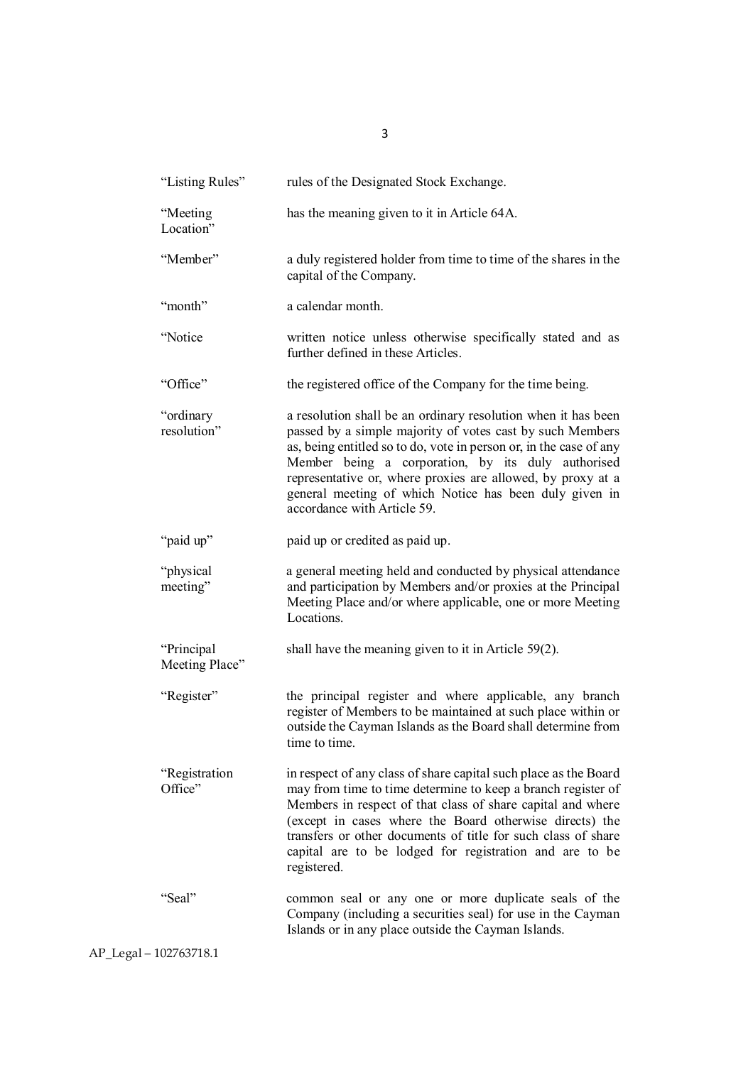| | |
|---|---|
| "Listing Rules" | rules of the Designated Stock Exchange. |
| "Meeting Location" | has the meaning given to it in Article 64A. |
| "Member" | a duly registered holder from time to time of the shares in the capital of the Company. |
| "month" | a calendar month. |
| "Notice | written notice unless otherwise specifically stated and as further defined in these Articles. |
| "Office" | the registered office of the Company for the time being. |
| "ordinary resolution" | a resolution shall be an ordinary resolution when it has been passed by a simple majority of votes cast by such Members as, being entitled so to do, vote in person or, in the case of any Member being a corporation, by its duly authorised representative or, where proxies are allowed, by proxy at a general meeting of which Notice has been duly given in accordance with Article 59. |
| "paid up" | paid up or credited as paid up. |
| "physical meeting" | a general meeting held and conducted by physical attendance and participation by Members and/or proxies at the Principal Meeting Place and/or where applicable, one or more Meeting Locations. |
| "Principal Meeting Place" | shall have the meaning given to it in Article 59(2). |
| "Register" | the principal register and where applicable, any branch register of Members to be maintained at such place within or outside the Cayman Islands as the Board shall determine from time to time. |
| "Registration Office" | in respect of any class of share capital such place as the Board may from time to time determine to keep a branch register of Members in respect of that class of share capital and where (except in cases where the Board otherwise directs) the transfers or other documents of title for such class of share capital are to be lodged for registration and are to be registered. |
| "Seal" | common seal or any one or more duplicate seals of the Company (including a securities seal) for use in the Cayman Islands or in any place outside the Cayman Islands. |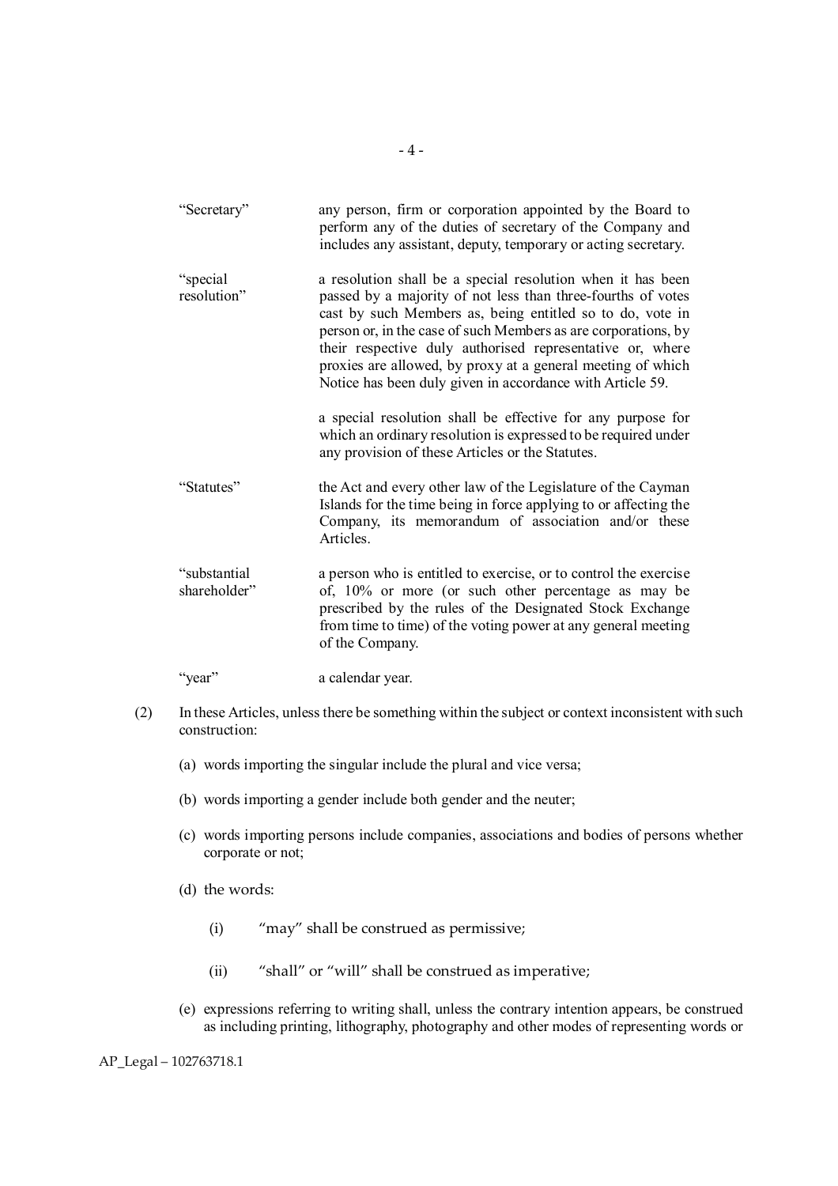| | |
|---|---|
| "Secretary" | any person, firm or corporation appointed by the Board to perform any of the duties of secretary of the Company and includes any assistant, deputy, temporary or acting secretary. |
| "special resolution" | a resolution shall be a special resolution when it has been passed by a majority of not less than three-fourths of votes cast by such Members as, being entitled so to do, vote in person or, in the case of such Members as are corporations, by their respective duly authorised representative or, where proxies are allowed, by proxy at a general meeting of which Notice has been duly given in accordance with Article 59.<br><br>a special resolution shall be effective for any purpose for which an ordinary resolution is expressed to be required under any provision of these Articles or the Statutes. |
| "Statutes" | the Act and every other law of the Legislature of the Cayman Islands for the time being in force applying to or affecting the Company, its memorandum of association and/or these Articles. |
| "substantial shareholder" | a person who is entitled to exercise, or to control the exercise of, 10% or more (or such other percentage as may be prescribed by the rules of the Designated Stock Exchange from time to time) of the voting power at any general meeting of the Company. |
| "year" | a calendar year. |

(2) In these Articles, unless there be something within the subject or context inconsistent with such construction:

(a) words importing the singular include the plural and vice versa;

(b) words importing a gender include both gender and the neuter;

(c) words importing persons include companies, associations and bodies of persons whether corporate or not;

(d) the words:

(i) "may" shall be construed as permissive;

(ii) "shall" or "will" shall be construed as imperative;

(e) expressions referring to writing shall, unless the contrary intention appears, be construed as including printing, lithography, photography and other modes of representing words or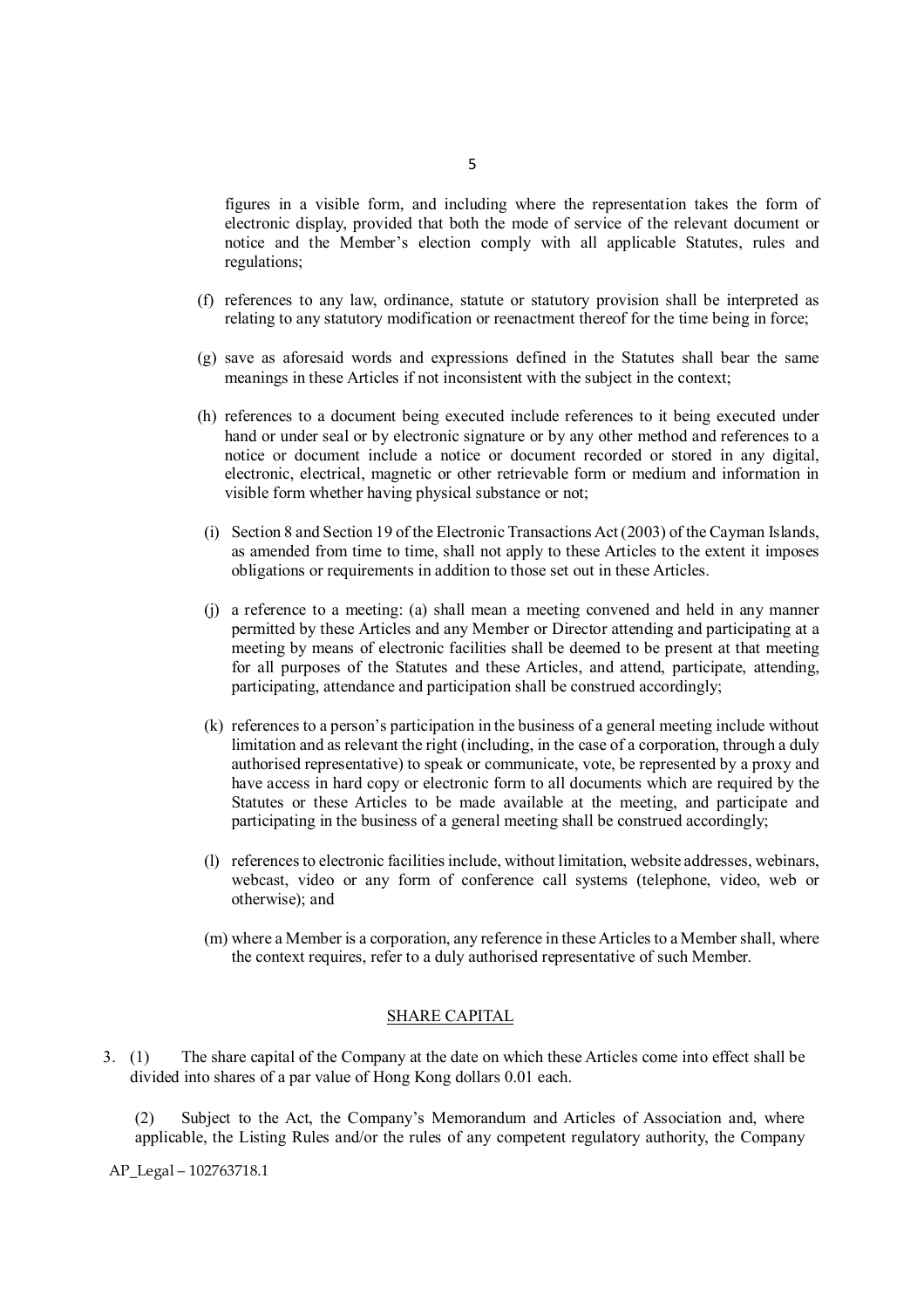figures in a visible form, and including where the representation takes the form of electronic display, provided that both the mode of service of the relevant document or notice and the Member's election comply with all applicable Statutes, rules and regulations;

(f) references to any law, ordinance, statute or statutory provision shall be interpreted as relating to any statutory modification or reenactment thereof for the time being in force;

(g) save as aforesaid words and expressions defined in the Statutes shall bear the same meanings in these Articles if not inconsistent with the subject in the context;

(h) references to a document being executed include references to it being executed under hand or under seal or by electronic signature or by any other method and references to a notice or document include a notice or document recorded or stored in any digital, electronic, electrical, magnetic or other retrievable form or medium and information in visible form whether having physical substance or not;

(i) Section 8 and Section 19 of the Electronic Transactions Act (2003) of the Cayman Islands, as amended from time to time, shall not apply to these Articles to the extent it imposes obligations or requirements in addition to those set out in these Articles.

(j) a reference to a meeting: (a) shall mean a meeting convened and held in any manner permitted by these Articles and any Member or Director attending and participating at a meeting by means of electronic facilities shall be deemed to be present at that meeting for all purposes of the Statutes and these Articles, and attend, participate, attending, participating, attendance and participation shall be construed accordingly;

(k) references to a person's participation in the business of a general meeting include without limitation and as relevant the right (including, in the case of a corporation, through a duly authorised representative) to speak or communicate, vote, be represented by a proxy and have access in hard copy or electronic form to all documents which are required by the Statutes or these Articles to be made available at the meeting, and participate and participating in the business of a general meeting shall be construed accordingly;

(l) references to electronic facilities include, without limitation, website addresses, webinars, webcast, video or any form of conference call systems (telephone, video, web or otherwise); and

(m) where a Member is a corporation, any reference in these Articles to a Member shall, where the context requires, refer to a duly authorised representative of such Member.

## SHARE CAPITAL

3. (1) The share capital of the Company at the date on which these Articles come into effect shall be divided into shares of a par value of Hong Kong dollars 0.01 each.

(2) Subject to the Act, the Company's Memorandum and Articles of Association and, where applicable, the Listing Rules and/or the rules of any competent regulatory authority, the Company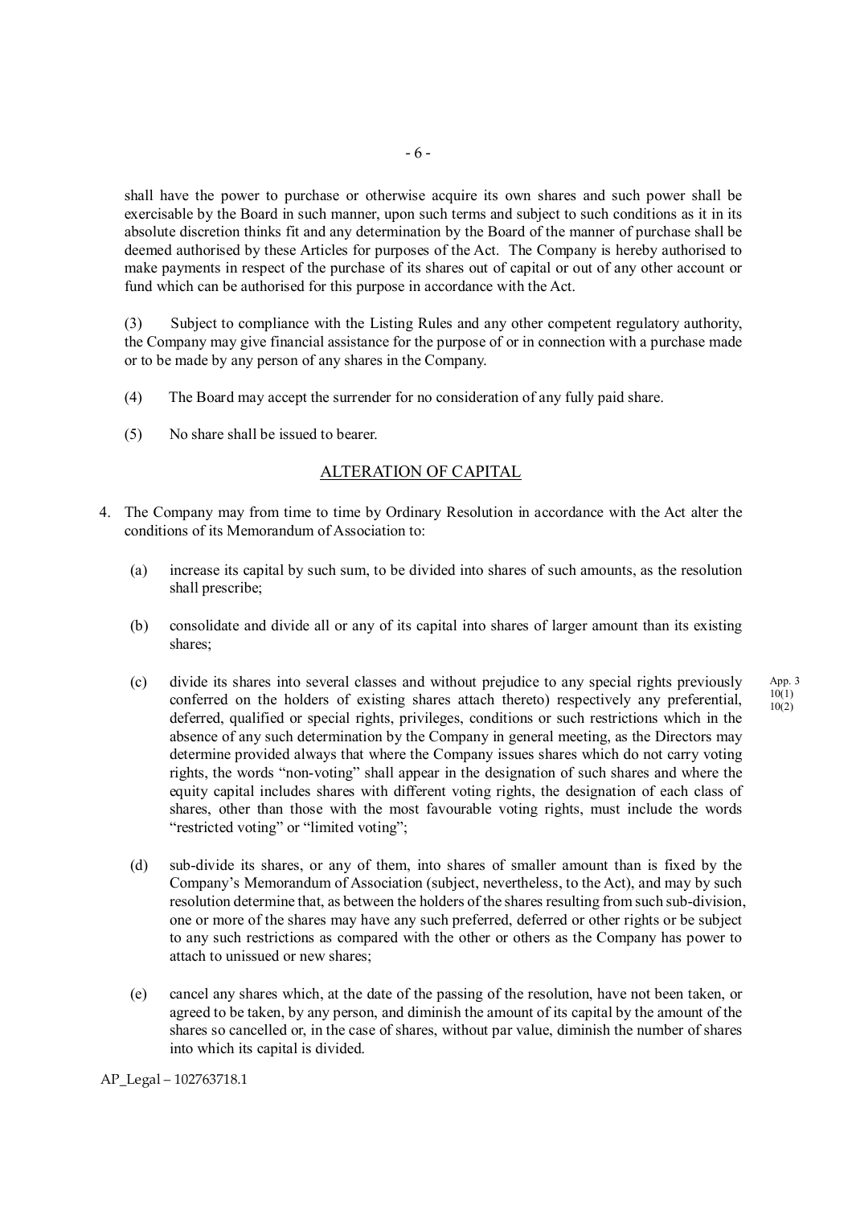shall have the power to purchase or otherwise acquire its own shares and such power shall be exercisable by the Board in such manner, upon such terms and subject to such conditions as it in its absolute discretion thinks fit and any determination by the Board of the manner of purchase shall be deemed authorised by these Articles for purposes of the Act. The Company is hereby authorised to make payments in respect of the purchase of its shares out of capital or out of any other account or fund which can be authorised for this purpose in accordance with the Act.

(3) Subject to compliance with the Listing Rules and any other competent regulatory authority, the Company may give financial assistance for the purpose of or in connection with a purchase made or to be made by any person of any shares in the Company.

(4) The Board may accept the surrender for no consideration of any fully paid share.

(5) No share shall be issued to bearer.

## ALTERATION OF CAPITAL

4. The Company may from time to time by Ordinary Resolution in accordance with the Act alter the conditions of its Memorandum of Association to:

   (a) increase its capital by such sum, to be divided into shares of such amounts, as the resolution shall prescribe;

   (b) consolidate and divide all or any of its capital into shares of larger amount than its existing shares;

   (c) divide its shares into several classes and without prejudice to any special rights previously conferred on the holders of existing shares attach thereto) respectively any preferential, deferred, qualified or special rights, privileges, conditions or such restrictions which in the absence of any such determination by the Company in general meeting, as the Directors may determine provided always that where the Company issues shares which do not carry voting rights, the words "non-voting" shall appear in the designation of such shares and where the equity capital includes shares with different voting rights, the designation of each class of shares, other than those with the most favourable voting rights, must include the words "restricted voting" or "limited voting"; App. 3 10(1) 10(2)

   (d) sub-divide its shares, or any of them, into shares of smaller amount than is fixed by the Company's Memorandum of Association (subject, nevertheless, to the Act), and may by such resolution determine that, as between the holders of the shares resulting from such sub-division, one or more of the shares may have any such preferred, deferred or other rights or be subject to any such restrictions as compared with the other or others as the Company has power to attach to unissued or new shares;

   (e) cancel any shares which, at the date of the passing of the resolution, have not been taken, or agreed to be taken, by any person, and diminish the amount of its capital by the amount of the shares so cancelled or, in the case of shares, without par value, diminish the number of shares into which its capital is divided.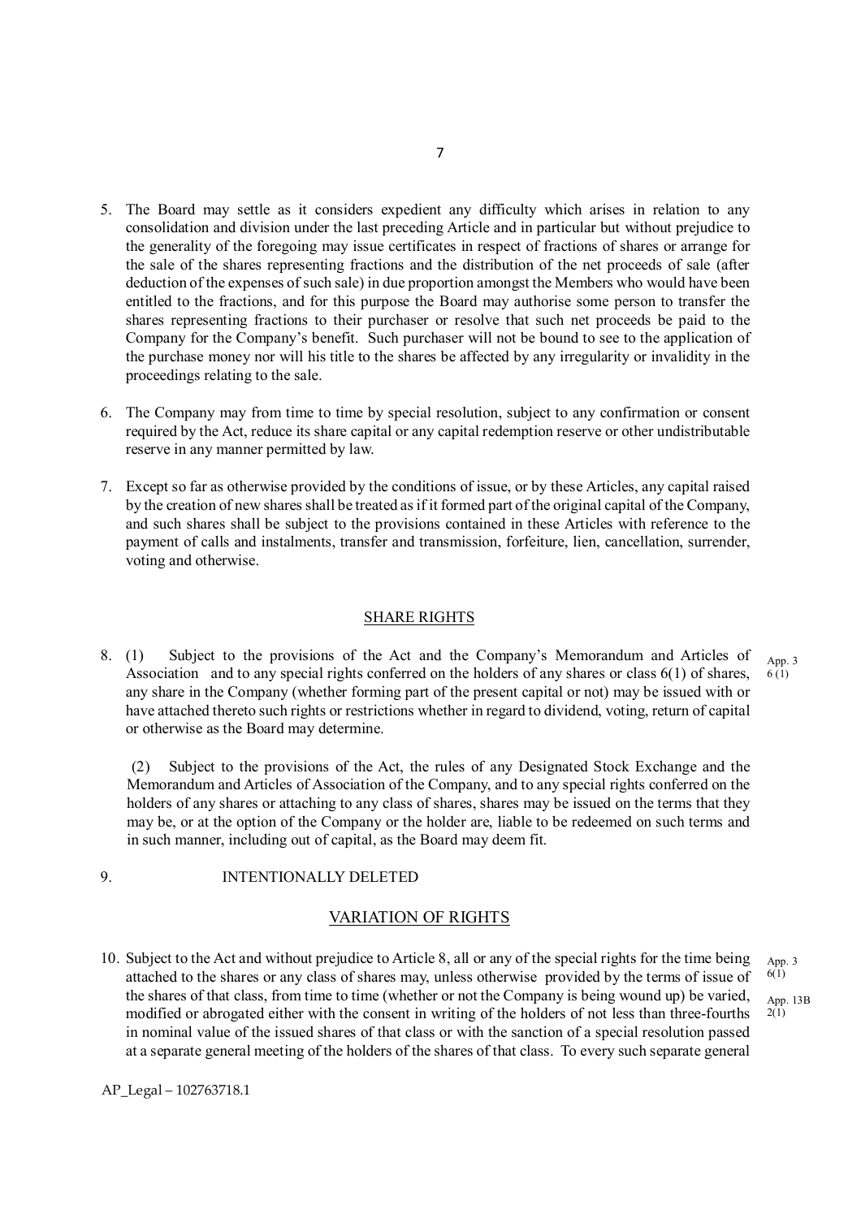5. The Board may settle as it considers expedient any difficulty which arises in relation to any consolidation and division under the last preceding Article and in particular but without prejudice to the generality of the foregoing may issue certificates in respect of fractions of shares or arrange for the sale of the shares representing fractions and the distribution of the net proceeds of sale (after deduction of the expenses of such sale) in due proportion amongst the Members who would have been entitled to the fractions, and for this purpose the Board may authorise some person to transfer the shares representing fractions to their purchaser or resolve that such net proceeds be paid to the Company for the Company's benefit. Such purchaser will not be bound to see to the application of the purchase money nor will his title to the shares be affected by any irregularity or invalidity in the proceedings relating to the sale.

6. The Company may from time to time by special resolution, subject to any confirmation or consent required by the Act, reduce its share capital or any capital redemption reserve or other undistributable reserve in any manner permitted by law.

7. Except so far as otherwise provided by the conditions of issue, or by these Articles, any capital raised by the creation of new shares shall be treated as if it formed part of the original capital of the Company, and such shares shall be subject to the provisions contained in these Articles with reference to the payment of calls and instalments, transfer and transmission, forfeiture, lien, cancellation, surrender, voting and otherwise.

## SHARE RIGHTS

8. (1) Subject to the provisions of the Act and the Company's Memorandum and Articles of Association and to any special rights conferred on the holders of any shares or class 6(1) of shares, any share in the Company (whether forming part of the present capital or not) may be issued with or have attached thereto such rights or restrictions whether in regard to dividend, voting, return of capital or otherwise as the Board may determine.

App. 3 6 (1)

(2) Subject to the provisions of the Act, the rules of any Designated Stock Exchange and the Memorandum and Articles of Association of the Company, and to any special rights conferred on the holders of any shares or attaching to any class of shares, shares may be issued on the terms that they may be, or at the option of the Company or the holder are, liable to be redeemed on such terms and in such manner, including out of capital, as the Board may deem fit.

9. INTENTIONALLY DELETED

## VARIATION OF RIGHTS

10. Subject to the Act and without prejudice to Article 8, all or any of the special rights for the time being attached to the shares or any class of shares may, unless otherwise provided by the terms of issue of the shares of that class, from time to time (whether or not the Company is being wound up) be varied, modified or abrogated either with the consent in writing of the holders of not less than three-fourths in nominal value of the issued shares of that class or with the sanction of a special resolution passed at a separate general meeting of the holders of the shares of that class. To every such separate general

App. 3 6(1)

App. 13B 2(1)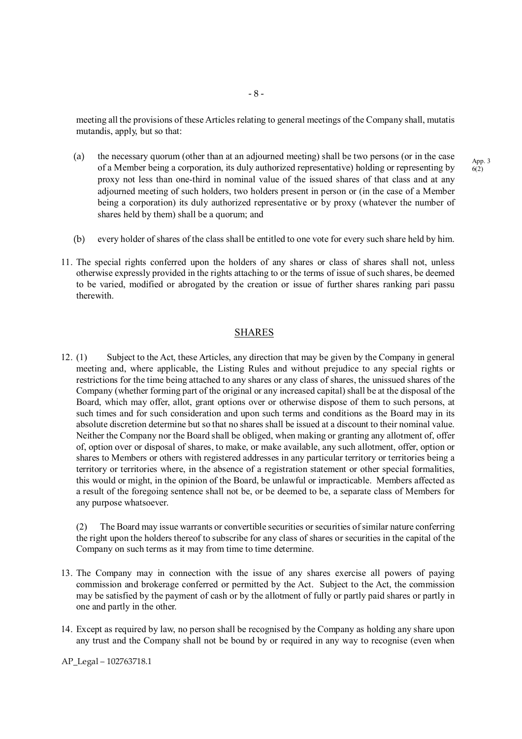meeting all the provisions of these Articles relating to general meetings of the Company shall, mutatis mutandis, apply, but so that:

(a) the necessary quorum (other than at an adjourned meeting) shall be two persons (or in the case of a Member being a corporation, its duly authorized representative) holding or representing by proxy not less than one-third in nominal value of the issued shares of that class and at any adjourned meeting of such holders, two holders present in person or (in the case of a Member being a corporation) its duly authorized representative or by proxy (whatever the number of shares held by them) shall be a quorum; and

App. 3 6(2)

(b) every holder of shares of the class shall be entitled to one vote for every such share held by him.

11. The special rights conferred upon the holders of any shares or class of shares shall not, unless otherwise expressly provided in the rights attaching to or the terms of issue of such shares, be deemed to be varied, modified or abrogated by the creation or issue of further shares ranking pari passu therewith.

## SHARES

12. (1) Subject to the Act, these Articles, any direction that may be given by the Company in general meeting and, where applicable, the Listing Rules and without prejudice to any special rights or restrictions for the time being attached to any shares or any class of shares, the unissued shares of the Company (whether forming part of the original or any increased capital) shall be at the disposal of the Board, which may offer, allot, grant options over or otherwise dispose of them to such persons, at such times and for such consideration and upon such terms and conditions as the Board may in its absolute discretion determine but so that no shares shall be issued at a discount to their nominal value. Neither the Company nor the Board shall be obliged, when making or granting any allotment of, offer of, option over or disposal of shares, to make, or make available, any such allotment, offer, option or shares to Members or others with registered addresses in any particular territory or territories being a territory or territories where, in the absence of a registration statement or other special formalities, this would or might, in the opinion of the Board, be unlawful or impracticable. Members affected as a result of the foregoing sentence shall not be, or be deemed to be, a separate class of Members for any purpose whatsoever.

(2) The Board may issue warrants or convertible securities or securities of similar nature conferring the right upon the holders thereof to subscribe for any class of shares or securities in the capital of the Company on such terms as it may from time to time determine.

13. The Company may in connection with the issue of any shares exercise all powers of paying commission and brokerage conferred or permitted by the Act. Subject to the Act, the commission may be satisfied by the payment of cash or by the allotment of fully or partly paid shares or partly in one and partly in the other.

14. Except as required by law, no person shall be recognised by the Company as holding any share upon any trust and the Company shall not be bound by or required in any way to recognise (even when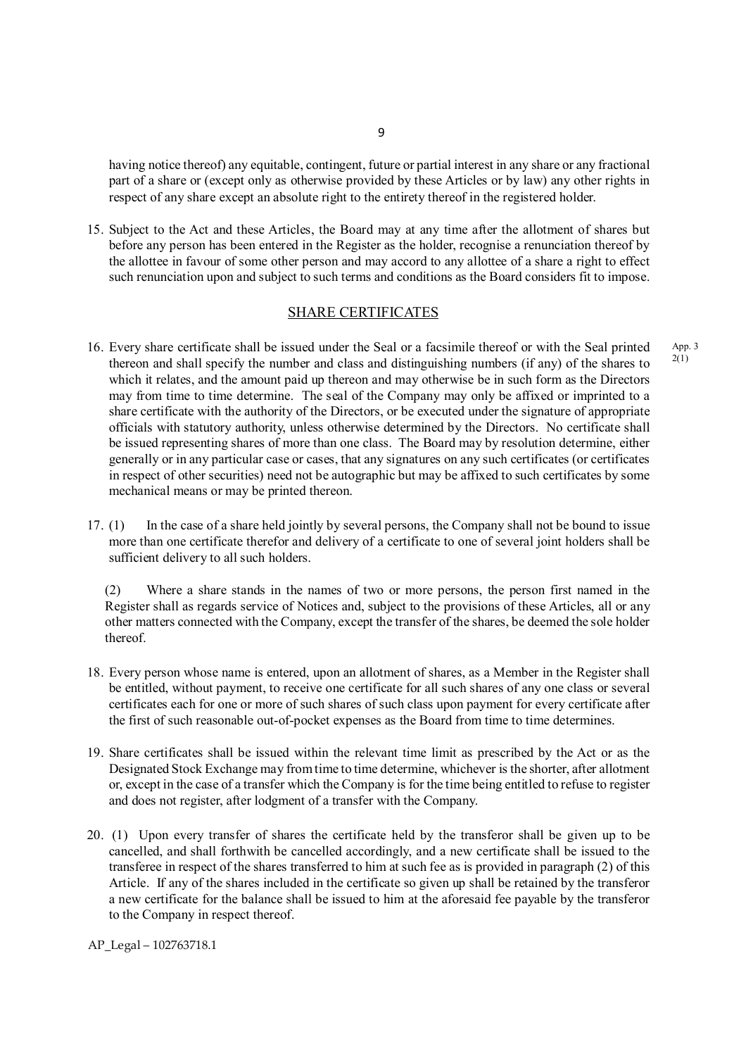having notice thereof) any equitable, contingent, future or partial interest in any share or any fractional part of a share or (except only as otherwise provided by these Articles or by law) any other rights in respect of any share except an absolute right to the entirety thereof in the registered holder.

15. Subject to the Act and these Articles, the Board may at any time after the allotment of shares but before any person has been entered in the Register as the holder, recognise a renunciation thereof by the allottee in favour of some other person and may accord to any allottee of a share a right to effect such renunciation upon and subject to such terms and conditions as the Board considers fit to impose.

## SHARE CERTIFICATES

16. Every share certificate shall be issued under the Seal or a facsimile thereof or with the Seal printed thereon and shall specify the number and class and distinguishing numbers (if any) of the shares to which it relates, and the amount paid up thereon and may otherwise be in such form as the Directors may from time to time determine. The seal of the Company may only be affixed or imprinted to a share certificate with the authority of the Directors, or be executed under the signature of appropriate officials with statutory authority, unless otherwise determined by the Directors. No certificate shall be issued representing shares of more than one class. The Board may by resolution determine, either generally or in any particular case or cases, that any signatures on any such certificates (or certificates in respect of other securities) need not be autographic but may be affixed to such certificates by some mechanical means or may be printed thereon. App. 3 2(1)

17. (1) In the case of a share held jointly by several persons, the Company shall not be bound to issue more than one certificate therefor and delivery of a certificate to one of several joint holders shall be sufficient delivery to all such holders.

    (2) Where a share stands in the names of two or more persons, the person first named in the Register shall as regards service of Notices and, subject to the provisions of these Articles, all or any other matters connected with the Company, except the transfer of the shares, be deemed the sole holder thereof.

18. Every person whose name is entered, upon an allotment of shares, as a Member in the Register shall be entitled, without payment, to receive one certificate for all such shares of any one class or several certificates each for one or more of such shares of such class upon payment for every certificate after the first of such reasonable out-of-pocket expenses as the Board from time to time determines.

19. Share certificates shall be issued within the relevant time limit as prescribed by the Act or as the Designated Stock Exchange may from time to time determine, whichever is the shorter, after allotment or, except in the case of a transfer which the Company is for the time being entitled to refuse to register and does not register, after lodgment of a transfer with the Company.

20. (1) Upon every transfer of shares the certificate held by the transferor shall be given up to be cancelled, and shall forthwith be cancelled accordingly, and a new certificate shall be issued to the transferee in respect of the shares transferred to him at such fee as is provided in paragraph (2) of this Article. If any of the shares included in the certificate so given up shall be retained by the transferor a new certificate for the balance shall be issued to him at the aforesaid fee payable by the transferor to the Company in respect thereof.

AP_Legal – 102763718.1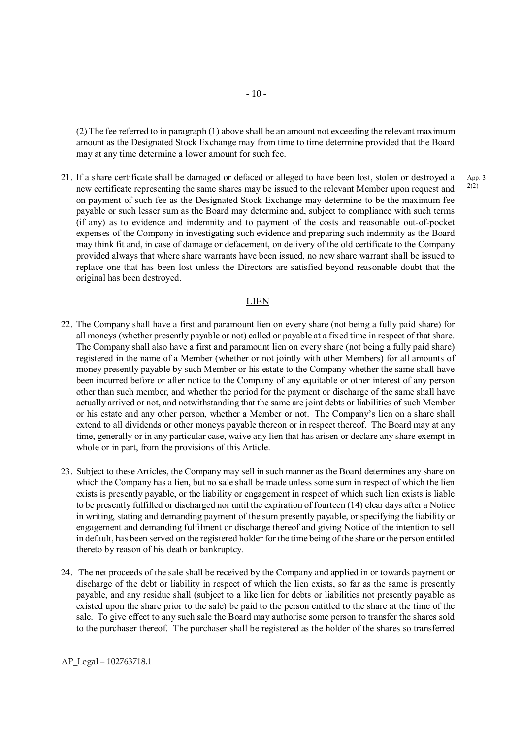(2) The fee referred to in paragraph (1) above shall be an amount not exceeding the relevant maximum amount as the Designated Stock Exchange may from time to time determine provided that the Board may at any time determine a lower amount for such fee.

21. If a share certificate shall be damaged or defaced or alleged to have been lost, stolen or destroyed a new certificate representing the same shares may be issued to the relevant Member upon request and on payment of such fee as the Designated Stock Exchange may determine to be the maximum fee payable or such lesser sum as the Board may determine and, subject to compliance with such terms (if any) as to evidence and indemnity and to payment of the costs and reasonable out-of-pocket expenses of the Company in investigating such evidence and preparing such indemnity as the Board may think fit and, in case of damage or defacement, on delivery of the old certificate to the Company provided always that where share warrants have been issued, no new share warrant shall be issued to replace one that has been lost unless the Directors are satisfied beyond reasonable doubt that the original has been destroyed.

App. 3 2(2)

## LIEN

22. The Company shall have a first and paramount lien on every share (not being a fully paid share) for all moneys (whether presently payable or not) called or payable at a fixed time in respect of that share. The Company shall also have a first and paramount lien on every share (not being a fully paid share) registered in the name of a Member (whether or not jointly with other Members) for all amounts of money presently payable by such Member or his estate to the Company whether the same shall have been incurred before or after notice to the Company of any equitable or other interest of any person other than such member, and whether the period for the payment or discharge of the same shall have actually arrived or not, and notwithstanding that the same are joint debts or liabilities of such Member or his estate and any other person, whether a Member or not. The Company's lien on a share shall extend to all dividends or other moneys payable thereon or in respect thereof. The Board may at any time, generally or in any particular case, waive any lien that has arisen or declare any share exempt in whole or in part, from the provisions of this Article.

23. Subject to these Articles, the Company may sell in such manner as the Board determines any share on which the Company has a lien, but no sale shall be made unless some sum in respect of which the lien exists is presently payable, or the liability or engagement in respect of which such lien exists is liable to be presently fulfilled or discharged nor until the expiration of fourteen (14) clear days after a Notice in writing, stating and demanding payment of the sum presently payable, or specifying the liability or engagement and demanding fulfilment or discharge thereof and giving Notice of the intention to sell in default, has been served on the registered holder for the time being of the share or the person entitled thereto by reason of his death or bankruptcy.

24. The net proceeds of the sale shall be received by the Company and applied in or towards payment or discharge of the debt or liability in respect of which the lien exists, so far as the same is presently payable, and any residue shall (subject to a like lien for debts or liabilities not presently payable as existed upon the share prior to the sale) be paid to the person entitled to the share at the time of the sale. To give effect to any such sale the Board may authorise some person to transfer the shares sold to the purchaser thereof. The purchaser shall be registered as the holder of the shares so transferred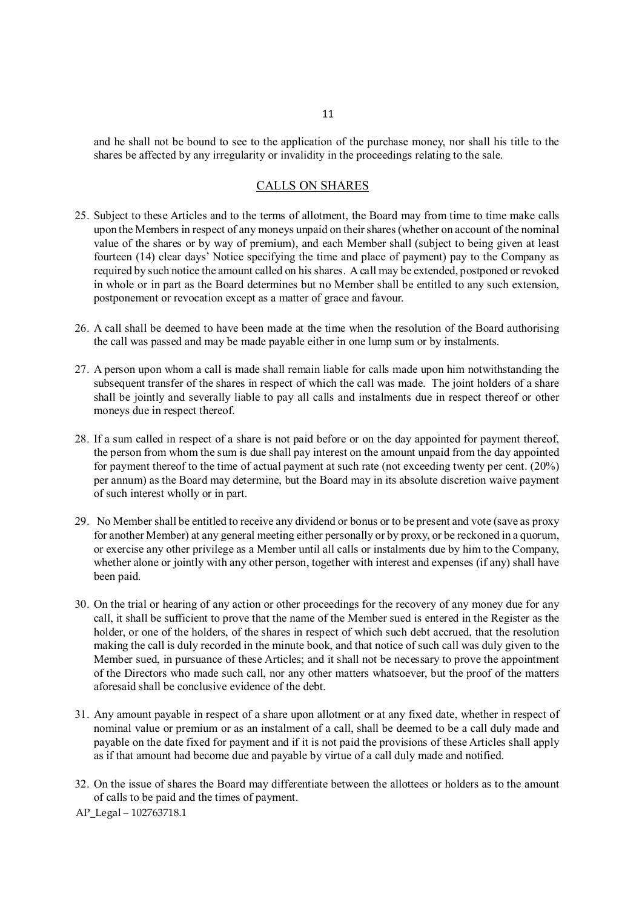and he shall not be bound to see to the application of the purchase money, nor shall his title to the shares be affected by any irregularity or invalidity in the proceedings relating to the sale.

## CALLS ON SHARES

25. Subject to these Articles and to the terms of allotment, the Board may from time to time make calls upon the Members in respect of any moneys unpaid on their shares (whether on account of the nominal value of the shares or by way of premium), and each Member shall (subject to being given at least fourteen (14) clear days' Notice specifying the time and place of payment) pay to the Company as required by such notice the amount called on his shares. A call may be extended, postponed or revoked in whole or in part as the Board determines but no Member shall be entitled to any such extension, postponement or revocation except as a matter of grace and favour.

26. A call shall be deemed to have been made at the time when the resolution of the Board authorising the call was passed and may be made payable either in one lump sum or by instalments.

27. A person upon whom a call is made shall remain liable for calls made upon him notwithstanding the subsequent transfer of the shares in respect of which the call was made. The joint holders of a share shall be jointly and severally liable to pay all calls and instalments due in respect thereof or other moneys due in respect thereof.

28. If a sum called in respect of a share is not paid before or on the day appointed for payment thereof, the person from whom the sum is due shall pay interest on the amount unpaid from the day appointed for payment thereof to the time of actual payment at such rate (not exceeding twenty per cent. (20%) per annum) as the Board may determine, but the Board may in its absolute discretion waive payment of such interest wholly or in part.

29. No Member shall be entitled to receive any dividend or bonus or to be present and vote (save as proxy for another Member) at any general meeting either personally or by proxy, or be reckoned in a quorum, or exercise any other privilege as a Member until all calls or instalments due by him to the Company, whether alone or jointly with any other person, together with interest and expenses (if any) shall have been paid.

30. On the trial or hearing of any action or other proceedings for the recovery of any money due for any call, it shall be sufficient to prove that the name of the Member sued is entered in the Register as the holder, or one of the holders, of the shares in respect of which such debt accrued, that the resolution making the call is duly recorded in the minute book, and that notice of such call was duly given to the Member sued, in pursuance of these Articles; and it shall not be necessary to prove the appointment of the Directors who made such call, nor any other matters whatsoever, but the proof of the matters aforesaid shall be conclusive evidence of the debt.

31. Any amount payable in respect of a share upon allotment or at any fixed date, whether in respect of nominal value or premium or as an instalment of a call, shall be deemed to be a call duly made and payable on the date fixed for payment and if it is not paid the provisions of these Articles shall apply as if that amount had become due and payable by virtue of a call duly made and notified.

32. On the issue of shares the Board may differentiate between the allottees or holders as to the amount of calls to be paid and the times of payment.

AP_Legal – 102763718.1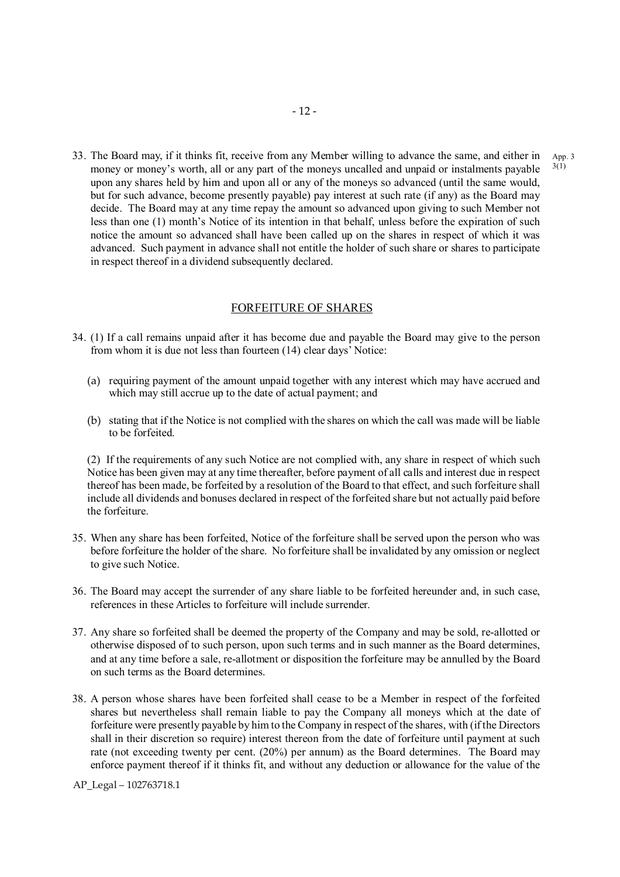33. The Board may, if it thinks fit, receive from any Member willing to advance the same, and either in money or money's worth, all or any part of the moneys uncalled and unpaid or instalments payable upon any shares held by him and upon all or any of the moneys so advanced (until the same would, but for such advance, become presently payable) pay interest at such rate (if any) as the Board may decide. The Board may at any time repay the amount so advanced upon giving to such Member not less than one (1) month's Notice of its intention in that behalf, unless before the expiration of such notice the amount so advanced shall have been called up on the shares in respect of which it was advanced. Such payment in advance shall not entitle the holder of such share or shares to participate in respect thereof in a dividend subsequently declared.

App. 3 3(1)

## FORFEITURE OF SHARES

34. (1) If a call remains unpaid after it has become due and payable the Board may give to the person from whom it is due not less than fourteen (14) clear days' Notice:

   (a) requiring payment of the amount unpaid together with any interest which may have accrued and which may still accrue up to the date of actual payment; and

   (b) stating that if the Notice is not complied with the shares on which the call was made will be liable to be forfeited.

   (2) If the requirements of any such Notice are not complied with, any share in respect of which such Notice has been given may at any time thereafter, before payment of all calls and interest due in respect thereof has been made, be forfeited by a resolution of the Board to that effect, and such forfeiture shall include all dividends and bonuses declared in respect of the forfeited share but not actually paid before the forfeiture.

35. When any share has been forfeited, Notice of the forfeiture shall be served upon the person who was before forfeiture the holder of the share. No forfeiture shall be invalidated by any omission or neglect to give such Notice.

36. The Board may accept the surrender of any share liable to be forfeited hereunder and, in such case, references in these Articles to forfeiture will include surrender.

37. Any share so forfeited shall be deemed the property of the Company and may be sold, re-allotted or otherwise disposed of to such person, upon such terms and in such manner as the Board determines, and at any time before a sale, re-allotment or disposition the forfeiture may be annulled by the Board on such terms as the Board determines.

38. A person whose shares have been forfeited shall cease to be a Member in respect of the forfeited shares but nevertheless shall remain liable to pay the Company all moneys which at the date of forfeiture were presently payable by him to the Company in respect of the shares, with (if the Directors shall in their discretion so require) interest thereon from the date of forfeiture until payment at such rate (not exceeding twenty per cent. (20%) per annum) as the Board determines. The Board may enforce payment thereof if it thinks fit, and without any deduction or allowance for the value of the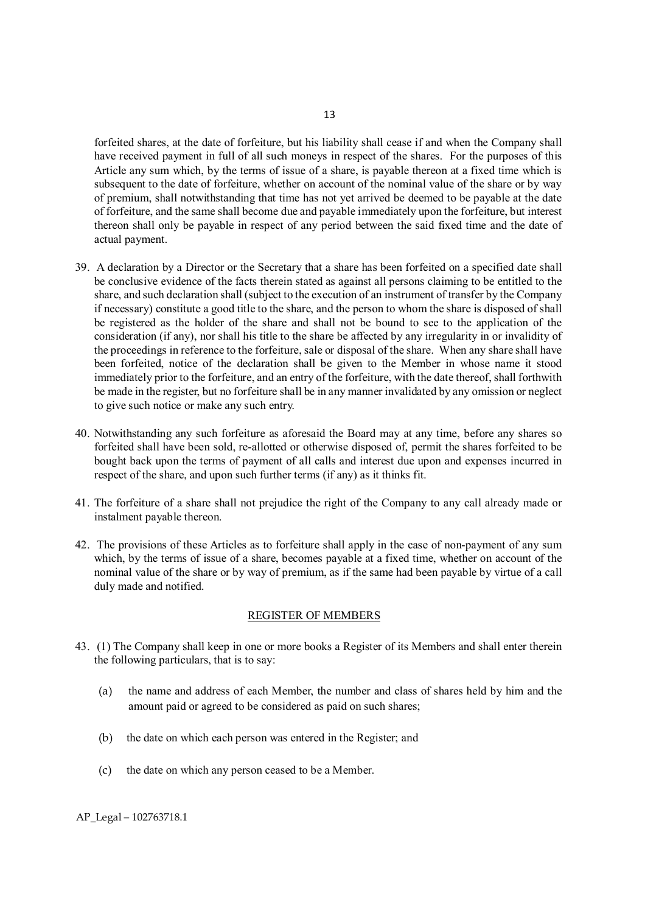forfeited shares, at the date of forfeiture, but his liability shall cease if and when the Company shall have received payment in full of all such moneys in respect of the shares. For the purposes of this Article any sum which, by the terms of issue of a share, is payable thereon at a fixed time which is subsequent to the date of forfeiture, whether on account of the nominal value of the share or by way of premium, shall notwithstanding that time has not yet arrived be deemed to be payable at the date of forfeiture, and the same shall become due and payable immediately upon the forfeiture, but interest thereon shall only be payable in respect of any period between the said fixed time and the date of actual payment.

39. A declaration by a Director or the Secretary that a share has been forfeited on a specified date shall be conclusive evidence of the facts therein stated as against all persons claiming to be entitled to the share, and such declaration shall (subject to the execution of an instrument of transfer by the Company if necessary) constitute a good title to the share, and the person to whom the share is disposed of shall be registered as the holder of the share and shall not be bound to see to the application of the consideration (if any), nor shall his title to the share be affected by any irregularity in or invalidity of the proceedings in reference to the forfeiture, sale or disposal of the share. When any share shall have been forfeited, notice of the declaration shall be given to the Member in whose name it stood immediately prior to the forfeiture, and an entry of the forfeiture, with the date thereof, shall forthwith be made in the register, but no forfeiture shall be in any manner invalidated by any omission or neglect to give such notice or make any such entry.

40. Notwithstanding any such forfeiture as aforesaid the Board may at any time, before any shares so forfeited shall have been sold, re-allotted or otherwise disposed of, permit the shares forfeited to be bought back upon the terms of payment of all calls and interest due upon and expenses incurred in respect of the share, and upon such further terms (if any) as it thinks fit.

41. The forfeiture of a share shall not prejudice the right of the Company to any call already made or instalment payable thereon.

42. The provisions of these Articles as to forfeiture shall apply in the case of non-payment of any sum which, by the terms of issue of a share, becomes payable at a fixed time, whether on account of the nominal value of the share or by way of premium, as if the same had been payable by virtue of a call duly made and notified.

## REGISTER OF MEMBERS

43. (1) The Company shall keep in one or more books a Register of its Members and shall enter therein the following particulars, that is to say:

    (a) the name and address of each Member, the number and class of shares held by him and the amount paid or agreed to be considered as paid on such shares;

    (b) the date on which each person was entered in the Register; and

    (c) the date on which any person ceased to be a Member.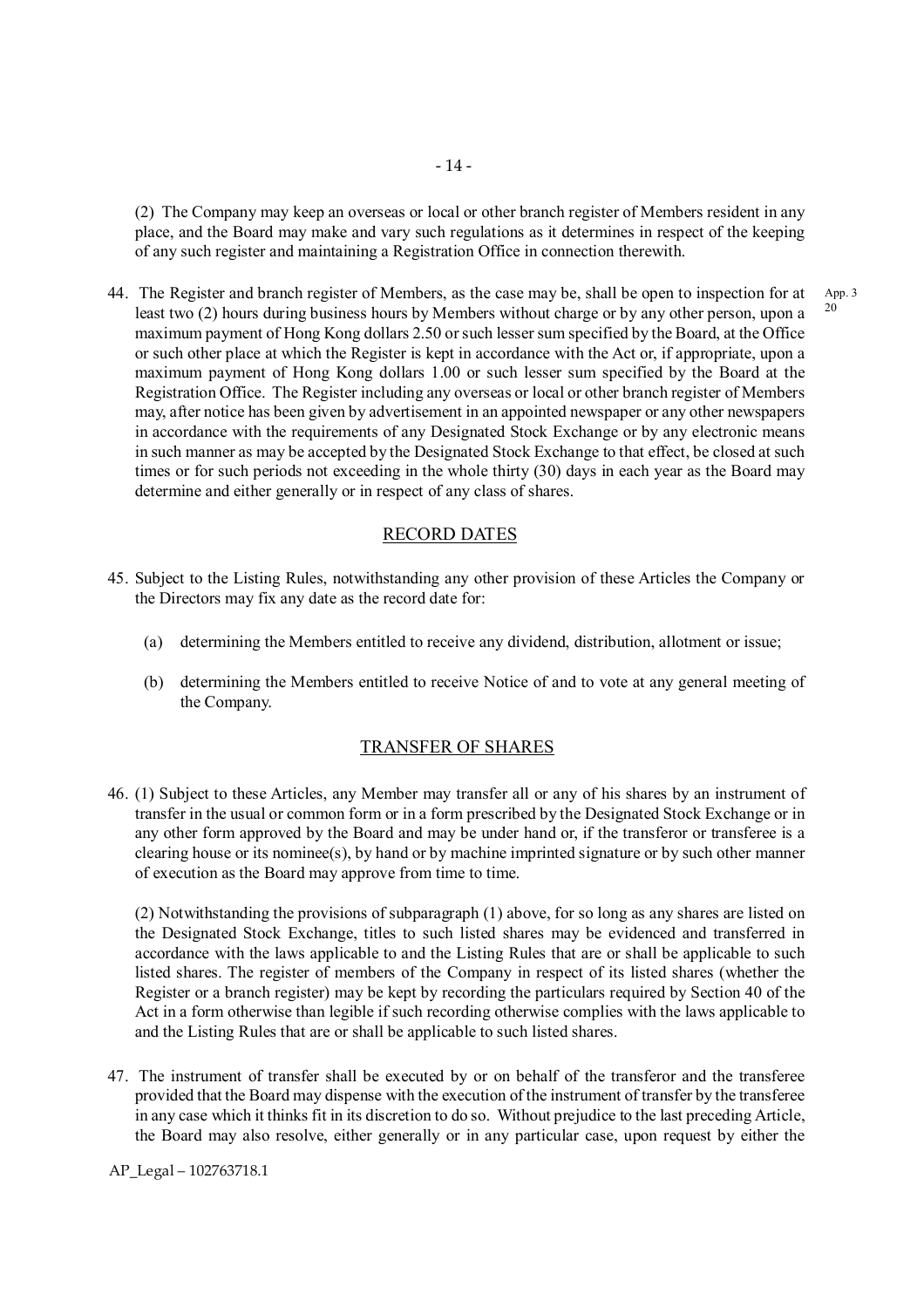(2) The Company may keep an overseas or local or other branch register of Members resident in any place, and the Board may make and vary such regulations as it determines in respect of the keeping of any such register and maintaining a Registration Office in connection therewith.

44. The Register and branch register of Members, as the case may be, shall be open to inspection for at least two (2) hours during business hours by Members without charge or by any other person, upon a maximum payment of Hong Kong dollars 2.50 or such lesser sum specified by the Board, at the Office or such other place at which the Register is kept in accordance with the Act or, if appropriate, upon a maximum payment of Hong Kong dollars 1.00 or such lesser sum specified by the Board at the Registration Office. The Register including any overseas or local or other branch register of Members may, after notice has been given by advertisement in an appointed newspaper or any other newspapers in accordance with the requirements of any Designated Stock Exchange or by any electronic means in such manner as may be accepted by the Designated Stock Exchange to that effect, be closed at such times or for such periods not exceeding in the whole thirty (30) days in each year as the Board may determine and either generally or in respect of any class of shares.

App. 3 20

## RECORD DATES

45. Subject to the Listing Rules, notwithstanding any other provision of these Articles the Company or the Directors may fix any date as the record date for:

   (a) determining the Members entitled to receive any dividend, distribution, allotment or issue;

   (b) determining the Members entitled to receive Notice of and to vote at any general meeting of the Company.

## TRANSFER OF SHARES

46. (1) Subject to these Articles, any Member may transfer all or any of his shares by an instrument of transfer in the usual or common form or in a form prescribed by the Designated Stock Exchange or in any other form approved by the Board and may be under hand or, if the transferor or transferee is a clearing house or its nominee(s), by hand or by machine imprinted signature or by such other manner of execution as the Board may approve from time to time.

   (2) Notwithstanding the provisions of subparagraph (1) above, for so long as any shares are listed on the Designated Stock Exchange, titles to such listed shares may be evidenced and transferred in accordance with the laws applicable to and the Listing Rules that are or shall be applicable to such listed shares. The register of members of the Company in respect of its listed shares (whether the Register or a branch register) may be kept by recording the particulars required by Section 40 of the Act in a form otherwise than legible if such recording otherwise complies with the laws applicable to and the Listing Rules that are or shall be applicable to such listed shares.

47. The instrument of transfer shall be executed by or on behalf of the transferor and the transferee provided that the Board may dispense with the execution of the instrument of transfer by the transferee in any case which it thinks fit in its discretion to do so. Without prejudice to the last preceding Article, the Board may also resolve, either generally or in any particular case, upon request by either the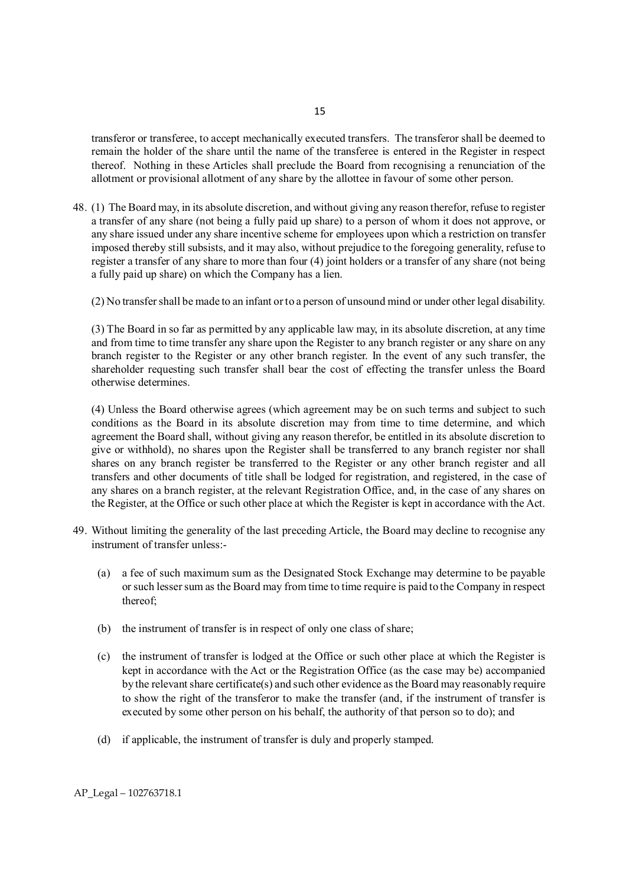transferor or transferee, to accept mechanically executed transfers. The transferor shall be deemed to remain the holder of the share until the name of the transferee is entered in the Register in respect thereof. Nothing in these Articles shall preclude the Board from recognising a renunciation of the allotment or provisional allotment of any share by the allottee in favour of some other person.

48. (1) The Board may, in its absolute discretion, and without giving any reason therefor, refuse to register a transfer of any share (not being a fully paid up share) to a person of whom it does not approve, or any share issued under any share incentive scheme for employees upon which a restriction on transfer imposed thereby still subsists, and it may also, without prejudice to the foregoing generality, refuse to register a transfer of any share to more than four (4) joint holders or a transfer of any share (not being a fully paid up share) on which the Company has a lien.

(2) No transfer shall be made to an infant or to a person of unsound mind or under other legal disability.

(3) The Board in so far as permitted by any applicable law may, in its absolute discretion, at any time and from time to time transfer any share upon the Register to any branch register or any share on any branch register to the Register or any other branch register. In the event of any such transfer, the shareholder requesting such transfer shall bear the cost of effecting the transfer unless the Board otherwise determines.

(4) Unless the Board otherwise agrees (which agreement may be on such terms and subject to such conditions as the Board in its absolute discretion may from time to time determine, and which agreement the Board shall, without giving any reason therefor, be entitled in its absolute discretion to give or withhold), no shares upon the Register shall be transferred to any branch register nor shall shares on any branch register be transferred to the Register or any other branch register and all transfers and other documents of title shall be lodged for registration, and registered, in the case of any shares on a branch register, at the relevant Registration Office, and, in the case of any shares on the Register, at the Office or such other place at which the Register is kept in accordance with the Act.

49. Without limiting the generality of the last preceding Article, the Board may decline to recognise any instrument of transfer unless:-

   (a) a fee of such maximum sum as the Designated Stock Exchange may determine to be payable or such lesser sum as the Board may from time to time require is paid to the Company in respect thereof;

   (b) the instrument of transfer is in respect of only one class of share;

   (c) the instrument of transfer is lodged at the Office or such other place at which the Register is kept in accordance with the Act or the Registration Office (as the case may be) accompanied by the relevant share certificate(s) and such other evidence as the Board may reasonably require to show the right of the transferor to make the transfer (and, if the instrument of transfer is executed by some other person on his behalf, the authority of that person so to do); and

   (d) if applicable, the instrument of transfer is duly and properly stamped.

AP_Legal – 102763718.1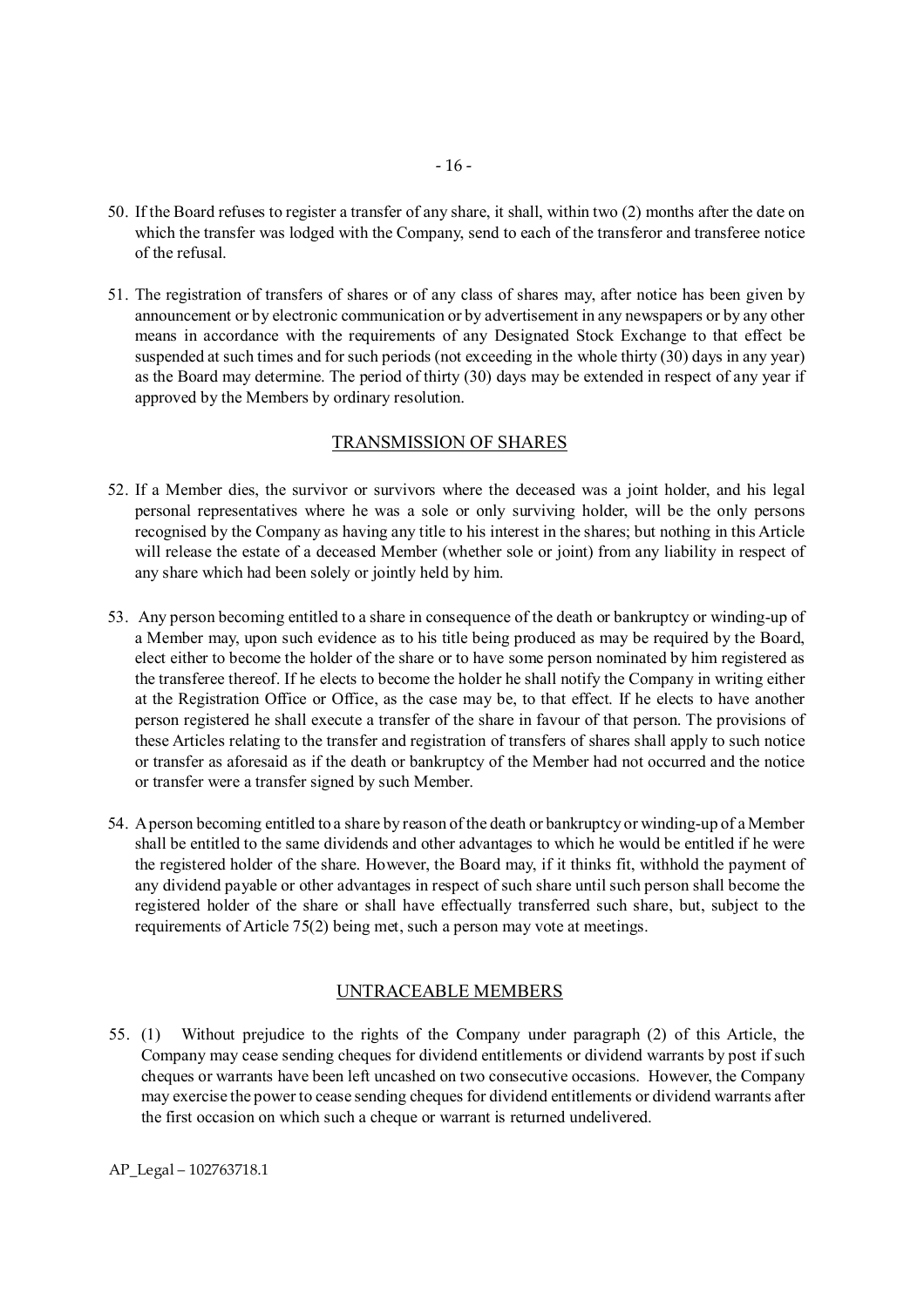50. If the Board refuses to register a transfer of any share, it shall, within two (2) months after the date on which the transfer was lodged with the Company, send to each of the transferor and transferee notice of the refusal.

51. The registration of transfers of shares or of any class of shares may, after notice has been given by announcement or by electronic communication or by advertisement in any newspapers or by any other means in accordance with the requirements of any Designated Stock Exchange to that effect be suspended at such times and for such periods (not exceeding in the whole thirty (30) days in any year) as the Board may determine. The period of thirty (30) days may be extended in respect of any year if approved by the Members by ordinary resolution.

## TRANSMISSION OF SHARES

52. If a Member dies, the survivor or survivors where the deceased was a joint holder, and his legal personal representatives where he was a sole or only surviving holder, will be the only persons recognised by the Company as having any title to his interest in the shares; but nothing in this Article will release the estate of a deceased Member (whether sole or joint) from any liability in respect of any share which had been solely or jointly held by him.

53. Any person becoming entitled to a share in consequence of the death or bankruptcy or winding-up of a Member may, upon such evidence as to his title being produced as may be required by the Board, elect either to become the holder of the share or to have some person nominated by him registered as the transferee thereof. If he elects to become the holder he shall notify the Company in writing either at the Registration Office or Office, as the case may be, to that effect. If he elects to have another person registered he shall execute a transfer of the share in favour of that person. The provisions of these Articles relating to the transfer and registration of transfers of shares shall apply to such notice or transfer as aforesaid as if the death or bankruptcy of the Member had not occurred and the notice or transfer were a transfer signed by such Member.

54. A person becoming entitled to a share by reason of the death or bankruptcy or winding-up of a Member shall be entitled to the same dividends and other advantages to which he would be entitled if he were the registered holder of the share. However, the Board may, if it thinks fit, withhold the payment of any dividend payable or other advantages in respect of such share until such person shall become the registered holder of the share or shall have effectually transferred such share, but, subject to the requirements of Article 75(2) being met, such a person may vote at meetings.

## UNTRACEABLE MEMBERS

55. (1) Without prejudice to the rights of the Company under paragraph (2) of this Article, the Company may cease sending cheques for dividend entitlements or dividend warrants by post if such cheques or warrants have been left uncashed on two consecutive occasions. However, the Company may exercise the power to cease sending cheques for dividend entitlements or dividend warrants after the first occasion on which such a cheque or warrant is returned undelivered.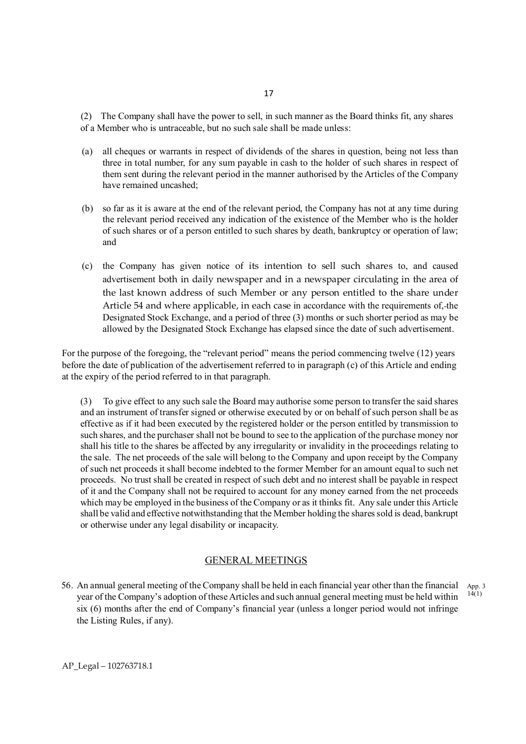(2) The Company shall have the power to sell, in such manner as the Board thinks fit, any shares of a Member who is untraceable, but no such sale shall be made unless:

(a) all cheques or warrants in respect of dividends of the shares in question, being not less than three in total number, for any sum payable in cash to the holder of such shares in respect of them sent during the relevant period in the manner authorised by the Articles of the Company have remained uncashed;

(b) so far as it is aware at the end of the relevant period, the Company has not at any time during the relevant period received any indication of the existence of the Member who is the holder of such shares or of a person entitled to such shares by death, bankruptcy or operation of law; and

(c) the Company has given notice of its intention to sell such shares to, and caused advertisement both in daily newspaper and in a newspaper circulating in the area of the last known address of such Member or any person entitled to the share under Article 54 and where applicable, in each case in accordance with the requirements of, the Designated Stock Exchange, and a period of three (3) months or such shorter period as may be allowed by the Designated Stock Exchange has elapsed since the date of such advertisement.

For the purpose of the foregoing, the "relevant period" means the period commencing twelve (12) years before the date of publication of the advertisement referred to in paragraph (c) of this Article and ending at the expiry of the period referred to in that paragraph.

(3) To give effect to any such sale the Board may authorise some person to transfer the said shares and an instrument of transfer signed or otherwise executed by or on behalf of such person shall be as effective as if it had been executed by the registered holder or the person entitled by transmission to such shares, and the purchaser shall not be bound to see to the application of the purchase money nor shall his title to the shares be affected by any irregularity or invalidity in the proceedings relating to the sale. The net proceeds of the sale will belong to the Company and upon receipt by the Company of such net proceeds it shall become indebted to the former Member for an amount equal to such net proceeds. No trust shall be created in respect of such debt and no interest shall be payable in respect of it and the Company shall not be required to account for any money earned from the net proceeds which may be employed in the business of the Company or as it thinks fit. Any sale under this Article shall be valid and effective notwithstanding that the Member holding the shares sold is dead, bankrupt or otherwise under any legal disability or incapacity.

## GENERAL MEETINGS

56. An annual general meeting of the Company shall be held in each financial year other than the financial year of the Company's adoption of these Articles and such annual general meeting must be held within six (6) months after the end of Company's financial year (unless a longer period would not infringe the Listing Rules, if any). App. 3 14(1)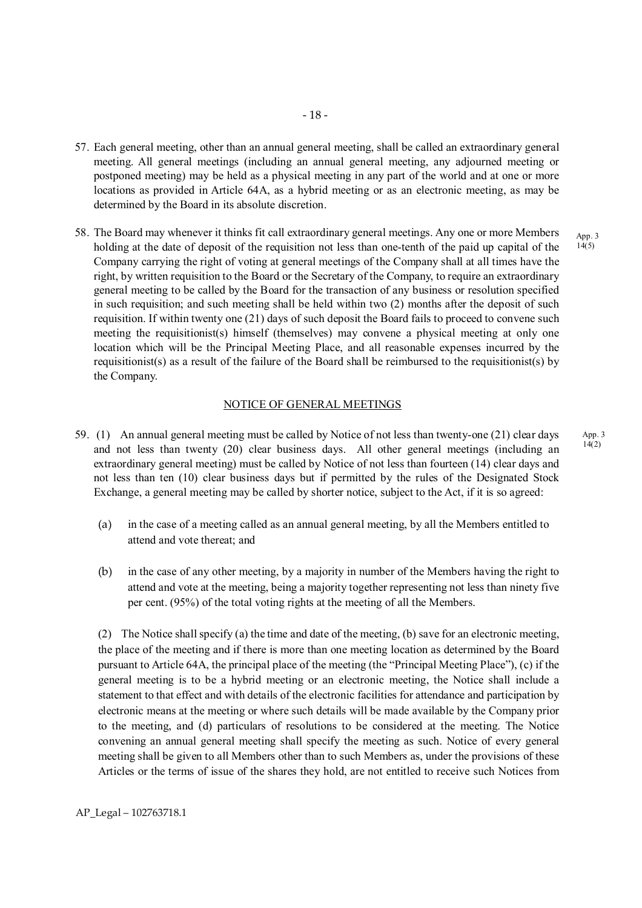57. Each general meeting, other than an annual general meeting, shall be called an extraordinary general meeting. All general meetings (including an annual general meeting, any adjourned meeting or postponed meeting) may be held as a physical meeting in any part of the world and at one or more locations as provided in Article 64A, as a hybrid meeting or as an electronic meeting, as may be determined by the Board in its absolute discretion.

58. The Board may whenever it thinks fit call extraordinary general meetings. Any one or more Members holding at the date of deposit of the requisition not less than one-tenth of the paid up capital of the Company carrying the right of voting at general meetings of the Company shall at all times have the right, by written requisition to the Board or the Secretary of the Company, to require an extraordinary general meeting to be called by the Board for the transaction of any business or resolution specified in such requisition; and such meeting shall be held within two (2) months after the deposit of such requisition. If within twenty one (21) days of such deposit the Board fails to proceed to convene such meeting the requisitionist(s) himself (themselves) may convene a physical meeting at only one location which will be the Principal Meeting Place, and all reasonable expenses incurred by the requisitionist(s) as a result of the failure of the Board shall be reimbursed to the requisitionist(s) by the Company.

App. 3 14(5)

## NOTICE OF GENERAL MEETINGS

59. (1) An annual general meeting must be called by Notice of not less than twenty-one (21) clear days and not less than twenty (20) clear business days. All other general meetings (including an extraordinary general meeting) must be called by Notice of not less than fourteen (14) clear days and not less than ten (10) clear business days but if permitted by the rules of the Designated Stock Exchange, a general meeting may be called by shorter notice, subject to the Act, if it is so agreed:

App. 3 14(2)

(a) in the case of a meeting called as an annual general meeting, by all the Members entitled to attend and vote thereat; and

(b) in the case of any other meeting, by a majority in number of the Members having the right to attend and vote at the meeting, being a majority together representing not less than ninety five per cent. (95%) of the total voting rights at the meeting of all the Members.

(2) The Notice shall specify (a) the time and date of the meeting, (b) save for an electronic meeting, the place of the meeting and if there is more than one meeting location as determined by the Board pursuant to Article 64A, the principal place of the meeting (the "Principal Meeting Place"), (c) if the general meeting is to be a hybrid meeting or an electronic meeting, the Notice shall include a statement to that effect and with details of the electronic facilities for attendance and participation by electronic means at the meeting or where such details will be made available by the Company prior to the meeting, and (d) particulars of resolutions to be considered at the meeting. The Notice convening an annual general meeting shall specify the meeting as such. Notice of every general meeting shall be given to all Members other than to such Members as, under the provisions of these Articles or the terms of issue of the shares they hold, are not entitled to receive such Notices from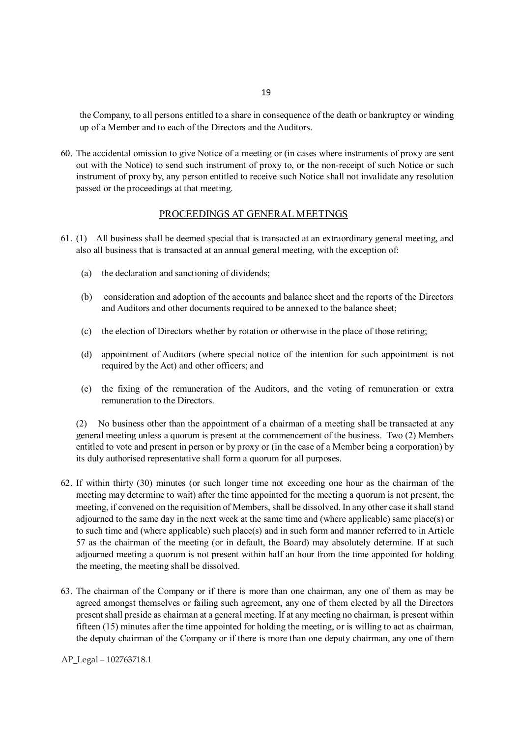the Company, to all persons entitled to a share in consequence of the death or bankruptcy or winding up of a Member and to each of the Directors and the Auditors.

60. The accidental omission to give Notice of a meeting or (in cases where instruments of proxy are sent out with the Notice) to send such instrument of proxy to, or the non-receipt of such Notice or such instrument of proxy by, any person entitled to receive such Notice shall not invalidate any resolution passed or the proceedings at that meeting.

## PROCEEDINGS AT GENERAL MEETINGS

61. (1) All business shall be deemed special that is transacted at an extraordinary general meeting, and also all business that is transacted at an annual general meeting, with the exception of:

    (a) the declaration and sanctioning of dividends;

    (b) consideration and adoption of the accounts and balance sheet and the reports of the Directors and Auditors and other documents required to be annexed to the balance sheet;

    (c) the election of Directors whether by rotation or otherwise in the place of those retiring;

    (d) appointment of Auditors (where special notice of the intention for such appointment is not required by the Act) and other officers; and

    (e) the fixing of the remuneration of the Auditors, and the voting of remuneration or extra remuneration to the Directors.

    (2) No business other than the appointment of a chairman of a meeting shall be transacted at any general meeting unless a quorum is present at the commencement of the business. Two (2) Members entitled to vote and present in person or by proxy or (in the case of a Member being a corporation) by its duly authorised representative shall form a quorum for all purposes.

62. If within thirty (30) minutes (or such longer time not exceeding one hour as the chairman of the meeting may determine to wait) after the time appointed for the meeting a quorum is not present, the meeting, if convened on the requisition of Members, shall be dissolved. In any other case it shall stand adjourned to the same day in the next week at the same time and (where applicable) same place(s) or to such time and (where applicable) such place(s) and in such form and manner referred to in Article 57 as the chairman of the meeting (or in default, the Board) may absolutely determine. If at such adjourned meeting a quorum is not present within half an hour from the time appointed for holding the meeting, the meeting shall be dissolved.

63. The chairman of the Company or if there is more than one chairman, any one of them as may be agreed amongst themselves or failing such agreement, any one of them elected by all the Directors present shall preside as chairman at a general meeting. If at any meeting no chairman, is present within fifteen (15) minutes after the time appointed for holding the meeting, or is willing to act as chairman, the deputy chairman of the Company or if there is more than one deputy chairman, any one of them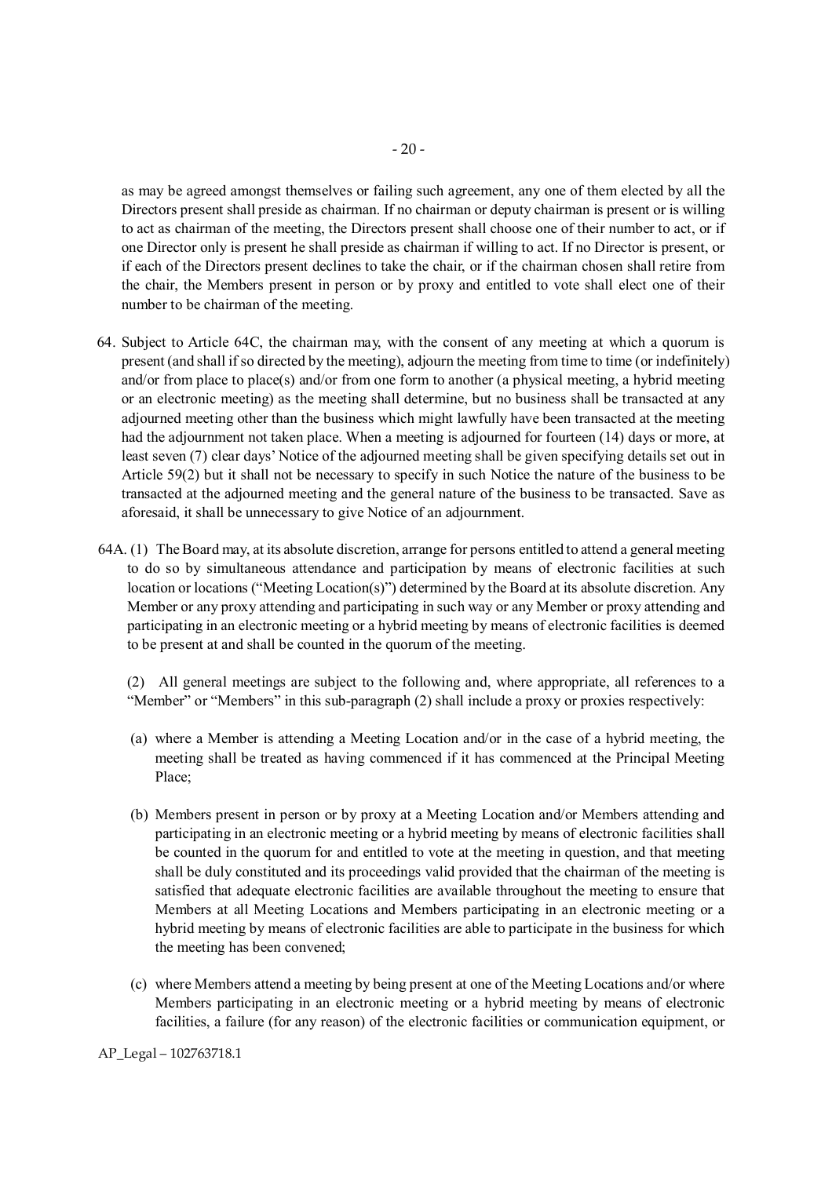as may be agreed amongst themselves or failing such agreement, any one of them elected by all the Directors present shall preside as chairman. If no chairman or deputy chairman is present or is willing to act as chairman of the meeting, the Directors present shall choose one of their number to act, or if one Director only is present he shall preside as chairman if willing to act. If no Director is present, or if each of the Directors present declines to take the chair, or if the chairman chosen shall retire from the chair, the Members present in person or by proxy and entitled to vote shall elect one of their number to be chairman of the meeting.

64. Subject to Article 64C, the chairman may, with the consent of any meeting at which a quorum is present (and shall if so directed by the meeting), adjourn the meeting from time to time (or indefinitely) and/or from place to place(s) and/or from one form to another (a physical meeting, a hybrid meeting or an electronic meeting) as the meeting shall determine, but no business shall be transacted at any adjourned meeting other than the business which might lawfully have been transacted at the meeting had the adjournment not taken place. When a meeting is adjourned for fourteen (14) days or more, at least seven (7) clear days' Notice of the adjourned meeting shall be given specifying details set out in Article 59(2) but it shall not be necessary to specify in such Notice the nature of the business to be transacted at the adjourned meeting and the general nature of the business to be transacted. Save as aforesaid, it shall be unnecessary to give Notice of an adjournment.

64A. (1) The Board may, at its absolute discretion, arrange for persons entitled to attend a general meeting to do so by simultaneous attendance and participation by means of electronic facilities at such location or locations ("Meeting Location(s)") determined by the Board at its absolute discretion. Any Member or any proxy attending and participating in such way or any Member or proxy attending and participating in an electronic meeting or a hybrid meeting by means of electronic facilities is deemed to be present at and shall be counted in the quorum of the meeting.

(2) All general meetings are subject to the following and, where appropriate, all references to a "Member" or "Members" in this sub-paragraph (2) shall include a proxy or proxies respectively:

(a) where a Member is attending a Meeting Location and/or in the case of a hybrid meeting, the meeting shall be treated as having commenced if it has commenced at the Principal Meeting Place;

(b) Members present in person or by proxy at a Meeting Location and/or Members attending and participating in an electronic meeting or a hybrid meeting by means of electronic facilities shall be counted in the quorum for and entitled to vote at the meeting in question, and that meeting shall be duly constituted and its proceedings valid provided that the chairman of the meeting is satisfied that adequate electronic facilities are available throughout the meeting to ensure that Members at all Meeting Locations and Members participating in an electronic meeting or a hybrid meeting by means of electronic facilities are able to participate in the business for which the meeting has been convened;

(c) where Members attend a meeting by being present at one of the Meeting Locations and/or where Members participating in an electronic meeting or a hybrid meeting by means of electronic facilities, a failure (for any reason) of the electronic facilities or communication equipment, or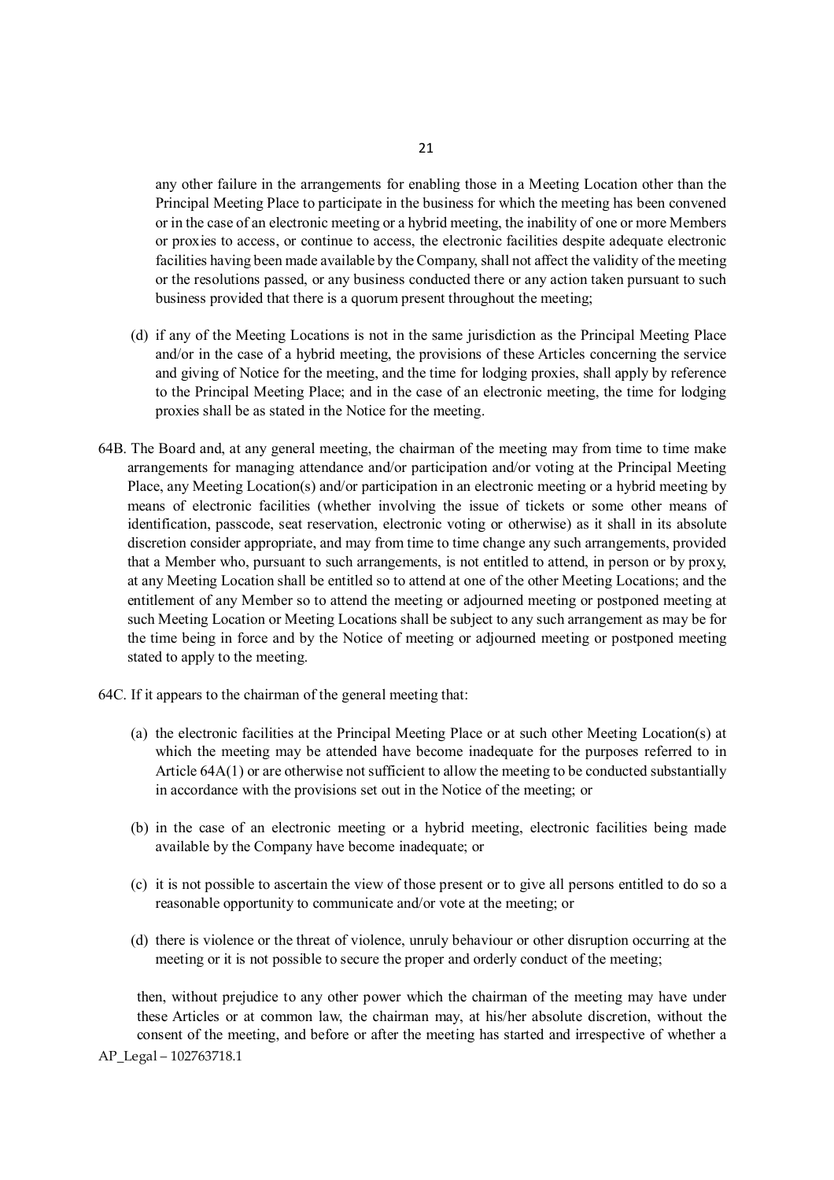any other failure in the arrangements for enabling those in a Meeting Location other than the Principal Meeting Place to participate in the business for which the meeting has been convened or in the case of an electronic meeting or a hybrid meeting, the inability of one or more Members or proxies to access, or continue to access, the electronic facilities despite adequate electronic facilities having been made available by the Company, shall not affect the validity of the meeting or the resolutions passed, or any business conducted there or any action taken pursuant to such business provided that there is a quorum present throughout the meeting;

(d) if any of the Meeting Locations is not in the same jurisdiction as the Principal Meeting Place and/or in the case of a hybrid meeting, the provisions of these Articles concerning the service and giving of Notice for the meeting, and the time for lodging proxies, shall apply by reference to the Principal Meeting Place; and in the case of an electronic meeting, the time for lodging proxies shall be as stated in the Notice for the meeting.

64B. The Board and, at any general meeting, the chairman of the meeting may from time to time make arrangements for managing attendance and/or participation and/or voting at the Principal Meeting Place, any Meeting Location(s) and/or participation in an electronic meeting or a hybrid meeting by means of electronic facilities (whether involving the issue of tickets or some other means of identification, passcode, seat reservation, electronic voting or otherwise) as it shall in its absolute discretion consider appropriate, and may from time to time change any such arrangements, provided that a Member who, pursuant to such arrangements, is not entitled to attend, in person or by proxy, at any Meeting Location shall be entitled so to attend at one of the other Meeting Locations; and the entitlement of any Member so to attend the meeting or adjourned meeting or postponed meeting at such Meeting Location or Meeting Locations shall be subject to any such arrangement as may be for the time being in force and by the Notice of meeting or adjourned meeting or postponed meeting stated to apply to the meeting.

64C. If it appears to the chairman of the general meeting that:

(a) the electronic facilities at the Principal Meeting Place or at such other Meeting Location(s) at which the meeting may be attended have become inadequate for the purposes referred to in Article 64A(1) or are otherwise not sufficient to allow the meeting to be conducted substantially in accordance with the provisions set out in the Notice of the meeting; or

(b) in the case of an electronic meeting or a hybrid meeting, electronic facilities being made available by the Company have become inadequate; or

(c) it is not possible to ascertain the view of those present or to give all persons entitled to do so a reasonable opportunity to communicate and/or vote at the meeting; or

(d) there is violence or the threat of violence, unruly behaviour or other disruption occurring at the meeting or it is not possible to secure the proper and orderly conduct of the meeting;

then, without prejudice to any other power which the chairman of the meeting may have under these Articles or at common law, the chairman may, at his/her absolute discretion, without the consent of the meeting, and before or after the meeting has started and irrespective of whether a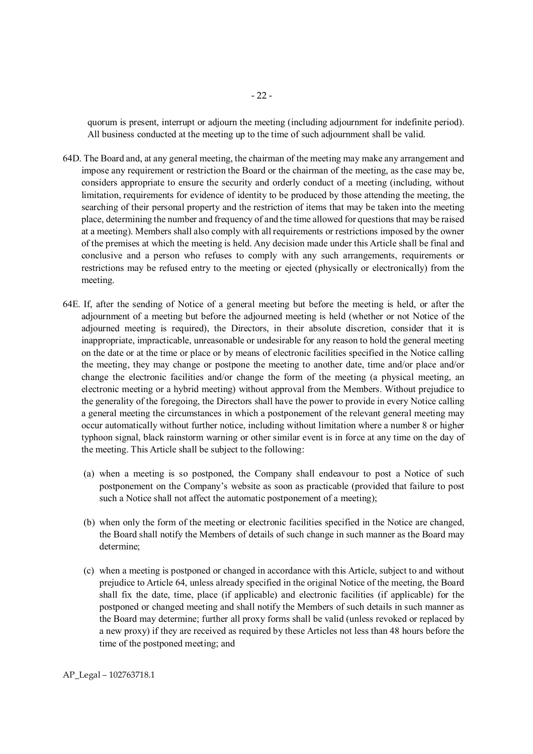quorum is present, interrupt or adjourn the meeting (including adjournment for indefinite period). All business conducted at the meeting up to the time of such adjournment shall be valid.

64D. The Board and, at any general meeting, the chairman of the meeting may make any arrangement and impose any requirement or restriction the Board or the chairman of the meeting, as the case may be, considers appropriate to ensure the security and orderly conduct of a meeting (including, without limitation, requirements for evidence of identity to be produced by those attending the meeting, the searching of their personal property and the restriction of items that may be taken into the meeting place, determining the number and frequency of and the time allowed for questions that may be raised at a meeting). Members shall also comply with all requirements or restrictions imposed by the owner of the premises at which the meeting is held. Any decision made under this Article shall be final and conclusive and a person who refuses to comply with any such arrangements, requirements or restrictions may be refused entry to the meeting or ejected (physically or electronically) from the meeting.

64E. If, after the sending of Notice of a general meeting but before the meeting is held, or after the adjournment of a meeting but before the adjourned meeting is held (whether or not Notice of the adjourned meeting is required), the Directors, in their absolute discretion, consider that it is inappropriate, impracticable, unreasonable or undesirable for any reason to hold the general meeting on the date or at the time or place or by means of electronic facilities specified in the Notice calling the meeting, they may change or postpone the meeting to another date, time and/or place and/or change the electronic facilities and/or change the form of the meeting (a physical meeting, an electronic meeting or a hybrid meeting) without approval from the Members. Without prejudice to the generality of the foregoing, the Directors shall have the power to provide in every Notice calling a general meeting the circumstances in which a postponement of the relevant general meeting may occur automatically without further notice, including without limitation where a number 8 or higher typhoon signal, black rainstorm warning or other similar event is in force at any time on the day of the meeting. This Article shall be subject to the following:

(a) when a meeting is so postponed, the Company shall endeavour to post a Notice of such postponement on the Company's website as soon as practicable (provided that failure to post such a Notice shall not affect the automatic postponement of a meeting);

(b) when only the form of the meeting or electronic facilities specified in the Notice are changed, the Board shall notify the Members of details of such change in such manner as the Board may determine;

(c) when a meeting is postponed or changed in accordance with this Article, subject to and without prejudice to Article 64, unless already specified in the original Notice of the meeting, the Board shall fix the date, time, place (if applicable) and electronic facilities (if applicable) for the postponed or changed meeting and shall notify the Members of such details in such manner as the Board may determine; further all proxy forms shall be valid (unless revoked or replaced by a new proxy) if they are received as required by these Articles not less than 48 hours before the time of the postponed meeting; and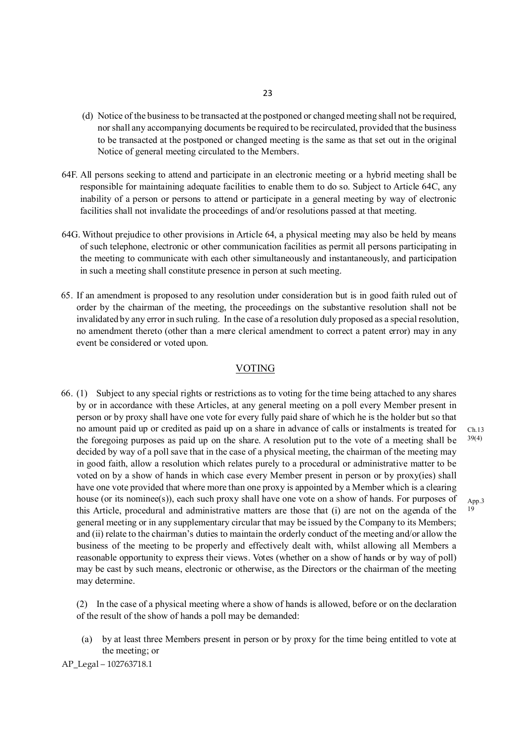(d) Notice of the business to be transacted at the postponed or changed meeting shall not be required, nor shall any accompanying documents be required to be recirculated, provided that the business to be transacted at the postponed or changed meeting is the same as that set out in the original Notice of general meeting circulated to the Members.

64F. All persons seeking to attend and participate in an electronic meeting or a hybrid meeting shall be responsible for maintaining adequate facilities to enable them to do so. Subject to Article 64C, any inability of a person or persons to attend or participate in a general meeting by way of electronic facilities shall not invalidate the proceedings of and/or resolutions passed at that meeting.

64G. Without prejudice to other provisions in Article 64, a physical meeting may also be held by means of such telephone, electronic or other communication facilities as permit all persons participating in the meeting to communicate with each other simultaneously and instantaneously, and participation in such a meeting shall constitute presence in person at such meeting.

65. If an amendment is proposed to any resolution under consideration but is in good faith ruled out of order by the chairman of the meeting, the proceedings on the substantive resolution shall not be invalidated by any error in such ruling. In the case of a resolution duly proposed as a special resolution, no amendment thereto (other than a mere clerical amendment to correct a patent error) may in any event be considered or voted upon.

## VOTING

66. (1) Subject to any special rights or restrictions as to voting for the time being attached to any shares by or in accordance with these Articles, at any general meeting on a poll every Member present in person or by proxy shall have one vote for every fully paid share of which he is the holder but so that no amount paid up or credited as paid up on a share in advance of calls or instalments is treated for the foregoing purposes as paid up on the share. A resolution put to the vote of a meeting shall be decided by way of a poll save that in the case of a physical meeting, the chairman of the meeting may in good faith, allow a resolution which relates purely to a procedural or administrative matter to be voted on by a show of hands in which case every Member present in person or by proxy(ies) shall have one vote provided that where more than one proxy is appointed by a Member which is a clearing house (or its nominee(s)), each such proxy shall have one vote on a show of hands. For purposes of this Article, procedural and administrative matters are those that (i) are not on the agenda of the general meeting or in any supplementary circular that may be issued by the Company to its Members; and (ii) relate to the chairman's duties to maintain the orderly conduct of the meeting and/or allow the business of the meeting to be properly and effectively dealt with, whilst allowing all Members a reasonable opportunity to express their views. Votes (whether on a show of hands or by way of poll) may be cast by such means, electronic or otherwise, as the Directors or the chairman of the meeting may determine.

Ch.13 39(4)

App.3 19

(2) In the case of a physical meeting where a show of hands is allowed, before or on the declaration of the result of the show of hands a poll may be demanded:

(a) by at least three Members present in person or by proxy for the time being entitled to vote at the meeting; or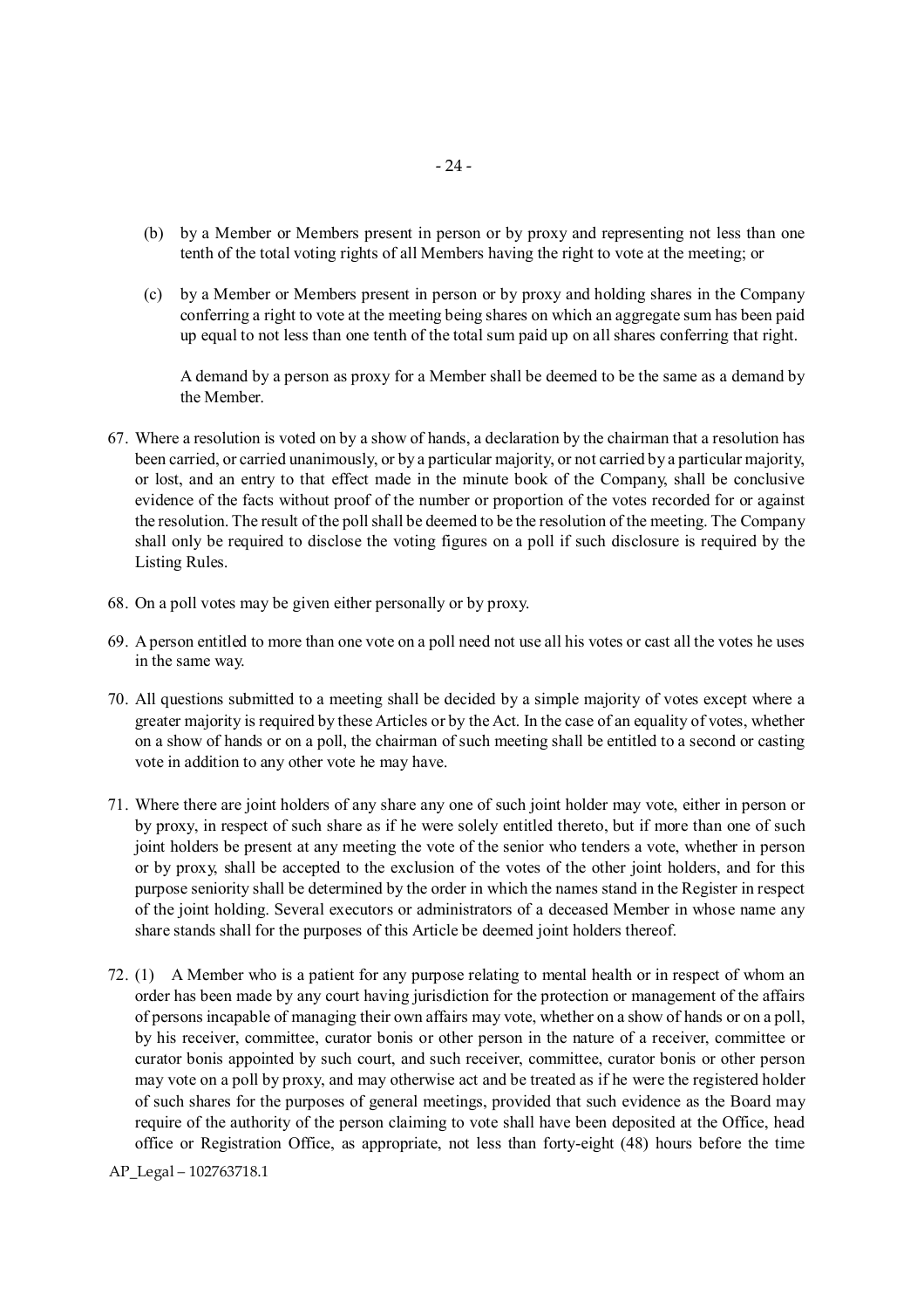(b) by a Member or Members present in person or by proxy and representing not less than one tenth of the total voting rights of all Members having the right to vote at the meeting; or

(c) by a Member or Members present in person or by proxy and holding shares in the Company conferring a right to vote at the meeting being shares on which an aggregate sum has been paid up equal to not less than one tenth of the total sum paid up on all shares conferring that right.

A demand by a person as proxy for a Member shall be deemed to be the same as a demand by the Member.

67. Where a resolution is voted on by a show of hands, a declaration by the chairman that a resolution has been carried, or carried unanimously, or by a particular majority, or not carried by a particular majority, or lost, and an entry to that effect made in the minute book of the Company, shall be conclusive evidence of the facts without proof of the number or proportion of the votes recorded for or against the resolution. The result of the poll shall be deemed to be the resolution of the meeting. The Company shall only be required to disclose the voting figures on a poll if such disclosure is required by the Listing Rules.

68. On a poll votes may be given either personally or by proxy.

69. A person entitled to more than one vote on a poll need not use all his votes or cast all the votes he uses in the same way.

70. All questions submitted to a meeting shall be decided by a simple majority of votes except where a greater majority is required by these Articles or by the Act. In the case of an equality of votes, whether on a show of hands or on a poll, the chairman of such meeting shall be entitled to a second or casting vote in addition to any other vote he may have.

71. Where there are joint holders of any share any one of such joint holder may vote, either in person or by proxy, in respect of such share as if he were solely entitled thereto, but if more than one of such joint holders be present at any meeting the vote of the senior who tenders a vote, whether in person or by proxy, shall be accepted to the exclusion of the votes of the other joint holders, and for this purpose seniority shall be determined by the order in which the names stand in the Register in respect of the joint holding. Several executors or administrators of a deceased Member in whose name any share stands shall for the purposes of this Article be deemed joint holders thereof.

72. (1) A Member who is a patient for any purpose relating to mental health or in respect of whom an order has been made by any court having jurisdiction for the protection or management of the affairs of persons incapable of managing their own affairs may vote, whether on a show of hands or on a poll, by his receiver, committee, curator bonis or other person in the nature of a receiver, committee or curator bonis appointed by such court, and such receiver, committee, curator bonis or other person may vote on a poll by proxy, and may otherwise act and be treated as if he were the registered holder of such shares for the purposes of general meetings, provided that such evidence as the Board may require of the authority of the person claiming to vote shall have been deposited at the Office, head office or Registration Office, as appropriate, not less than forty-eight (48) hours before the time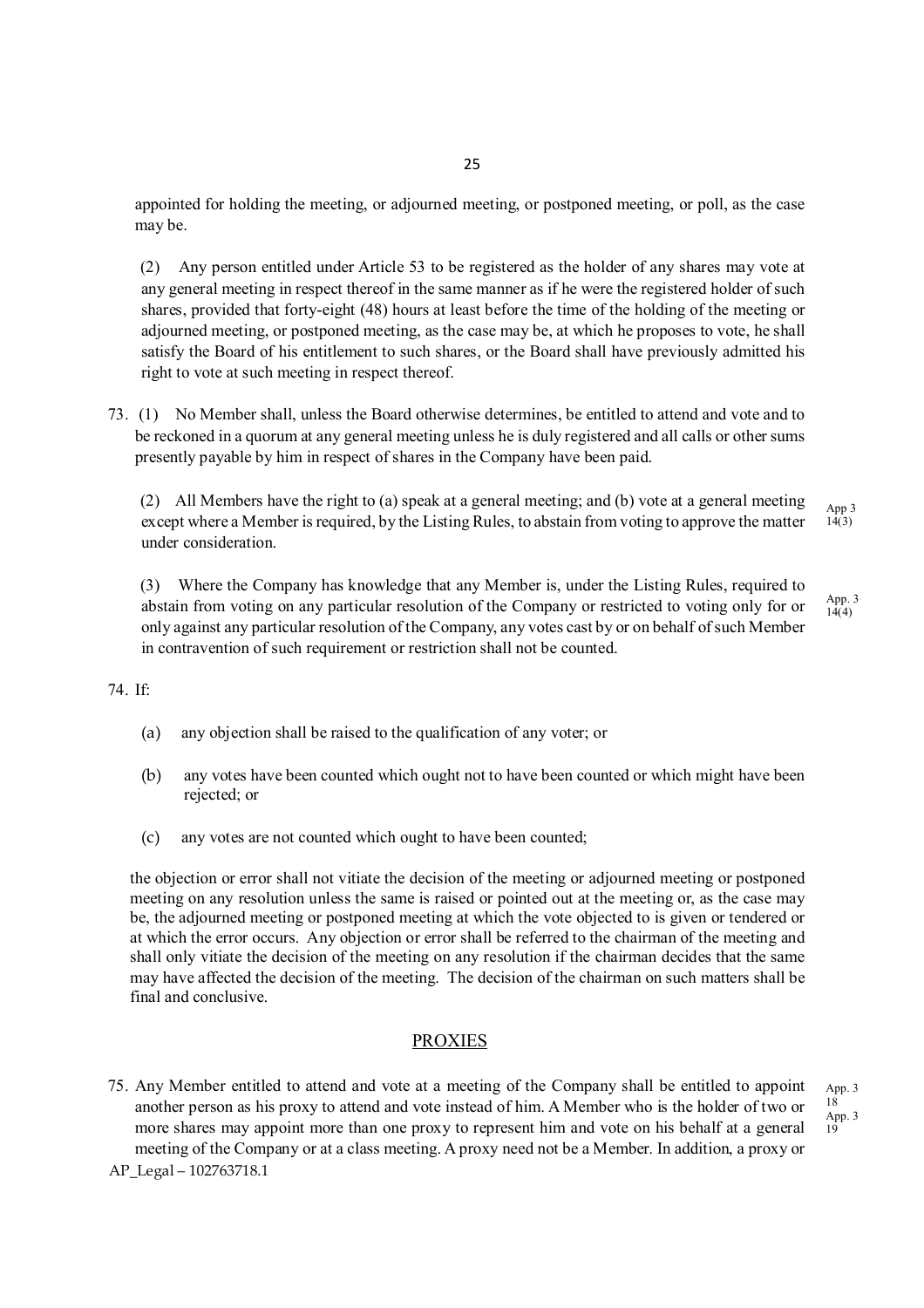appointed for holding the meeting, or adjourned meeting, or postponed meeting, or poll, as the case may be.

(2) Any person entitled under Article 53 to be registered as the holder of any shares may vote at any general meeting in respect thereof in the same manner as if he were the registered holder of such shares, provided that forty-eight (48) hours at least before the time of the holding of the meeting or adjourned meeting, or postponed meeting, as the case may be, at which he proposes to vote, he shall satisfy the Board of his entitlement to such shares, or the Board shall have previously admitted his right to vote at such meeting in respect thereof.

73. (1) No Member shall, unless the Board otherwise determines, be entitled to attend and vote and to be reckoned in a quorum at any general meeting unless he is duly registered and all calls or other sums presently payable by him in respect of shares in the Company have been paid.

(2) All Members have the right to (a) speak at a general meeting; and (b) vote at a general meeting except where a Member is required, by the Listing Rules, to abstain from voting to approve the matter under consideration. App 3 14(3)

(3) Where the Company has knowledge that any Member is, under the Listing Rules, required to abstain from voting on any particular resolution of the Company or restricted to voting only for or only against any particular resolution of the Company, any votes cast by or on behalf of such Member in contravention of such requirement or restriction shall not be counted. App. 3 14(4)

74. If:

(a) any objection shall be raised to the qualification of any voter; or

(b) any votes have been counted which ought not to have been counted or which might have been rejected; or

(c) any votes are not counted which ought to have been counted;

the objection or error shall not vitiate the decision of the meeting or adjourned meeting or postponed meeting on any resolution unless the same is raised or pointed out at the meeting or, as the case may be, the adjourned meeting or postponed meeting at which the vote objected to is given or tendered or at which the error occurs. Any objection or error shall be referred to the chairman of the meeting and shall only vitiate the decision of the meeting on any resolution if the chairman decides that the same may have affected the decision of the meeting. The decision of the chairman on such matters shall be final and conclusive.

## PROXIES

75. Any Member entitled to attend and vote at a meeting of the Company shall be entitled to appoint another person as his proxy to attend and vote instead of him. A Member who is the holder of two or more shares may appoint more than one proxy to represent him and vote on his behalf at a general meeting of the Company or at a class meeting. A proxy need not be a Member. In addition, a proxy or App. 3 18 App. 3 19

AP_Legal – 102763718.1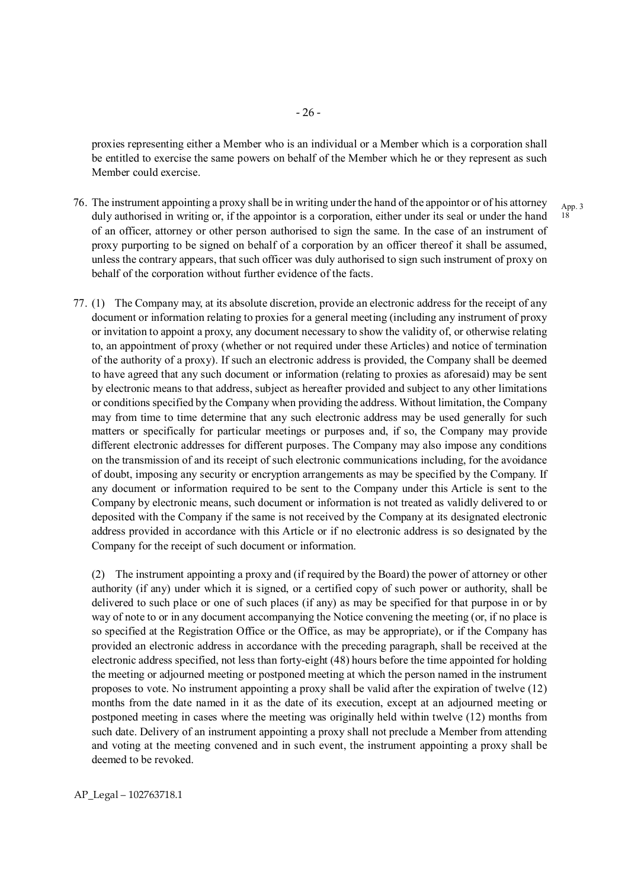proxies representing either a Member who is an individual or a Member which is a corporation shall be entitled to exercise the same powers on behalf of the Member which he or they represent as such Member could exercise.

76. The instrument appointing a proxy shall be in writing under the hand of the appointor or of his attorney duly authorised in writing or, if the appointor is a corporation, either under its seal or under the hand of an officer, attorney or other person authorised to sign the same. In the case of an instrument of proxy purporting to be signed on behalf of a corporation by an officer thereof it shall be assumed, unless the contrary appears, that such officer was duly authorised to sign such instrument of proxy on behalf of the corporation without further evidence of the facts.

App. 3
18

77. (1) The Company may, at its absolute discretion, provide an electronic address for the receipt of any document or information relating to proxies for a general meeting (including any instrument of proxy or invitation to appoint a proxy, any document necessary to show the validity of, or otherwise relating to, an appointment of proxy (whether or not required under these Articles) and notice of termination of the authority of a proxy). If such an electronic address is provided, the Company shall be deemed to have agreed that any such document or information (relating to proxies as aforesaid) may be sent by electronic means to that address, subject as hereafter provided and subject to any other limitations or conditions specified by the Company when providing the address. Without limitation, the Company may from time to time determine that any such electronic address may be used generally for such matters or specifically for particular meetings or purposes and, if so, the Company may provide different electronic addresses for different purposes. The Company may also impose any conditions on the transmission of and its receipt of such electronic communications including, for the avoidance of doubt, imposing any security or encryption arrangements as may be specified by the Company. If any document or information required to be sent to the Company under this Article is sent to the Company by electronic means, such document or information is not treated as validly delivered to or deposited with the Company if the same is not received by the Company at its designated electronic address provided in accordance with this Article or if no electronic address is so designated by the Company for the receipt of such document or information.

(2) The instrument appointing a proxy and (if required by the Board) the power of attorney or other authority (if any) under which it is signed, or a certified copy of such power or authority, shall be delivered to such place or one of such places (if any) as may be specified for that purpose in or by way of note to or in any document accompanying the Notice convening the meeting (or, if no place is so specified at the Registration Office or the Office, as may be appropriate), or if the Company has provided an electronic address in accordance with the preceding paragraph, shall be received at the electronic address specified, not less than forty-eight (48) hours before the time appointed for holding the meeting or adjourned meeting or postponed meeting at which the person named in the instrument proposes to vote. No instrument appointing a proxy shall be valid after the expiration of twelve (12) months from the date named in it as the date of its execution, except at an adjourned meeting or postponed meeting in cases where the meeting was originally held within twelve (12) months from such date. Delivery of an instrument appointing a proxy shall not preclude a Member from attending and voting at the meeting convened and in such event, the instrument appointing a proxy shall be deemed to be revoked.

AP_Legal – 102763718.1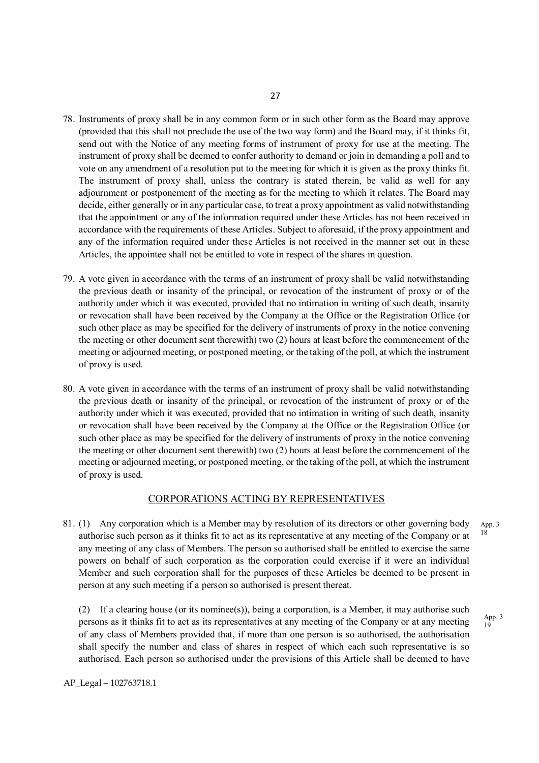78. Instruments of proxy shall be in any common form or in such other form as the Board may approve (provided that this shall not preclude the use of the two way form) and the Board may, if it thinks fit, send out with the Notice of any meeting forms of instrument of proxy for use at the meeting. The instrument of proxy shall be deemed to confer authority to demand or join in demanding a poll and to vote on any amendment of a resolution put to the meeting for which it is given as the proxy thinks fit. The instrument of proxy shall, unless the contrary is stated therein, be valid as well for any adjournment or postponement of the meeting as for the meeting to which it relates. The Board may decide, either generally or in any particular case, to treat a proxy appointment as valid notwithstanding that the appointment or any of the information required under these Articles has not been received in accordance with the requirements of these Articles. Subject to aforesaid, if the proxy appointment and any of the information required under these Articles is not received in the manner set out in these Articles, the appointee shall not be entitled to vote in respect of the shares in question.

79. A vote given in accordance with the terms of an instrument of proxy shall be valid notwithstanding the previous death or insanity of the principal, or revocation of the instrument of proxy or of the authority under which it was executed, provided that no intimation in writing of such death, insanity or revocation shall have been received by the Company at the Office or the Registration Office (or such other place as may be specified for the delivery of instruments of proxy in the notice convening the meeting or other document sent therewith) two (2) hours at least before the commencement of the meeting or adjourned meeting, or postponed meeting, or the taking of the poll, at which the instrument of proxy is used.

80. A vote given in accordance with the terms of an instrument of proxy shall be valid notwithstanding the previous death or insanity of the principal, or revocation of the instrument of proxy or of the authority under which it was executed, provided that no intimation in writing of such death, insanity or revocation shall have been received by the Company at the Office or the Registration Office (or such other place as may be specified for the delivery of instruments of proxy in the notice convening the meeting or other document sent therewith) two (2) hours at least before the commencement of the meeting or adjourned meeting, or postponed meeting, or the taking of the poll, at which the instrument of proxy is used.

## CORPORATIONS ACTING BY REPRESENTATIVES

81. (1) Any corporation which is a Member may by resolution of its directors or other governing body authorise such person as it thinks fit to act as its representative at any meeting of the Company or at any meeting of any class of Members. The person so authorised shall be entitled to exercise the same powers on behalf of such corporation as the corporation could exercise if it were an individual Member and such corporation shall for the purposes of these Articles be deemed to be present in person at any such meeting if a person so authorised is present thereat. App. 3 18

(2) If a clearing house (or its nominee(s)), being a corporation, is a Member, it may authorise such persons as it thinks fit to act as its representatives at any meeting of the Company or at any meeting of any class of Members provided that, if more than one person is so authorised, the authorisation shall specify the number and class of shares in respect of which each such representative is so authorised. Each person so authorised under the provisions of this Article shall be deemed to have App. 3 19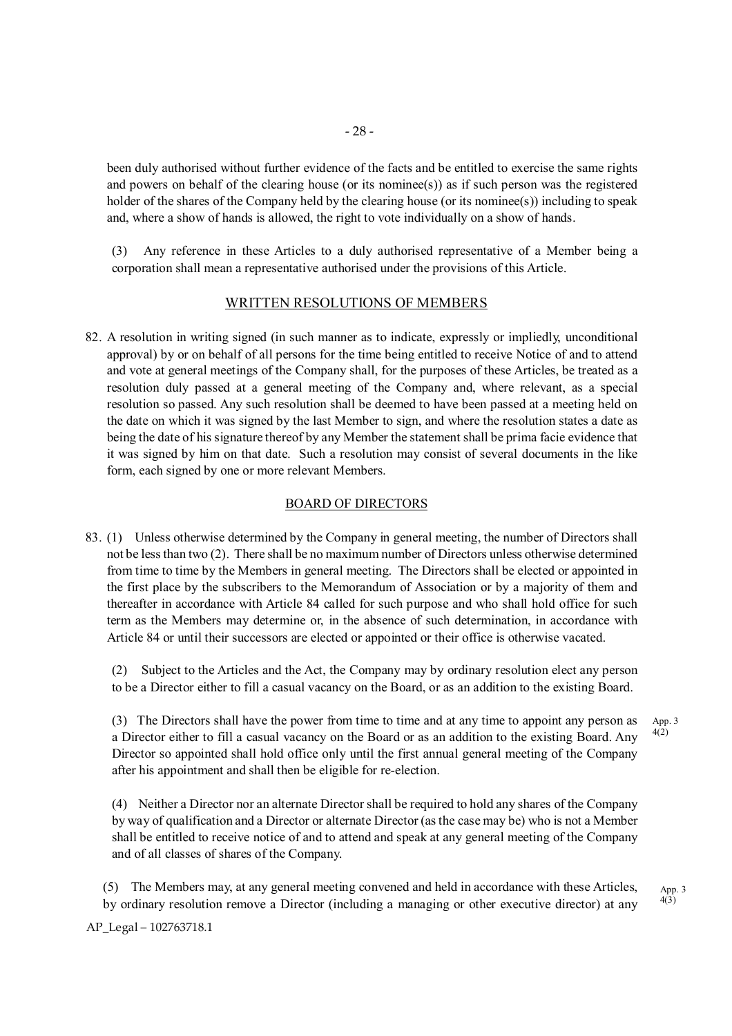been duly authorised without further evidence of the facts and be entitled to exercise the same rights and powers on behalf of the clearing house (or its nominee(s)) as if such person was the registered holder of the shares of the Company held by the clearing house (or its nominee(s)) including to speak and, where a show of hands is allowed, the right to vote individually on a show of hands.

(3) Any reference in these Articles to a duly authorised representative of a Member being a corporation shall mean a representative authorised under the provisions of this Article.

## WRITTEN RESOLUTIONS OF MEMBERS

82. A resolution in writing signed (in such manner as to indicate, expressly or impliedly, unconditional approval) by or on behalf of all persons for the time being entitled to receive Notice of and to attend and vote at general meetings of the Company shall, for the purposes of these Articles, be treated as a resolution duly passed at a general meeting of the Company and, where relevant, as a special resolution so passed. Any such resolution shall be deemed to have been passed at a meeting held on the date on which it was signed by the last Member to sign, and where the resolution states a date as being the date of his signature thereof by any Member the statement shall be prima facie evidence that it was signed by him on that date. Such a resolution may consist of several documents in the like form, each signed by one or more relevant Members.

## BOARD OF DIRECTORS

83. (1) Unless otherwise determined by the Company in general meeting, the number of Directors shall not be less than two (2). There shall be no maximum number of Directors unless otherwise determined from time to time by the Members in general meeting. The Directors shall be elected or appointed in the first place by the subscribers to the Memorandum of Association or by a majority of them and thereafter in accordance with Article 84 called for such purpose and who shall hold office for such term as the Members may determine or, in the absence of such determination, in accordance with Article 84 or until their successors are elected or appointed or their office is otherwise vacated.

(2) Subject to the Articles and the Act, the Company may by ordinary resolution elect any person to be a Director either to fill a casual vacancy on the Board, or as an addition to the existing Board.

(3) The Directors shall have the power from time to time and at any time to appoint any person as a Director either to fill a casual vacancy on the Board or as an addition to the existing Board. Any Director so appointed shall hold office only until the first annual general meeting of the Company after his appointment and shall then be eligible for re-election. App. 3 4(2)

(4) Neither a Director nor an alternate Director shall be required to hold any shares of the Company by way of qualification and a Director or alternate Director (as the case may be) who is not a Member shall be entitled to receive notice of and to attend and speak at any general meeting of the Company and of all classes of shares of the Company.

(5) The Members may, at any general meeting convened and held in accordance with these Articles, by ordinary resolution remove a Director (including a managing or other executive director) at any App. 3 4(3)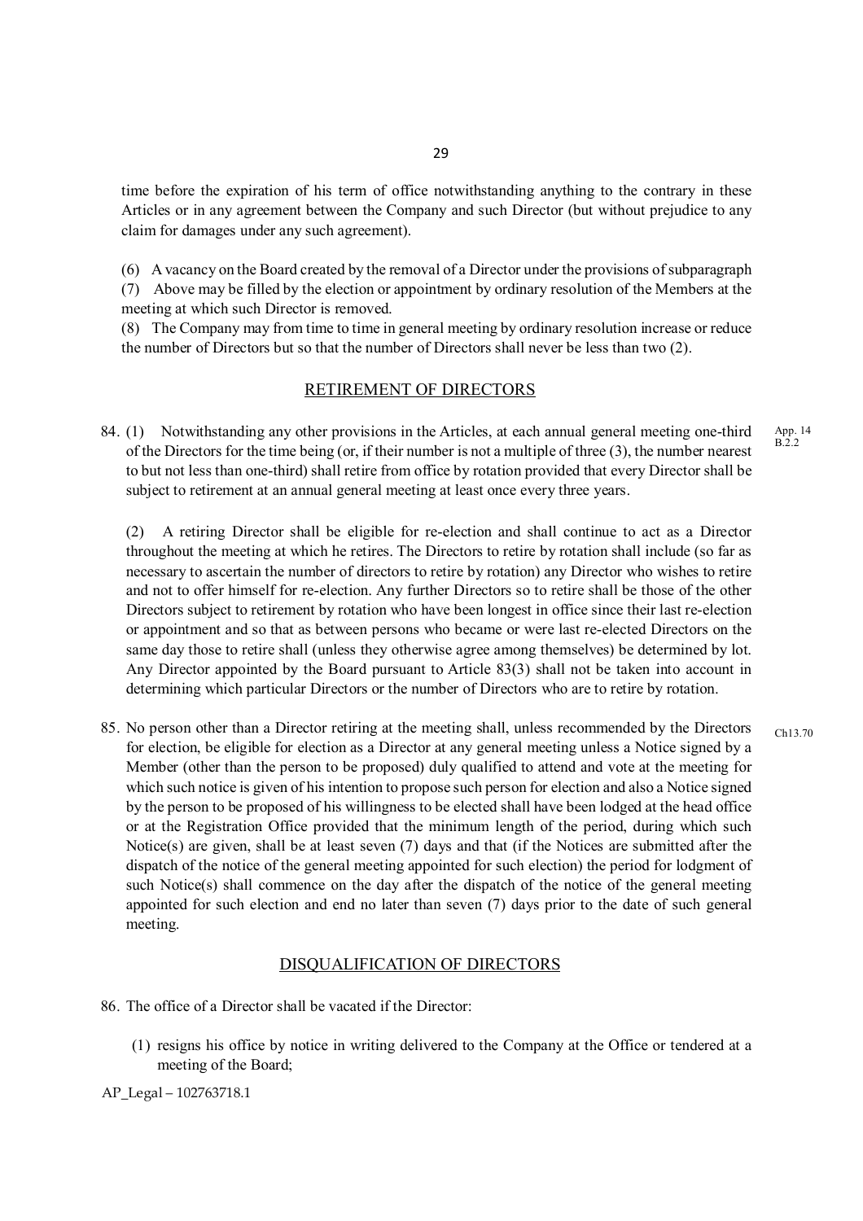time before the expiration of his term of office notwithstanding anything to the contrary in these Articles or in any agreement between the Company and such Director (but without prejudice to any claim for damages under any such agreement).

(6) A vacancy on the Board created by the removal of a Director under the provisions of subparagraph

(7) Above may be filled by the election or appointment by ordinary resolution of the Members at the meeting at which such Director is removed.

(8) The Company may from time to time in general meeting by ordinary resolution increase or reduce the number of Directors but so that the number of Directors shall never be less than two (2).

## RETIREMENT OF DIRECTORS

84. (1) Notwithstanding any other provisions in the Articles, at each annual general meeting one-third of the Directors for the time being (or, if their number is not a multiple of three (3), the number nearest to but not less than one-third) shall retire from office by rotation provided that every Director shall be subject to retirement at an annual general meeting at least once every three years.

App. 14 B.2.2

(2) A retiring Director shall be eligible for re-election and shall continue to act as a Director throughout the meeting at which he retires. The Directors to retire by rotation shall include (so far as necessary to ascertain the number of directors to retire by rotation) any Director who wishes to retire and not to offer himself for re-election. Any further Directors so to retire shall be those of the other Directors subject to retirement by rotation who have been longest in office since their last re-election or appointment and so that as between persons who became or were last re-elected Directors on the same day those to retire shall (unless they otherwise agree among themselves) be determined by lot. Any Director appointed by the Board pursuant to Article 83(3) shall not be taken into account in determining which particular Directors or the number of Directors who are to retire by rotation.

85. No person other than a Director retiring at the meeting shall, unless recommended by the Directors for election, be eligible for election as a Director at any general meeting unless a Notice signed by a Member (other than the person to be proposed) duly qualified to attend and vote at the meeting for which such notice is given of his intention to propose such person for election and also a Notice signed by the person to be proposed of his willingness to be elected shall have been lodged at the head office or at the Registration Office provided that the minimum length of the period, during which such Notice(s) are given, shall be at least seven (7) days and that (if the Notices are submitted after the dispatch of the notice of the general meeting appointed for such election) the period for lodgment of such Notice(s) shall commence on the day after the dispatch of the notice of the general meeting appointed for such election and end no later than seven (7) days prior to the date of such general meeting.

Ch13.70

## DISQUALIFICATION OF DIRECTORS

86. The office of a Director shall be vacated if the Director:

(1) resigns his office by notice in writing delivered to the Company at the Office or tendered at a meeting of the Board;

AP_Legal – 102763718.1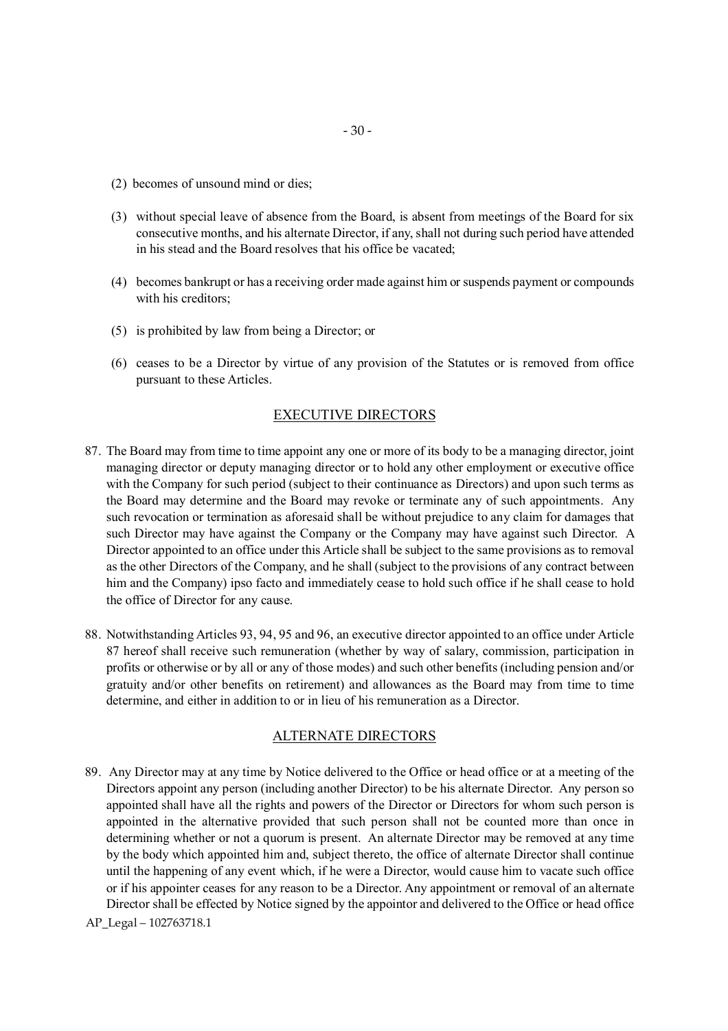(2) becomes of unsound mind or dies;

(3) without special leave of absence from the Board, is absent from meetings of the Board for six consecutive months, and his alternate Director, if any, shall not during such period have attended in his stead and the Board resolves that his office be vacated;

(4) becomes bankrupt or has a receiving order made against him or suspends payment or compounds with his creditors;

(5) is prohibited by law from being a Director; or

(6) ceases to be a Director by virtue of any provision of the Statutes or is removed from office pursuant to these Articles.

## EXECUTIVE DIRECTORS

87. The Board may from time to time appoint any one or more of its body to be a managing director, joint managing director or deputy managing director or to hold any other employment or executive office with the Company for such period (subject to their continuance as Directors) and upon such terms as the Board may determine and the Board may revoke or terminate any of such appointments. Any such revocation or termination as aforesaid shall be without prejudice to any claim for damages that such Director may have against the Company or the Company may have against such Director. A Director appointed to an office under this Article shall be subject to the same provisions as to removal as the other Directors of the Company, and he shall (subject to the provisions of any contract between him and the Company) ipso facto and immediately cease to hold such office if he shall cease to hold the office of Director for any cause.

88. Notwithstanding Articles 93, 94, 95 and 96, an executive director appointed to an office under Article 87 hereof shall receive such remuneration (whether by way of salary, commission, participation in profits or otherwise or by all or any of those modes) and such other benefits (including pension and/or gratuity and/or other benefits on retirement) and allowances as the Board may from time to time determine, and either in addition to or in lieu of his remuneration as a Director.

## ALTERNATE DIRECTORS

89. Any Director may at any time by Notice delivered to the Office or head office or at a meeting of the Directors appoint any person (including another Director) to be his alternate Director. Any person so appointed shall have all the rights and powers of the Director or Directors for whom such person is appointed in the alternative provided that such person shall not be counted more than once in determining whether or not a quorum is present. An alternate Director may be removed at any time by the body which appointed him and, subject thereto, the office of alternate Director shall continue until the happening of any event which, if he were a Director, would cause him to vacate such office or if his appointer ceases for any reason to be a Director. Any appointment or removal of an alternate Director shall be effected by Notice signed by the appointor and delivered to the Office or head office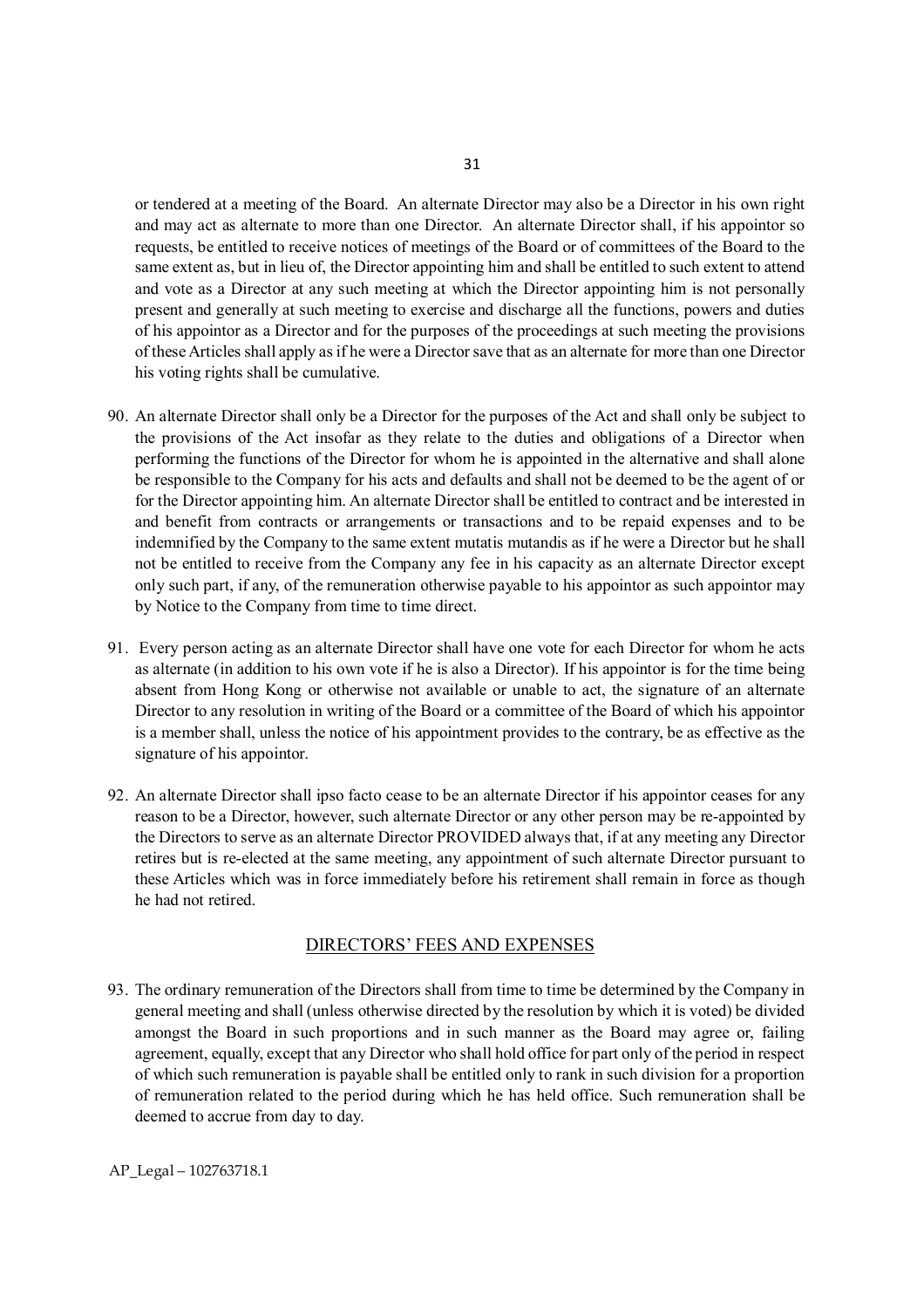or tendered at a meeting of the Board. An alternate Director may also be a Director in his own right and may act as alternate to more than one Director. An alternate Director shall, if his appointor so requests, be entitled to receive notices of meetings of the Board or of committees of the Board to the same extent as, but in lieu of, the Director appointing him and shall be entitled to such extent to attend and vote as a Director at any such meeting at which the Director appointing him is not personally present and generally at such meeting to exercise and discharge all the functions, powers and duties of his appointor as a Director and for the purposes of the proceedings at such meeting the provisions of these Articles shall apply as if he were a Director save that as an alternate for more than one Director his voting rights shall be cumulative.

90. An alternate Director shall only be a Director for the purposes of the Act and shall only be subject to the provisions of the Act insofar as they relate to the duties and obligations of a Director when performing the functions of the Director for whom he is appointed in the alternative and shall alone be responsible to the Company for his acts and defaults and shall not be deemed to be the agent of or for the Director appointing him. An alternate Director shall be entitled to contract and be interested in and benefit from contracts or arrangements or transactions and to be repaid expenses and to be indemnified by the Company to the same extent mutatis mutandis as if he were a Director but he shall not be entitled to receive from the Company any fee in his capacity as an alternate Director except only such part, if any, of the remuneration otherwise payable to his appointor as such appointor may by Notice to the Company from time to time direct.

91. Every person acting as an alternate Director shall have one vote for each Director for whom he acts as alternate (in addition to his own vote if he is also a Director). If his appointor is for the time being absent from Hong Kong or otherwise not available or unable to act, the signature of an alternate Director to any resolution in writing of the Board or a committee of the Board of which his appointor is a member shall, unless the notice of his appointment provides to the contrary, be as effective as the signature of his appointor.

92. An alternate Director shall ipso facto cease to be an alternate Director if his appointor ceases for any reason to be a Director, however, such alternate Director or any other person may be re-appointed by the Directors to serve as an alternate Director PROVIDED always that, if at any meeting any Director retires but is re-elected at the same meeting, any appointment of such alternate Director pursuant to these Articles which was in force immediately before his retirement shall remain in force as though he had not retired.

## DIRECTORS' FEES AND EXPENSES

93. The ordinary remuneration of the Directors shall from time to time be determined by the Company in general meeting and shall (unless otherwise directed by the resolution by which it is voted) be divided amongst the Board in such proportions and in such manner as the Board may agree or, failing agreement, equally, except that any Director who shall hold office for part only of the period in respect of which such remuneration is payable shall be entitled only to rank in such division for a proportion of remuneration related to the period during which he has held office. Such remuneration shall be deemed to accrue from day to day.

AP_Legal – 102763718.1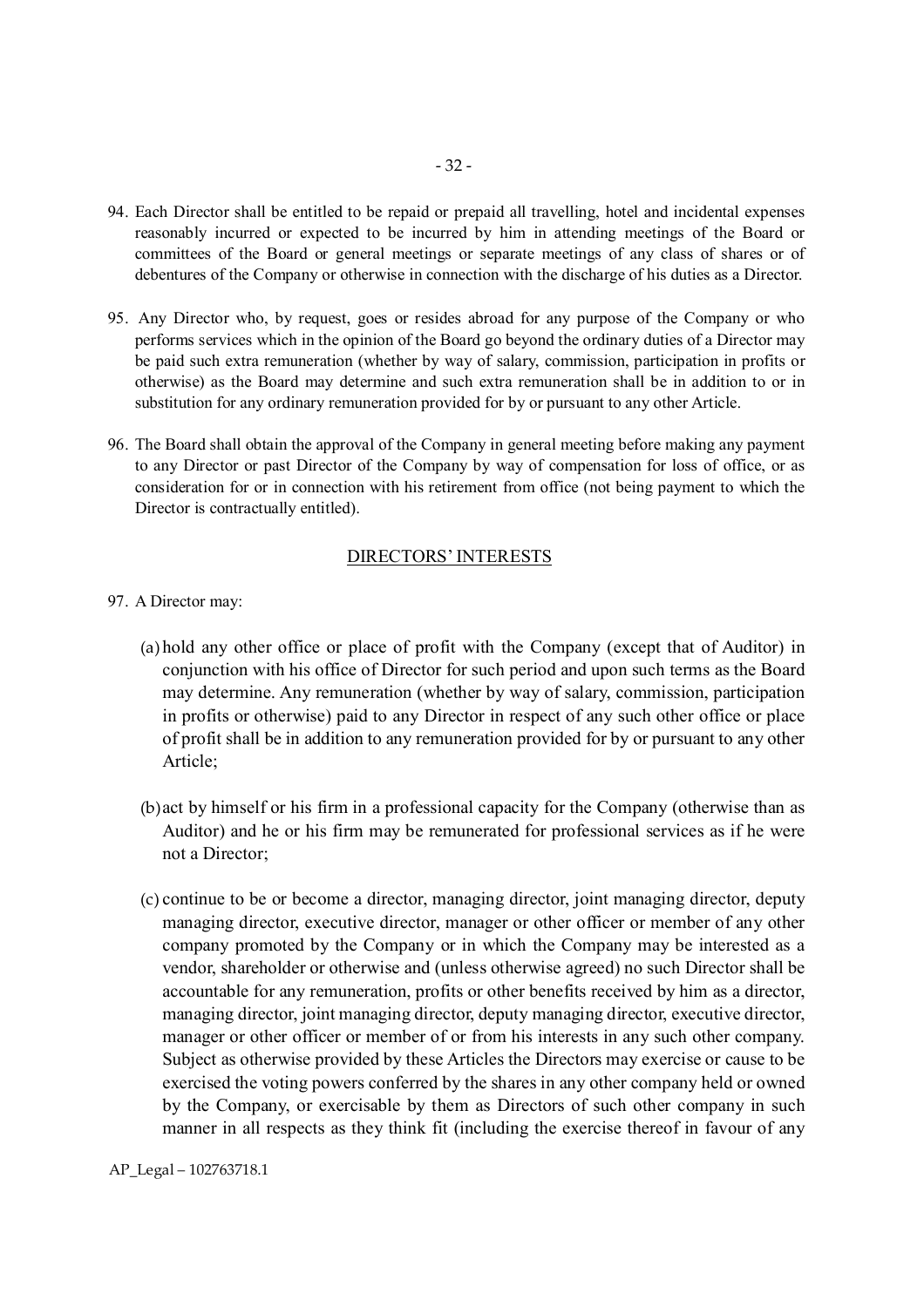94. Each Director shall be entitled to be repaid or prepaid all travelling, hotel and incidental expenses reasonably incurred or expected to be incurred by him in attending meetings of the Board or committees of the Board or general meetings or separate meetings of any class of shares or of debentures of the Company or otherwise in connection with the discharge of his duties as a Director.

95. Any Director who, by request, goes or resides abroad for any purpose of the Company or who performs services which in the opinion of the Board go beyond the ordinary duties of a Director may be paid such extra remuneration (whether by way of salary, commission, participation in profits or otherwise) as the Board may determine and such extra remuneration shall be in addition to or in substitution for any ordinary remuneration provided for by or pursuant to any other Article.

96. The Board shall obtain the approval of the Company in general meeting before making any payment to any Director or past Director of the Company by way of compensation for loss of office, or as consideration for or in connection with his retirement from office (not being payment to which the Director is contractually entitled).

## DIRECTORS' INTERESTS

97. A Director may:

   (a) hold any other office or place of profit with the Company (except that of Auditor) in conjunction with his office of Director for such period and upon such terms as the Board may determine. Any remuneration (whether by way of salary, commission, participation in profits or otherwise) paid to any Director in respect of any such other office or place of profit shall be in addition to any remuneration provided for by or pursuant to any other Article;

   (b) act by himself or his firm in a professional capacity for the Company (otherwise than as Auditor) and he or his firm may be remunerated for professional services as if he were not a Director;

   (c) continue to be or become a director, managing director, joint managing director, deputy managing director, executive director, manager or other officer or member of any other company promoted by the Company or in which the Company may be interested as a vendor, shareholder or otherwise and (unless otherwise agreed) no such Director shall be accountable for any remuneration, profits or other benefits received by him as a director, managing director, joint managing director, deputy managing director, executive director, manager or other officer or member of or from his interests in any such other company. Subject as otherwise provided by these Articles the Directors may exercise or cause to be exercised the voting powers conferred by the shares in any other company held or owned by the Company, or exercisable by them as Directors of such other company in such manner in all respects as they think fit (including the exercise thereof in favour of any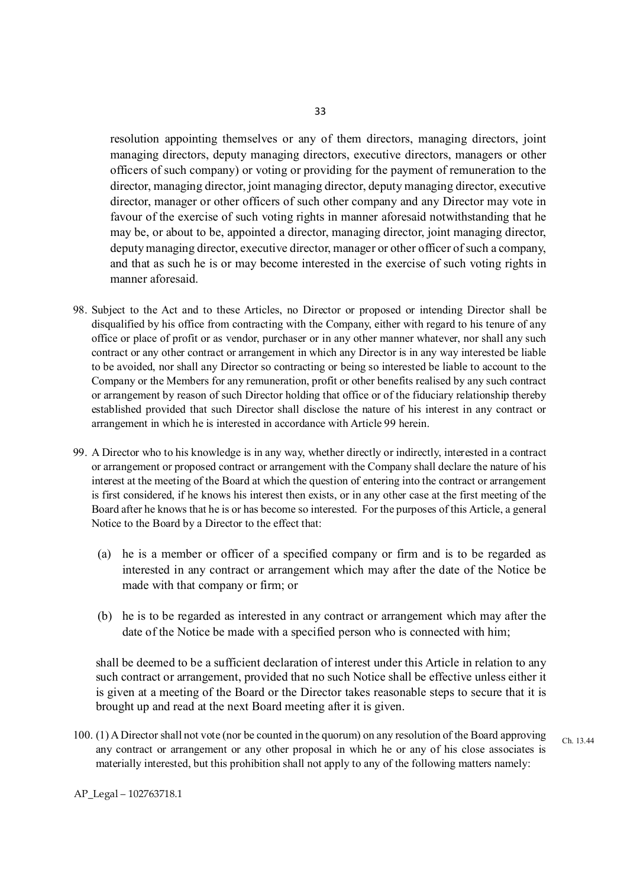resolution appointing themselves or any of them directors, managing directors, joint managing directors, deputy managing directors, executive directors, managers or other officers of such company) or voting or providing for the payment of remuneration to the director, managing director, joint managing director, deputy managing director, executive director, manager or other officers of such other company and any Director may vote in favour of the exercise of such voting rights in manner aforesaid notwithstanding that he may be, or about to be, appointed a director, managing director, joint managing director, deputy managing director, executive director, manager or other officer of such a company, and that as such he is or may become interested in the exercise of such voting rights in manner aforesaid.

98. Subject to the Act and to these Articles, no Director or proposed or intending Director shall be disqualified by his office from contracting with the Company, either with regard to his tenure of any office or place of profit or as vendor, purchaser or in any other manner whatever, nor shall any such contract or any other contract or arrangement in which any Director is in any way interested be liable to be avoided, nor shall any Director so contracting or being so interested be liable to account to the Company or the Members for any remuneration, profit or other benefits realised by any such contract or arrangement by reason of such Director holding that office or of the fiduciary relationship thereby established provided that such Director shall disclose the nature of his interest in any contract or arrangement in which he is interested in accordance with Article 99 herein.

99. A Director who to his knowledge is in any way, whether directly or indirectly, interested in a contract or arrangement or proposed contract or arrangement with the Company shall declare the nature of his interest at the meeting of the Board at which the question of entering into the contract or arrangement is first considered, if he knows his interest then exists, or in any other case at the first meeting of the Board after he knows that he is or has become so interested. For the purposes of this Article, a general Notice to the Board by a Director to the effect that:

   (a) he is a member or officer of a specified company or firm and is to be regarded as interested in any contract or arrangement which may after the date of the Notice be made with that company or firm; or

   (b) he is to be regarded as interested in any contract or arrangement which may after the date of the Notice be made with a specified person who is connected with him;

   shall be deemed to be a sufficient declaration of interest under this Article in relation to any such contract or arrangement, provided that no such Notice shall be effective unless either it is given at a meeting of the Board or the Director takes reasonable steps to secure that it is brought up and read at the next Board meeting after it is given.

100. (1) A Director shall not vote (nor be counted in the quorum) on any resolution of the Board approving any contract or arrangement or any other proposal in which he or any of his close associates is materially interested, but this prohibition shall not apply to any of the following matters namely: Ch. 13.44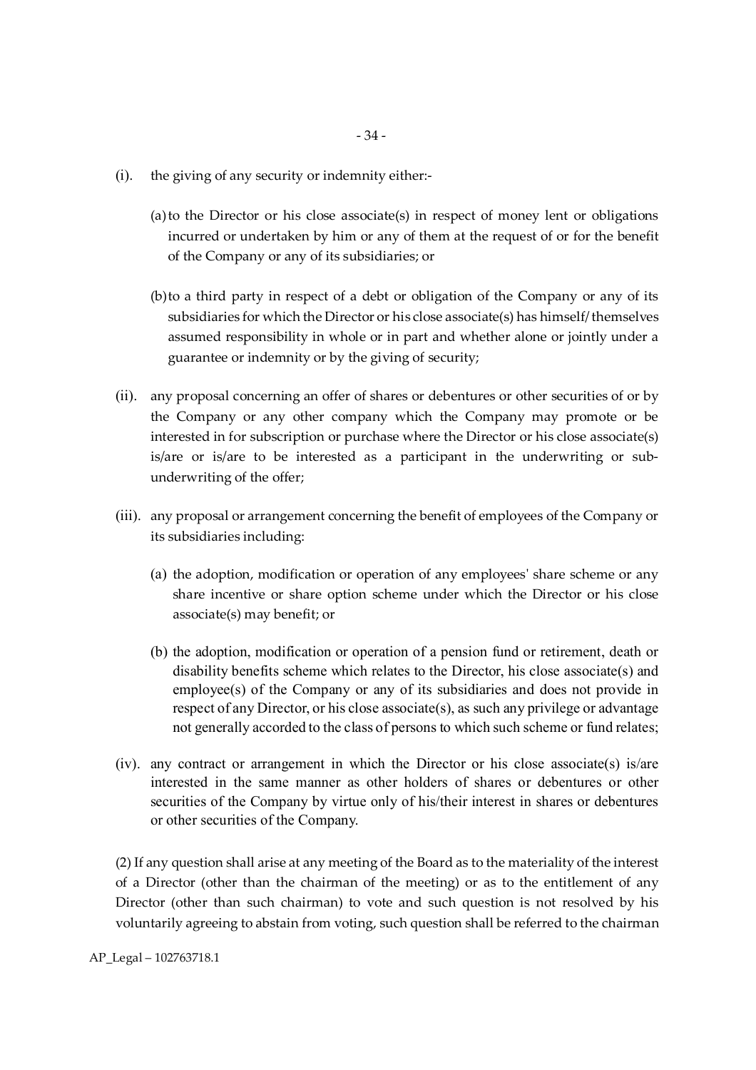(i). the giving of any security or indemnity either:-

   (a) to the Director or his close associate(s) in respect of money lent or obligations incurred or undertaken by him or any of them at the request of or for the benefit of the Company or any of its subsidiaries; or

   (b) to a third party in respect of a debt or obligation of the Company or any of its subsidiaries for which the Director or his close associate(s) has himself/ themselves assumed responsibility in whole or in part and whether alone or jointly under a guarantee or indemnity or by the giving of security;

(ii). any proposal concerning an offer of shares or debentures or other securities of or by the Company or any other company which the Company may promote or be interested in for subscription or purchase where the Director or his close associate(s) is/are or is/are to be interested as a participant in the underwriting or sub-underwriting of the offer;

(iii). any proposal or arrangement concerning the benefit of employees of the Company or its subsidiaries including:

   (a) the adoption, modification or operation of any employees' share scheme or any share incentive or share option scheme under which the Director or his close associate(s) may benefit; or

   (b) the adoption, modification or operation of a pension fund or retirement, death or disability benefits scheme which relates to the Director, his close associate(s) and employee(s) of the Company or any of its subsidiaries and does not provide in respect of any Director, or his close associate(s), as such any privilege or advantage not generally accorded to the class of persons to which such scheme or fund relates;

(iv). any contract or arrangement in which the Director or his close associate(s) is/are interested in the same manner as other holders of shares or debentures or other securities of the Company by virtue only of his/their interest in shares or debentures or other securities of the Company.

(2) If any question shall arise at any meeting of the Board as to the materiality of the interest of a Director (other than the chairman of the meeting) or as to the entitlement of any Director (other than such chairman) to vote and such question is not resolved by his voluntarily agreeing to abstain from voting, such question shall be referred to the chairman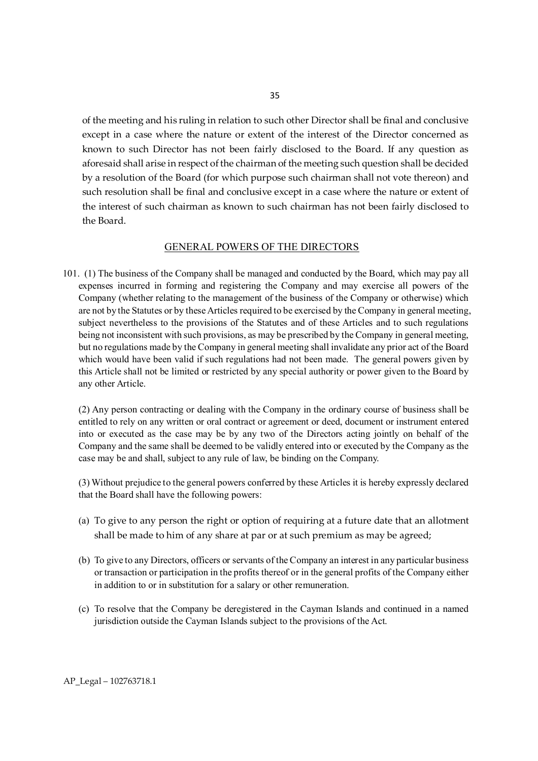of the meeting and his ruling in relation to such other Director shall be final and conclusive except in a case where the nature or extent of the interest of the Director concerned as known to such Director has not been fairly disclosed to the Board. If any question as aforesaid shall arise in respect of the chairman of the meeting such question shall be decided by a resolution of the Board (for which purpose such chairman shall not vote thereon) and such resolution shall be final and conclusive except in a case where the nature or extent of the interest of such chairman as known to such chairman has not been fairly disclosed to the Board.

## GENERAL POWERS OF THE DIRECTORS

101. (1) The business of the Company shall be managed and conducted by the Board, which may pay all expenses incurred in forming and registering the Company and may exercise all powers of the Company (whether relating to the management of the business of the Company or otherwise) which are not by the Statutes or by these Articles required to be exercised by the Company in general meeting, subject nevertheless to the provisions of the Statutes and of these Articles and to such regulations being not inconsistent with such provisions, as may be prescribed by the Company in general meeting, but no regulations made by the Company in general meeting shall invalidate any prior act of the Board which would have been valid if such regulations had not been made. The general powers given by this Article shall not be limited or restricted by any special authority or power given to the Board by any other Article.

(2) Any person contracting or dealing with the Company in the ordinary course of business shall be entitled to rely on any written or oral contract or agreement or deed, document or instrument entered into or executed as the case may be by any two of the Directors acting jointly on behalf of the Company and the same shall be deemed to be validly entered into or executed by the Company as the case may be and shall, subject to any rule of law, be binding on the Company.

(3) Without prejudice to the general powers conferred by these Articles it is hereby expressly declared that the Board shall have the following powers:

(a) To give to any person the right or option of requiring at a future date that an allotment shall be made to him of any share at par or at such premium as may be agreed;

(b) To give to any Directors, officers or servants of the Company an interest in any particular business or transaction or participation in the profits thereof or in the general profits of the Company either in addition to or in substitution for a salary or other remuneration.

(c) To resolve that the Company be deregistered in the Cayman Islands and continued in a named jurisdiction outside the Cayman Islands subject to the provisions of the Act.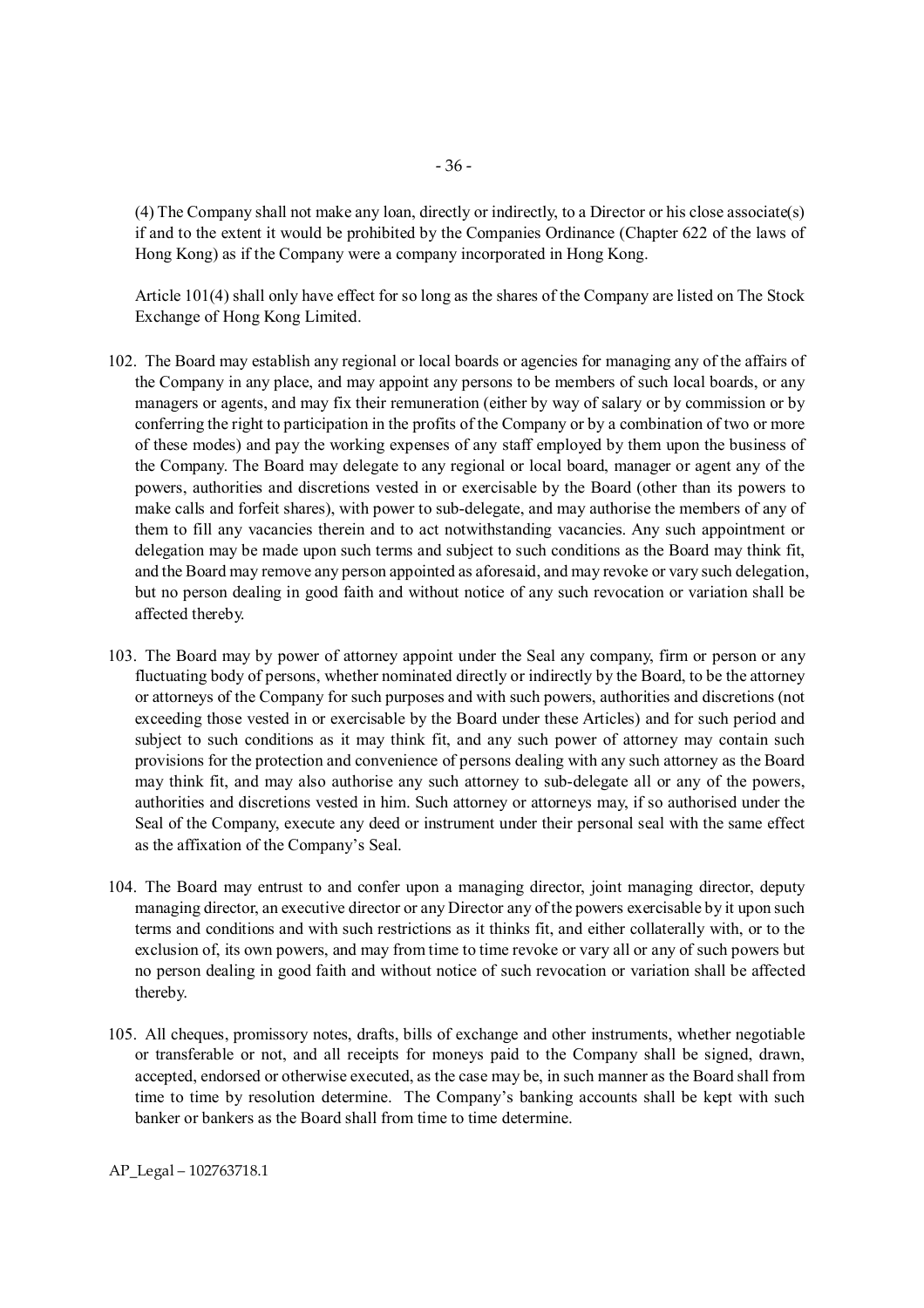(4) The Company shall not make any loan, directly or indirectly, to a Director or his close associate(s) if and to the extent it would be prohibited by the Companies Ordinance (Chapter 622 of the laws of Hong Kong) as if the Company were a company incorporated in Hong Kong.

Article 101(4) shall only have effect for so long as the shares of the Company are listed on The Stock Exchange of Hong Kong Limited.

102. The Board may establish any regional or local boards or agencies for managing any of the affairs of the Company in any place, and may appoint any persons to be members of such local boards, or any managers or agents, and may fix their remuneration (either by way of salary or by commission or by conferring the right to participation in the profits of the Company or by a combination of two or more of these modes) and pay the working expenses of any staff employed by them upon the business of the Company. The Board may delegate to any regional or local board, manager or agent any of the powers, authorities and discretions vested in or exercisable by the Board (other than its powers to make calls and forfeit shares), with power to sub-delegate, and may authorise the members of any of them to fill any vacancies therein and to act notwithstanding vacancies. Any such appointment or delegation may be made upon such terms and subject to such conditions as the Board may think fit, and the Board may remove any person appointed as aforesaid, and may revoke or vary such delegation, but no person dealing in good faith and without notice of any such revocation or variation shall be affected thereby.

103. The Board may by power of attorney appoint under the Seal any company, firm or person or any fluctuating body of persons, whether nominated directly or indirectly by the Board, to be the attorney or attorneys of the Company for such purposes and with such powers, authorities and discretions (not exceeding those vested in or exercisable by the Board under these Articles) and for such period and subject to such conditions as it may think fit, and any such power of attorney may contain such provisions for the protection and convenience of persons dealing with any such attorney as the Board may think fit, and may also authorise any such attorney to sub-delegate all or any of the powers, authorities and discretions vested in him. Such attorney or attorneys may, if so authorised under the Seal of the Company, execute any deed or instrument under their personal seal with the same effect as the affixation of the Company's Seal.

104. The Board may entrust to and confer upon a managing director, joint managing director, deputy managing director, an executive director or any Director any of the powers exercisable by it upon such terms and conditions and with such restrictions as it thinks fit, and either collaterally with, or to the exclusion of, its own powers, and may from time to time revoke or vary all or any of such powers but no person dealing in good faith and without notice of such revocation or variation shall be affected thereby.

105. All cheques, promissory notes, drafts, bills of exchange and other instruments, whether negotiable or transferable or not, and all receipts for moneys paid to the Company shall be signed, drawn, accepted, endorsed or otherwise executed, as the case may be, in such manner as the Board shall from time to time by resolution determine. The Company's banking accounts shall be kept with such banker or bankers as the Board shall from time to time determine.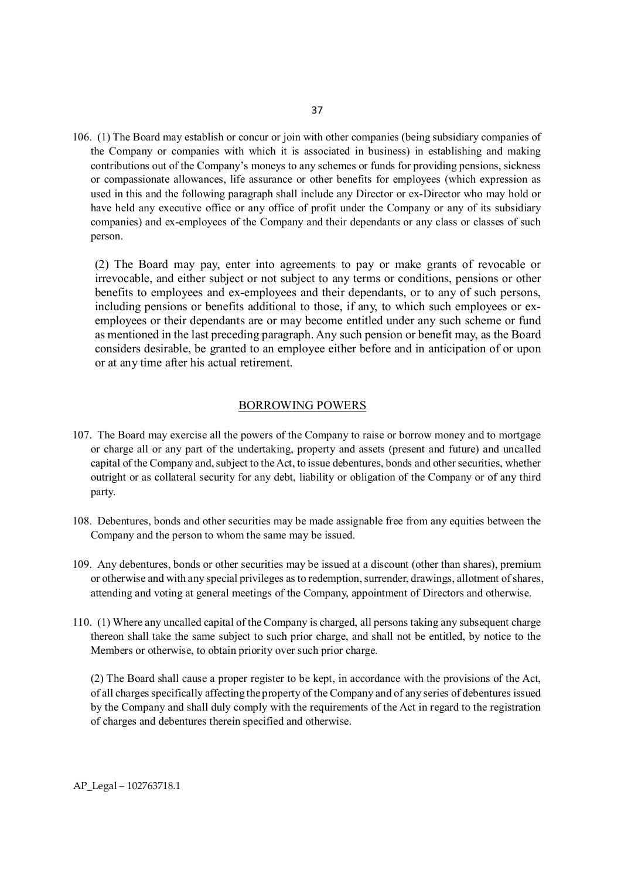106. (1) The Board may establish or concur or join with other companies (being subsidiary companies of the Company or companies with which it is associated in business) in establishing and making contributions out of the Company's moneys to any schemes or funds for providing pensions, sickness or compassionate allowances, life assurance or other benefits for employees (which expression as used in this and the following paragraph shall include any Director or ex-Director who may hold or have held any executive office or any office of profit under the Company or any of its subsidiary companies) and ex-employees of the Company and their dependants or any class or classes of such person.

(2) The Board may pay, enter into agreements to pay or make grants of revocable or irrevocable, and either subject or not subject to any terms or conditions, pensions or other benefits to employees and ex-employees and their dependants, or to any of such persons, including pensions or benefits additional to those, if any, to which such employees or ex-employees or their dependants are or may become entitled under any such scheme or fund as mentioned in the last preceding paragraph. Any such pension or benefit may, as the Board considers desirable, be granted to an employee either before and in anticipation of or upon or at any time after his actual retirement.

## BORROWING POWERS

107. The Board may exercise all the powers of the Company to raise or borrow money and to mortgage or charge all or any part of the undertaking, property and assets (present and future) and uncalled capital of the Company and, subject to the Act, to issue debentures, bonds and other securities, whether outright or as collateral security for any debt, liability or obligation of the Company or of any third party.

108. Debentures, bonds and other securities may be made assignable free from any equities between the Company and the person to whom the same may be issued.

109. Any debentures, bonds or other securities may be issued at a discount (other than shares), premium or otherwise and with any special privileges as to redemption, surrender, drawings, allotment of shares, attending and voting at general meetings of the Company, appointment of Directors and otherwise.

110. (1) Where any uncalled capital of the Company is charged, all persons taking any subsequent charge thereon shall take the same subject to such prior charge, and shall not be entitled, by notice to the Members or otherwise, to obtain priority over such prior charge.

(2) The Board shall cause a proper register to be kept, in accordance with the provisions of the Act, of all charges specifically affecting the property of the Company and of any series of debentures issued by the Company and shall duly comply with the requirements of the Act in regard to the registration of charges and debentures therein specified and otherwise.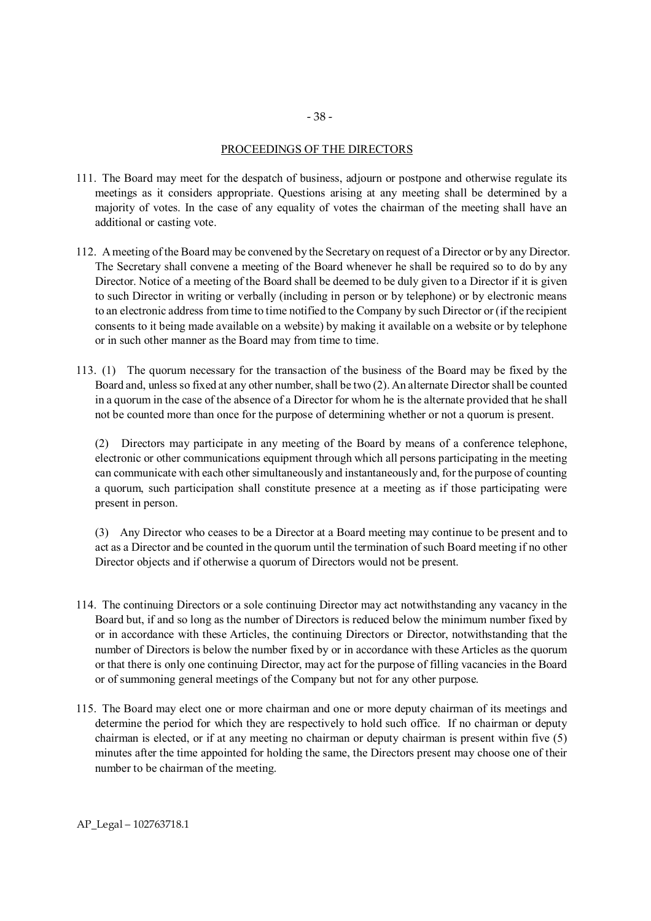## PROCEEDINGS OF THE DIRECTORS

111. The Board may meet for the despatch of business, adjourn or postpone and otherwise regulate its meetings as it considers appropriate. Questions arising at any meeting shall be determined by a majority of votes. In the case of any equality of votes the chairman of the meeting shall have an additional or casting vote.

112. A meeting of the Board may be convened by the Secretary on request of a Director or by any Director. The Secretary shall convene a meeting of the Board whenever he shall be required so to do by any Director. Notice of a meeting of the Board shall be deemed to be duly given to a Director if it is given to such Director in writing or verbally (including in person or by telephone) or by electronic means to an electronic address from time to time notified to the Company by such Director or (if the recipient consents to it being made available on a website) by making it available on a website or by telephone or in such other manner as the Board may from time to time.

113. (1) The quorum necessary for the transaction of the business of the Board may be fixed by the Board and, unless so fixed at any other number, shall be two (2). An alternate Director shall be counted in a quorum in the case of the absence of a Director for whom he is the alternate provided that he shall not be counted more than once for the purpose of determining whether or not a quorum is present.

(2) Directors may participate in any meeting of the Board by means of a conference telephone, electronic or other communications equipment through which all persons participating in the meeting can communicate with each other simultaneously and instantaneously and, for the purpose of counting a quorum, such participation shall constitute presence at a meeting as if those participating were present in person.

(3) Any Director who ceases to be a Director at a Board meeting may continue to be present and to act as a Director and be counted in the quorum until the termination of such Board meeting if no other Director objects and if otherwise a quorum of Directors would not be present.

114. The continuing Directors or a sole continuing Director may act notwithstanding any vacancy in the Board but, if and so long as the number of Directors is reduced below the minimum number fixed by or in accordance with these Articles, the continuing Directors or Director, notwithstanding that the number of Directors is below the number fixed by or in accordance with these Articles as the quorum or that there is only one continuing Director, may act for the purpose of filling vacancies in the Board or of summoning general meetings of the Company but not for any other purpose.

115. The Board may elect one or more chairman and one or more deputy chairman of its meetings and determine the period for which they are respectively to hold such office. If no chairman or deputy chairman is elected, or if at any meeting no chairman or deputy chairman is present within five (5) minutes after the time appointed for holding the same, the Directors present may choose one of their number to be chairman of the meeting.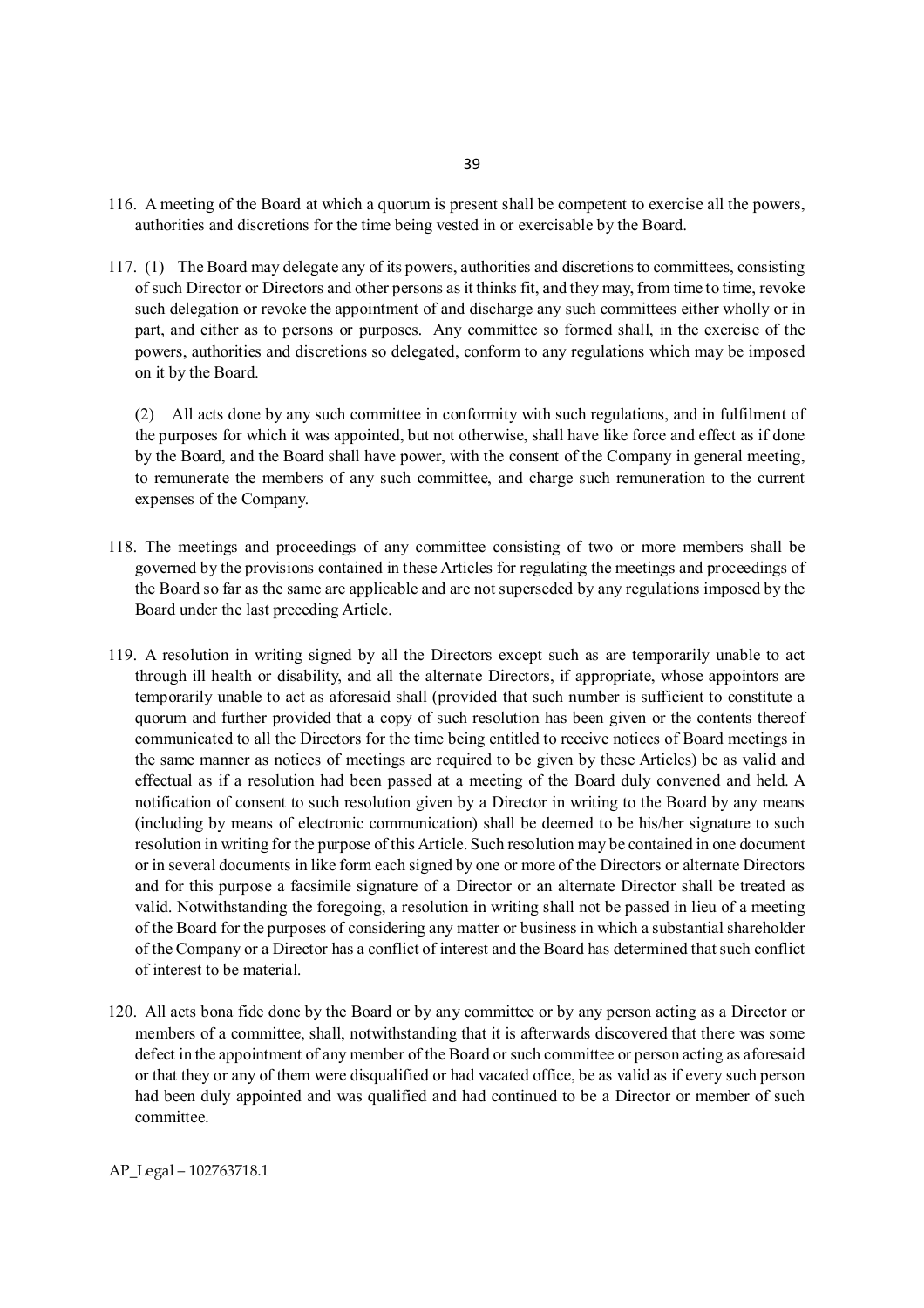116. A meeting of the Board at which a quorum is present shall be competent to exercise all the powers, authorities and discretions for the time being vested in or exercisable by the Board.

117. (1) The Board may delegate any of its powers, authorities and discretions to committees, consisting of such Director or Directors and other persons as it thinks fit, and they may, from time to time, revoke such delegation or revoke the appointment of and discharge any such committees either wholly or in part, and either as to persons or purposes. Any committee so formed shall, in the exercise of the powers, authorities and discretions so delegated, conform to any regulations which may be imposed on it by the Board.

(2) All acts done by any such committee in conformity with such regulations, and in fulfilment of the purposes for which it was appointed, but not otherwise, shall have like force and effect as if done by the Board, and the Board shall have power, with the consent of the Company in general meeting, to remunerate the members of any such committee, and charge such remuneration to the current expenses of the Company.

118. The meetings and proceedings of any committee consisting of two or more members shall be governed by the provisions contained in these Articles for regulating the meetings and proceedings of the Board so far as the same are applicable and are not superseded by any regulations imposed by the Board under the last preceding Article.

119. A resolution in writing signed by all the Directors except such as are temporarily unable to act through ill health or disability, and all the alternate Directors, if appropriate, whose appointors are temporarily unable to act as aforesaid shall (provided that such number is sufficient to constitute a quorum and further provided that a copy of such resolution has been given or the contents thereof communicated to all the Directors for the time being entitled to receive notices of Board meetings in the same manner as notices of meetings are required to be given by these Articles) be as valid and effectual as if a resolution had been passed at a meeting of the Board duly convened and held. A notification of consent to such resolution given by a Director in writing to the Board by any means (including by means of electronic communication) shall be deemed to be his/her signature to such resolution in writing for the purpose of this Article. Such resolution may be contained in one document or in several documents in like form each signed by one or more of the Directors or alternate Directors and for this purpose a facsimile signature of a Director or an alternate Director shall be treated as valid. Notwithstanding the foregoing, a resolution in writing shall not be passed in lieu of a meeting of the Board for the purposes of considering any matter or business in which a substantial shareholder of the Company or a Director has a conflict of interest and the Board has determined that such conflict of interest to be material.

120. All acts bona fide done by the Board or by any committee or by any person acting as a Director or members of a committee, shall, notwithstanding that it is afterwards discovered that there was some defect in the appointment of any member of the Board or such committee or person acting as aforesaid or that they or any of them were disqualified or had vacated office, be as valid as if every such person had been duly appointed and was qualified and had continued to be a Director or member of such committee.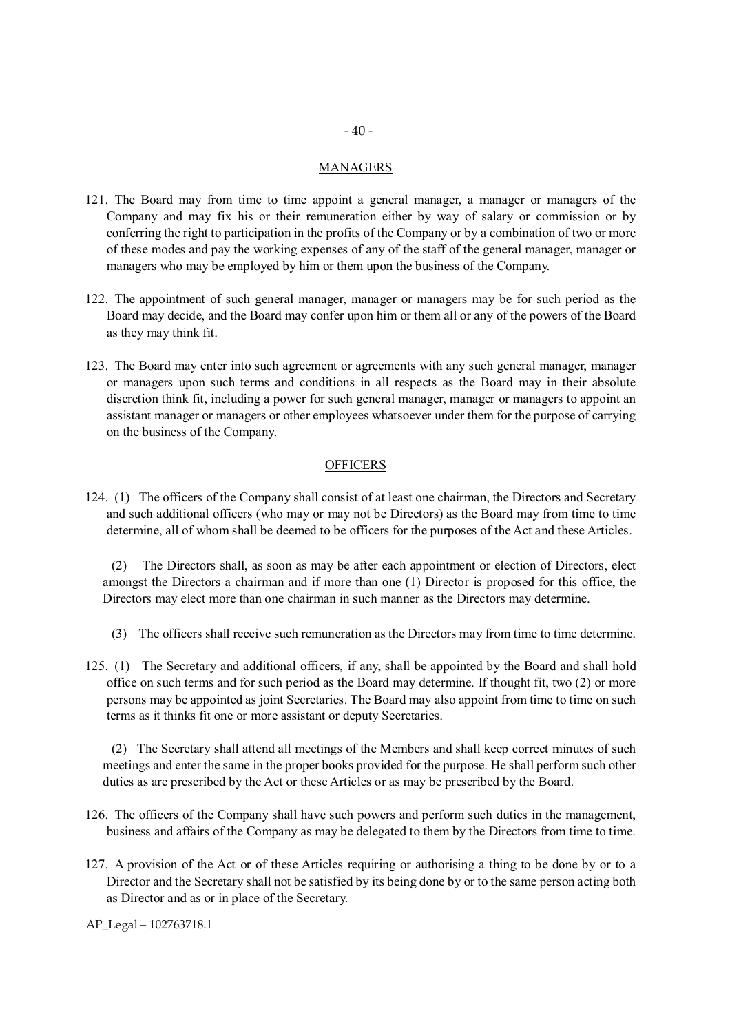## MANAGERS

121. The Board may from time to time appoint a general manager, a manager or managers of the Company and may fix his or their remuneration either by way of salary or commission or by conferring the right to participation in the profits of the Company or by a combination of two or more of these modes and pay the working expenses of any of the staff of the general manager, manager or managers who may be employed by him or them upon the business of the Company.

122. The appointment of such general manager, manager or managers may be for such period as the Board may decide, and the Board may confer upon him or them all or any of the powers of the Board as they may think fit.

123. The Board may enter into such agreement or agreements with any such general manager, manager or managers upon such terms and conditions in all respects as the Board may in their absolute discretion think fit, including a power for such general manager, manager or managers to appoint an assistant manager or managers or other employees whatsoever under them for the purpose of carrying on the business of the Company.

## OFFICERS

124. (1) The officers of the Company shall consist of at least one chairman, the Directors and Secretary and such additional officers (who may or may not be Directors) as the Board may from time to time determine, all of whom shall be deemed to be officers for the purposes of the Act and these Articles.

(2) The Directors shall, as soon as may be after each appointment or election of Directors, elect amongst the Directors a chairman and if more than one (1) Director is proposed for this office, the Directors may elect more than one chairman in such manner as the Directors may determine.

(3) The officers shall receive such remuneration as the Directors may from time to time determine.

125. (1) The Secretary and additional officers, if any, shall be appointed by the Board and shall hold office on such terms and for such period as the Board may determine. If thought fit, two (2) or more persons may be appointed as joint Secretaries. The Board may also appoint from time to time on such terms as it thinks fit one or more assistant or deputy Secretaries.

(2) The Secretary shall attend all meetings of the Members and shall keep correct minutes of such meetings and enter the same in the proper books provided for the purpose. He shall perform such other duties as are prescribed by the Act or these Articles or as may be prescribed by the Board.

126. The officers of the Company shall have such powers and perform such duties in the management, business and affairs of the Company as may be delegated to them by the Directors from time to time.

127. A provision of the Act or of these Articles requiring or authorising a thing to be done by or to a Director and the Secretary shall not be satisfied by its being done by or to the same person acting both as Director and as or in place of the Secretary.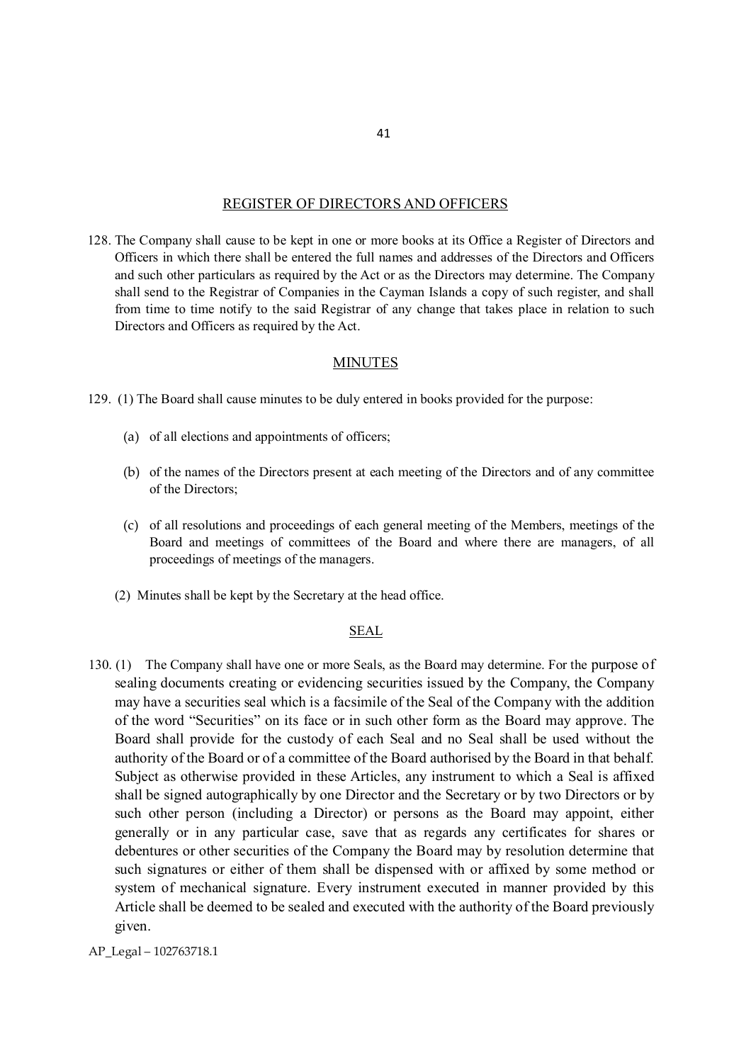## REGISTER OF DIRECTORS AND OFFICERS

128. The Company shall cause to be kept in one or more books at its Office a Register of Directors and Officers in which there shall be entered the full names and addresses of the Directors and Officers and such other particulars as required by the Act or as the Directors may determine. The Company shall send to the Registrar of Companies in the Cayman Islands a copy of such register, and shall from time to time notify to the said Registrar of any change that takes place in relation to such Directors and Officers as required by the Act.

## MINUTES

129. (1) The Board shall cause minutes to be duly entered in books provided for the purpose:

   (a) of all elections and appointments of officers;

   (b) of the names of the Directors present at each meeting of the Directors and of any committee of the Directors;

   (c) of all resolutions and proceedings of each general meeting of the Members, meetings of the Board and meetings of committees of the Board and where there are managers, of all proceedings of meetings of the managers.

   (2) Minutes shall be kept by the Secretary at the head office.

## SEAL

130. (1) The Company shall have one or more Seals, as the Board may determine. For the purpose of sealing documents creating or evidencing securities issued by the Company, the Company may have a securities seal which is a facsimile of the Seal of the Company with the addition of the word "Securities" on its face or in such other form as the Board may approve. The Board shall provide for the custody of each Seal and no Seal shall be used without the authority of the Board or of a committee of the Board authorised by the Board in that behalf. Subject as otherwise provided in these Articles, any instrument to which a Seal is affixed shall be signed autographically by one Director and the Secretary or by two Directors or by such other person (including a Director) or persons as the Board may appoint, either generally or in any particular case, save that as regards any certificates for shares or debentures or other securities of the Company the Board may by resolution determine that such signatures or either of them shall be dispensed with or affixed by some method or system of mechanical signature. Every instrument executed in manner provided by this Article shall be deemed to be sealed and executed with the authority of the Board previously given.

AP_Legal – 102763718.1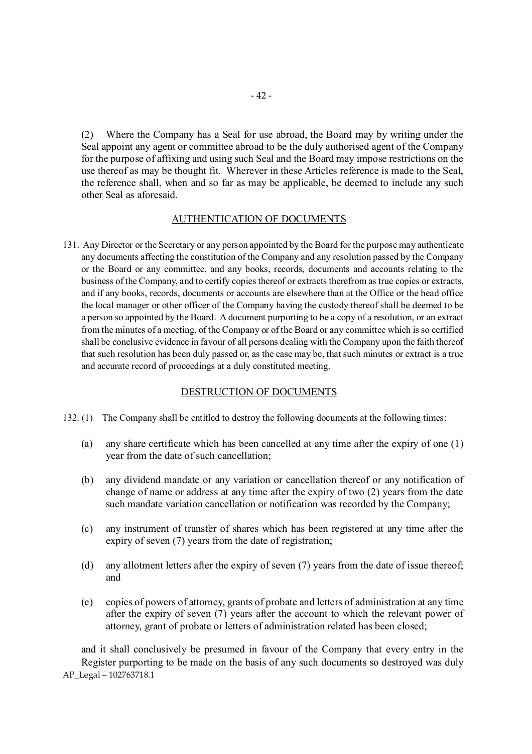(2) Where the Company has a Seal for use abroad, the Board may by writing under the Seal appoint any agent or committee abroad to be the duly authorised agent of the Company for the purpose of affixing and using such Seal and the Board may impose restrictions on the use thereof as may be thought fit. Wherever in these Articles reference is made to the Seal, the reference shall, when and so far as may be applicable, be deemed to include any such other Seal as aforesaid.

## AUTHENTICATION OF DOCUMENTS

131. Any Director or the Secretary or any person appointed by the Board for the purpose may authenticate any documents affecting the constitution of the Company and any resolution passed by the Company or the Board or any committee, and any books, records, documents and accounts relating to the business of the Company, and to certify copies thereof or extracts therefrom as true copies or extracts, and if any books, records, documents or accounts are elsewhere than at the Office or the head office the local manager or other officer of the Company having the custody thereof shall be deemed to be a person so appointed by the Board. A document purporting to be a copy of a resolution, or an extract from the minutes of a meeting, of the Company or of the Board or any committee which is so certified shall be conclusive evidence in favour of all persons dealing with the Company upon the faith thereof that such resolution has been duly passed or, as the case may be, that such minutes or extract is a true and accurate record of proceedings at a duly constituted meeting.

## DESTRUCTION OF DOCUMENTS

132. (1) The Company shall be entitled to destroy the following documents at the following times:

(a) any share certificate which has been cancelled at any time after the expiry of one (1) year from the date of such cancellation;

(b) any dividend mandate or any variation or cancellation thereof or any notification of change of name or address at any time after the expiry of two (2) years from the date such mandate variation cancellation or notification was recorded by the Company;

(c) any instrument of transfer of shares which has been registered at any time after the expiry of seven (7) years from the date of registration;

(d) any allotment letters after the expiry of seven (7) years from the date of issue thereof; and

(e) copies of powers of attorney, grants of probate and letters of administration at any time after the expiry of seven (7) years after the account to which the relevant power of attorney, grant of probate or letters of administration related has been closed;

and it shall conclusively be presumed in favour of the Company that every entry in the Register purporting to be made on the basis of any such documents so destroyed was duly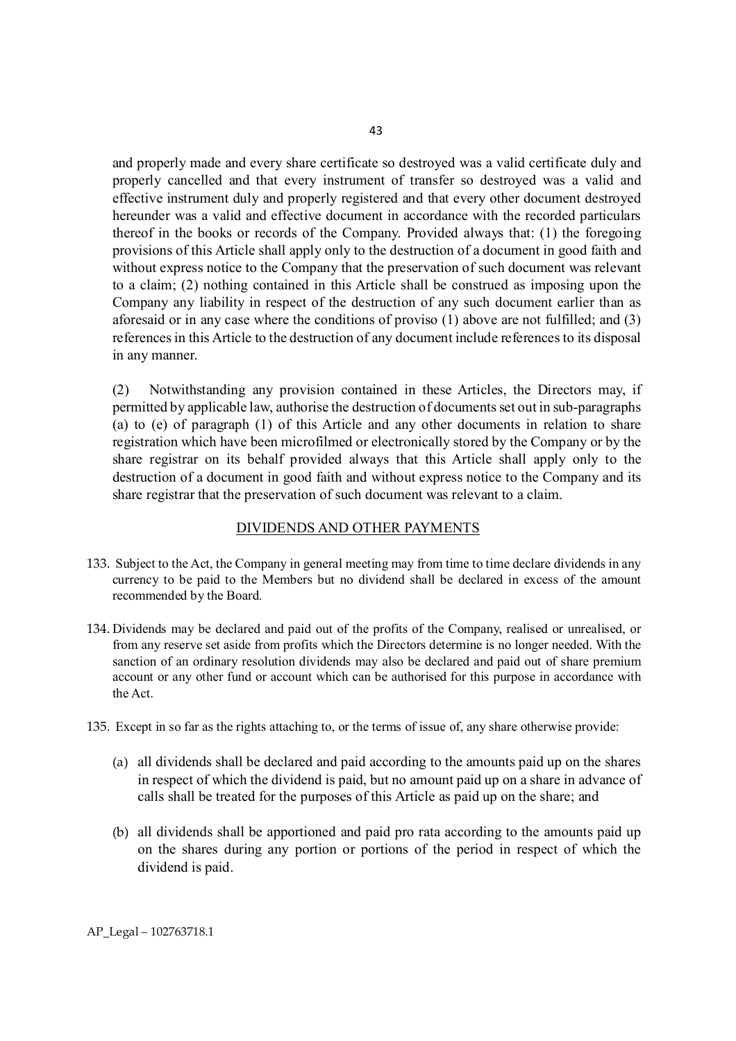and properly made and every share certificate so destroyed was a valid certificate duly and properly cancelled and that every instrument of transfer so destroyed was a valid and effective instrument duly and properly registered and that every other document destroyed hereunder was a valid and effective document in accordance with the recorded particulars thereof in the books or records of the Company. Provided always that: (1) the foregoing provisions of this Article shall apply only to the destruction of a document in good faith and without express notice to the Company that the preservation of such document was relevant to a claim; (2) nothing contained in this Article shall be construed as imposing upon the Company any liability in respect of the destruction of any such document earlier than as aforesaid or in any case where the conditions of proviso (1) above are not fulfilled; and (3) references in this Article to the destruction of any document include references to its disposal in any manner.

(2) Notwithstanding any provision contained in these Articles, the Directors may, if permitted by applicable law, authorise the destruction of documents set out in sub-paragraphs (a) to (e) of paragraph (1) of this Article and any other documents in relation to share registration which have been microfilmed or electronically stored by the Company or by the share registrar on its behalf provided always that this Article shall apply only to the destruction of a document in good faith and without express notice to the Company and its share registrar that the preservation of such document was relevant to a claim.

## DIVIDENDS AND OTHER PAYMENTS

133. Subject to the Act, the Company in general meeting may from time to time declare dividends in any currency to be paid to the Members but no dividend shall be declared in excess of the amount recommended by the Board.

134. Dividends may be declared and paid out of the profits of the Company, realised or unrealised, or from any reserve set aside from profits which the Directors determine is no longer needed. With the sanction of an ordinary resolution dividends may also be declared and paid out of share premium account or any other fund or account which can be authorised for this purpose in accordance with the Act.

135. Except in so far as the rights attaching to, or the terms of issue of, any share otherwise provide:

(a) all dividends shall be declared and paid according to the amounts paid up on the shares in respect of which the dividend is paid, but no amount paid up on a share in advance of calls shall be treated for the purposes of this Article as paid up on the share; and

(b) all dividends shall be apportioned and paid pro rata according to the amounts paid up on the shares during any portion or portions of the period in respect of which the dividend is paid.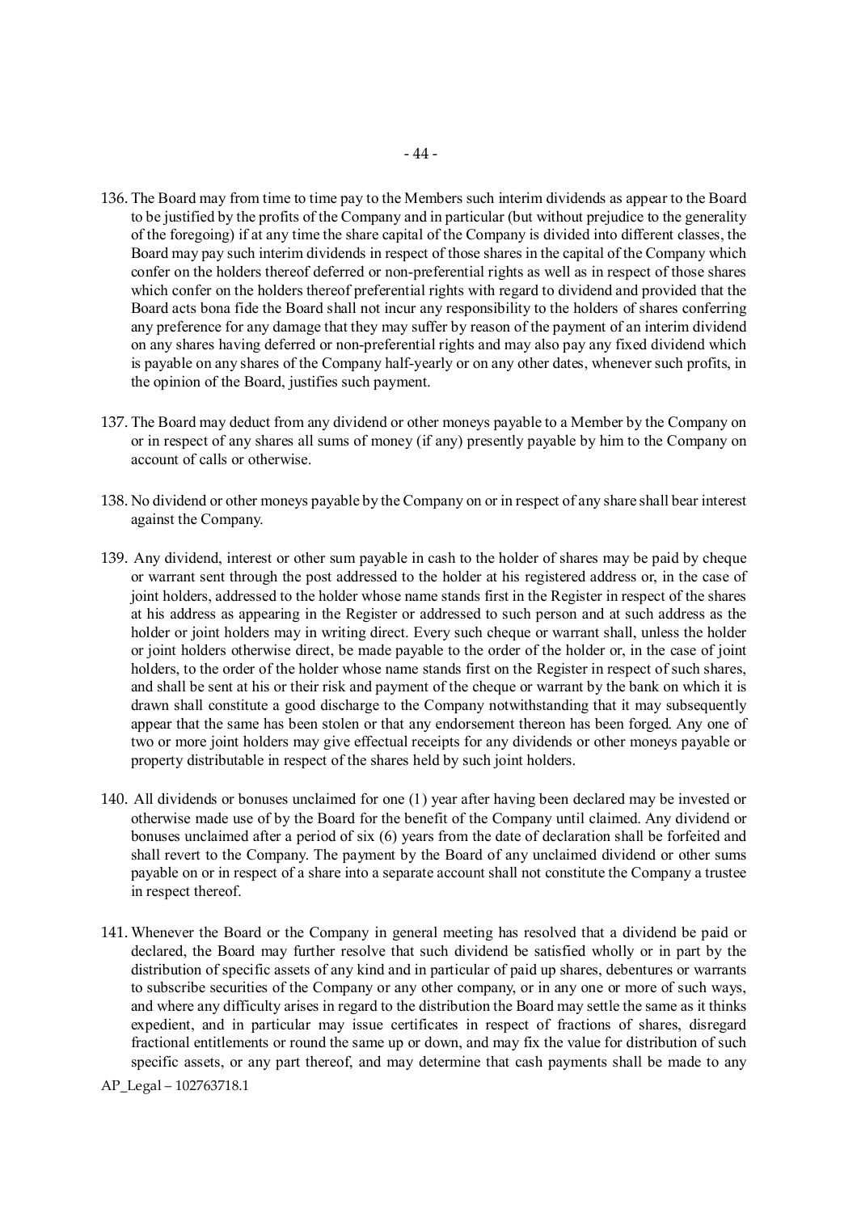136. The Board may from time to time pay to the Members such interim dividends as appear to the Board to be justified by the profits of the Company and in particular (but without prejudice to the generality of the foregoing) if at any time the share capital of the Company is divided into different classes, the Board may pay such interim dividends in respect of those shares in the capital of the Company which confer on the holders thereof deferred or non-preferential rights as well as in respect of those shares which confer on the holders thereof preferential rights with regard to dividend and provided that the Board acts bona fide the Board shall not incur any responsibility to the holders of shares conferring any preference for any damage that they may suffer by reason of the payment of an interim dividend on any shares having deferred or non-preferential rights and may also pay any fixed dividend which is payable on any shares of the Company half-yearly or on any other dates, whenever such profits, in the opinion of the Board, justifies such payment.

137. The Board may deduct from any dividend or other moneys payable to a Member by the Company on or in respect of any shares all sums of money (if any) presently payable by him to the Company on account of calls or otherwise.

138. No dividend or other moneys payable by the Company on or in respect of any share shall bear interest against the Company.

139. Any dividend, interest or other sum payable in cash to the holder of shares may be paid by cheque or warrant sent through the post addressed to the holder at his registered address or, in the case of joint holders, addressed to the holder whose name stands first in the Register in respect of the shares at his address as appearing in the Register or addressed to such person and at such address as the holder or joint holders may in writing direct. Every such cheque or warrant shall, unless the holder or joint holders otherwise direct, be made payable to the order of the holder or, in the case of joint holders, to the order of the holder whose name stands first on the Register in respect of such shares, and shall be sent at his or their risk and payment of the cheque or warrant by the bank on which it is drawn shall constitute a good discharge to the Company notwithstanding that it may subsequently appear that the same has been stolen or that any endorsement thereon has been forged. Any one of two or more joint holders may give effectual receipts for any dividends or other moneys payable or property distributable in respect of the shares held by such joint holders.

140. All dividends or bonuses unclaimed for one (1) year after having been declared may be invested or otherwise made use of by the Board for the benefit of the Company until claimed. Any dividend or bonuses unclaimed after a period of six (6) years from the date of declaration shall be forfeited and shall revert to the Company. The payment by the Board of any unclaimed dividend or other sums payable on or in respect of a share into a separate account shall not constitute the Company a trustee in respect thereof.

141. Whenever the Board or the Company in general meeting has resolved that a dividend be paid or declared, the Board may further resolve that such dividend be satisfied wholly or in part by the distribution of specific assets of any kind and in particular of paid up shares, debentures or warrants to subscribe securities of the Company or any other company, or in any one or more of such ways, and where any difficulty arises in regard to the distribution the Board may settle the same as it thinks expedient, and in particular may issue certificates in respect of fractions of shares, disregard fractional entitlements or round the same up or down, and may fix the value for distribution of such specific assets, or any part thereof, and may determine that cash payments shall be made to any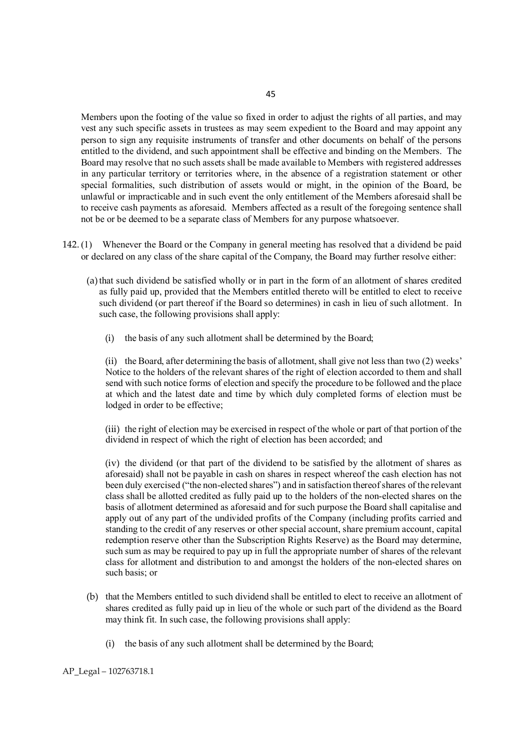Members upon the footing of the value so fixed in order to adjust the rights of all parties, and may vest any such specific assets in trustees as may seem expedient to the Board and may appoint any person to sign any requisite instruments of transfer and other documents on behalf of the persons entitled to the dividend, and such appointment shall be effective and binding on the Members. The Board may resolve that no such assets shall be made available to Members with registered addresses in any particular territory or territories where, in the absence of a registration statement or other special formalities, such distribution of assets would or might, in the opinion of the Board, be unlawful or impracticable and in such event the only entitlement of the Members aforesaid shall be to receive cash payments as aforesaid. Members affected as a result of the foregoing sentence shall not be or be deemed to be a separate class of Members for any purpose whatsoever.

142. (1) Whenever the Board or the Company in general meeting has resolved that a dividend be paid or declared on any class of the share capital of the Company, the Board may further resolve either:

(a) that such dividend be satisfied wholly or in part in the form of an allotment of shares credited as fully paid up, provided that the Members entitled thereto will be entitled to elect to receive such dividend (or part thereof if the Board so determines) in cash in lieu of such allotment. In such case, the following provisions shall apply:

(i) the basis of any such allotment shall be determined by the Board;

(ii) the Board, after determining the basis of allotment, shall give not less than two (2) weeks' Notice to the holders of the relevant shares of the right of election accorded to them and shall send with such notice forms of election and specify the procedure to be followed and the place at which and the latest date and time by which duly completed forms of election must be lodged in order to be effective;

(iii) the right of election may be exercised in respect of the whole or part of that portion of the dividend in respect of which the right of election has been accorded; and

(iv) the dividend (or that part of the dividend to be satisfied by the allotment of shares as aforesaid) shall not be payable in cash on shares in respect whereof the cash election has not been duly exercised ("the non-elected shares") and in satisfaction thereof shares of the relevant class shall be allotted credited as fully paid up to the holders of the non-elected shares on the basis of allotment determined as aforesaid and for such purpose the Board shall capitalise and apply out of any part of the undivided profits of the Company (including profits carried and standing to the credit of any reserves or other special account, share premium account, capital redemption reserve other than the Subscription Rights Reserve) as the Board may determine, such sum as may be required to pay up in full the appropriate number of shares of the relevant class for allotment and distribution to and amongst the holders of the non-elected shares on such basis; or

(b) that the Members entitled to such dividend shall be entitled to elect to receive an allotment of shares credited as fully paid up in lieu of the whole or such part of the dividend as the Board may think fit. In such case, the following provisions shall apply:

(i) the basis of any such allotment shall be determined by the Board;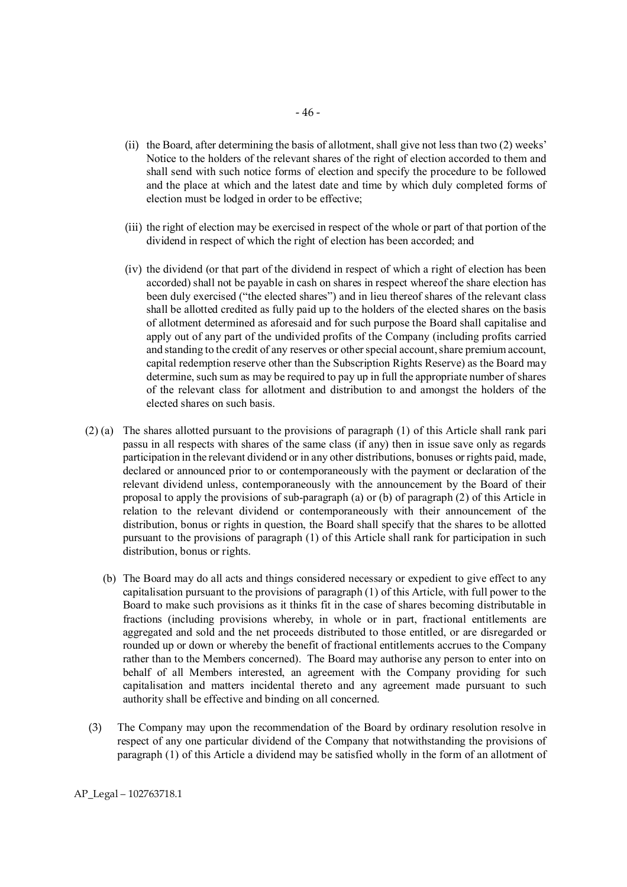(ii) the Board, after determining the basis of allotment, shall give not less than two (2) weeks' Notice to the holders of the relevant shares of the right of election accorded to them and shall send with such notice forms of election and specify the procedure to be followed and the place at which and the latest date and time by which duly completed forms of election must be lodged in order to be effective;

(iii) the right of election may be exercised in respect of the whole or part of that portion of the dividend in respect of which the right of election has been accorded; and

(iv) the dividend (or that part of the dividend in respect of which a right of election has been accorded) shall not be payable in cash on shares in respect whereof the share election has been duly exercised ("the elected shares") and in lieu thereof shares of the relevant class shall be allotted credited as fully paid up to the holders of the elected shares on the basis of allotment determined as aforesaid and for such purpose the Board shall capitalise and apply out of any part of the undivided profits of the Company (including profits carried and standing to the credit of any reserves or other special account, share premium account, capital redemption reserve other than the Subscription Rights Reserve) as the Board may determine, such sum as may be required to pay up in full the appropriate number of shares of the relevant class for allotment and distribution to and amongst the holders of the elected shares on such basis.

(2) (a) The shares allotted pursuant to the provisions of paragraph (1) of this Article shall rank pari passu in all respects with shares of the same class (if any) then in issue save only as regards participation in the relevant dividend or in any other distributions, bonuses or rights paid, made, declared or announced prior to or contemporaneously with the payment or declaration of the relevant dividend unless, contemporaneously with the announcement by the Board of their proposal to apply the provisions of sub-paragraph (a) or (b) of paragraph (2) of this Article in relation to the relevant dividend or contemporaneously with their announcement of the distribution, bonus or rights in question, the Board shall specify that the shares to be allotted pursuant to the provisions of paragraph (1) of this Article shall rank for participation in such distribution, bonus or rights.

(b) The Board may do all acts and things considered necessary or expedient to give effect to any capitalisation pursuant to the provisions of paragraph (1) of this Article, with full power to the Board to make such provisions as it thinks fit in the case of shares becoming distributable in fractions (including provisions whereby, in whole or in part, fractional entitlements are aggregated and sold and the net proceeds distributed to those entitled, or are disregarded or rounded up or down or whereby the benefit of fractional entitlements accrues to the Company rather than to the Members concerned). The Board may authorise any person to enter into on behalf of all Members interested, an agreement with the Company providing for such capitalisation and matters incidental thereto and any agreement made pursuant to such authority shall be effective and binding on all concerned.

(3) The Company may upon the recommendation of the Board by ordinary resolution resolve in respect of any one particular dividend of the Company that notwithstanding the provisions of paragraph (1) of this Article a dividend may be satisfied wholly in the form of an allotment of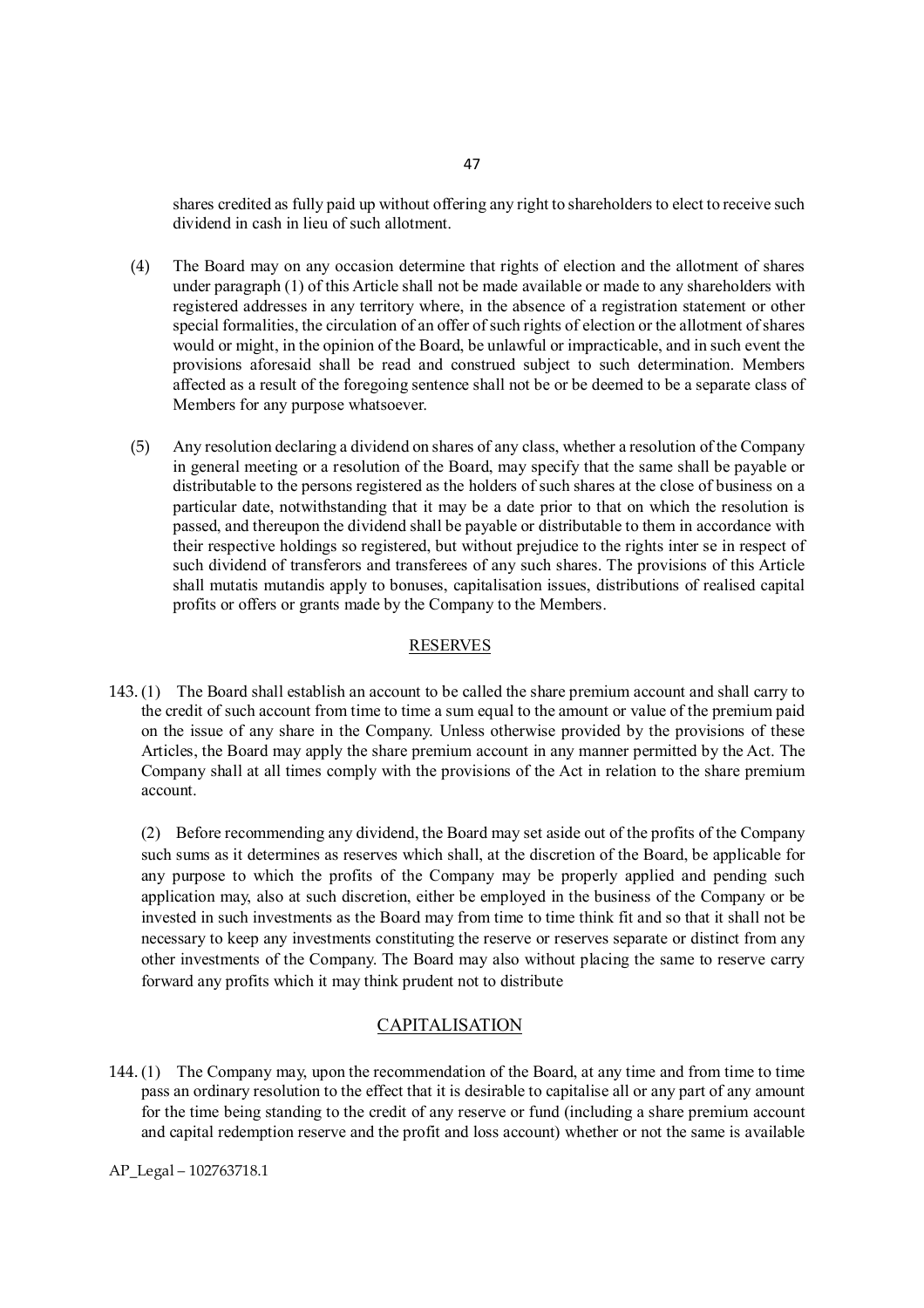shares credited as fully paid up without offering any right to shareholders to elect to receive such dividend in cash in lieu of such allotment.

(4) The Board may on any occasion determine that rights of election and the allotment of shares under paragraph (1) of this Article shall not be made available or made to any shareholders with registered addresses in any territory where, in the absence of a registration statement or other special formalities, the circulation of an offer of such rights of election or the allotment of shares would or might, in the opinion of the Board, be unlawful or impracticable, and in such event the provisions aforesaid shall be read and construed subject to such determination. Members affected as a result of the foregoing sentence shall not be or be deemed to be a separate class of Members for any purpose whatsoever.

(5) Any resolution declaring a dividend on shares of any class, whether a resolution of the Company in general meeting or a resolution of the Board, may specify that the same shall be payable or distributable to the persons registered as the holders of such shares at the close of business on a particular date, notwithstanding that it may be a date prior to that on which the resolution is passed, and thereupon the dividend shall be payable or distributable to them in accordance with their respective holdings so registered, but without prejudice to the rights inter se in respect of such dividend of transferors and transferees of any such shares. The provisions of this Article shall mutatis mutandis apply to bonuses, capitalisation issues, distributions of realised capital profits or offers or grants made by the Company to the Members.

## RESERVES

143. (1) The Board shall establish an account to be called the share premium account and shall carry to the credit of such account from time to time a sum equal to the amount or value of the premium paid on the issue of any share in the Company. Unless otherwise provided by the provisions of these Articles, the Board may apply the share premium account in any manner permitted by the Act. The Company shall at all times comply with the provisions of the Act in relation to the share premium account.

(2) Before recommending any dividend, the Board may set aside out of the profits of the Company such sums as it determines as reserves which shall, at the discretion of the Board, be applicable for any purpose to which the profits of the Company may be properly applied and pending such application may, also at such discretion, either be employed in the business of the Company or be invested in such investments as the Board may from time to time think fit and so that it shall not be necessary to keep any investments constituting the reserve or reserves separate or distinct from any other investments of the Company. The Board may also without placing the same to reserve carry forward any profits which it may think prudent not to distribute

## CAPITALISATION

144. (1) The Company may, upon the recommendation of the Board, at any time and from time to time pass an ordinary resolution to the effect that it is desirable to capitalise all or any part of any amount for the time being standing to the credit of any reserve or fund (including a share premium account and capital redemption reserve and the profit and loss account) whether or not the same is available

AP_Legal – 102763718.1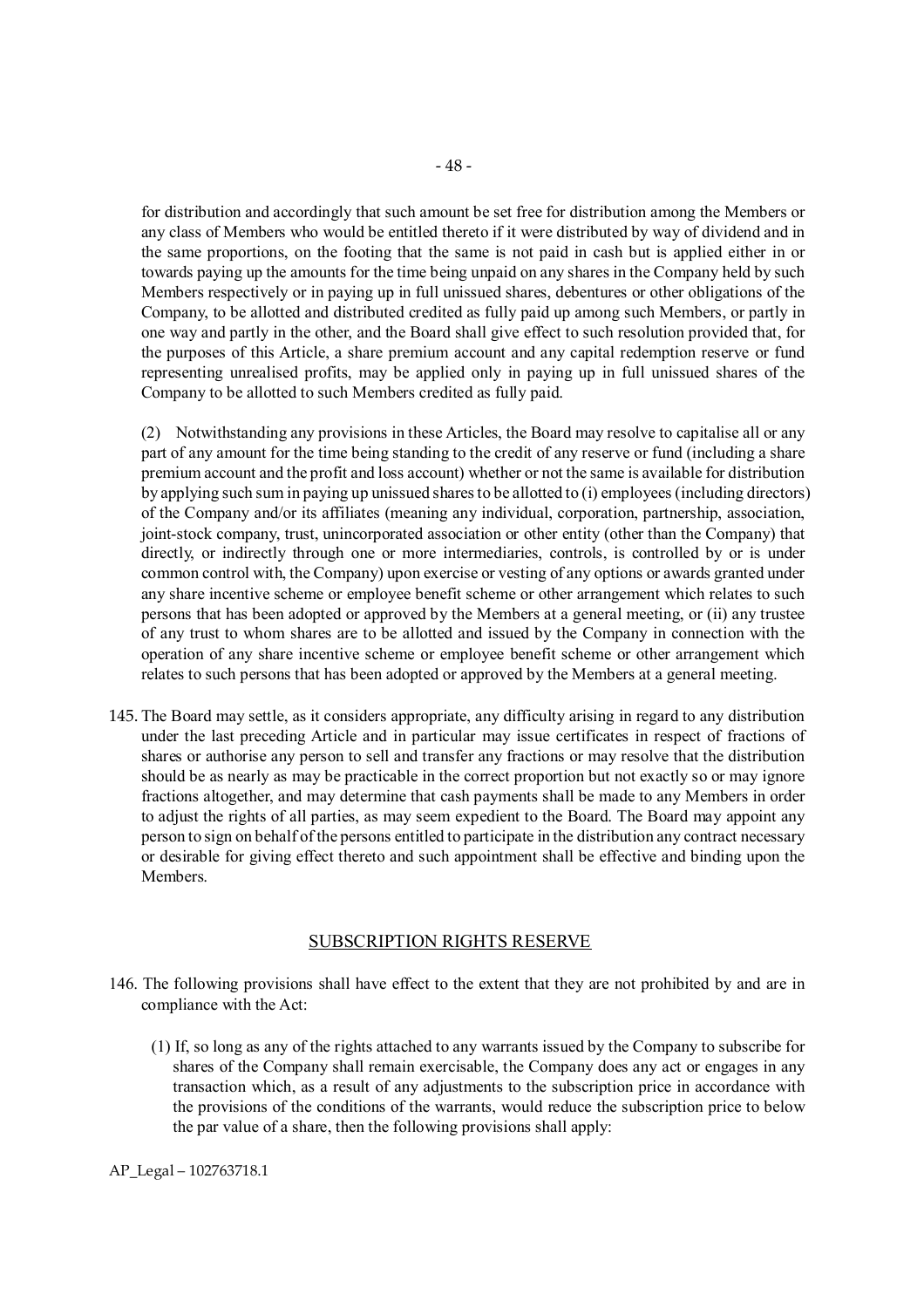for distribution and accordingly that such amount be set free for distribution among the Members or any class of Members who would be entitled thereto if it were distributed by way of dividend and in the same proportions, on the footing that the same is not paid in cash but is applied either in or towards paying up the amounts for the time being unpaid on any shares in the Company held by such Members respectively or in paying up in full unissued shares, debentures or other obligations of the Company, to be allotted and distributed credited as fully paid up among such Members, or partly in one way and partly in the other, and the Board shall give effect to such resolution provided that, for the purposes of this Article, a share premium account and any capital redemption reserve or fund representing unrealised profits, may be applied only in paying up in full unissued shares of the Company to be allotted to such Members credited as fully paid.

(2) Notwithstanding any provisions in these Articles, the Board may resolve to capitalise all or any part of any amount for the time being standing to the credit of any reserve or fund (including a share premium account and the profit and loss account) whether or not the same is available for distribution by applying such sum in paying up unissued shares to be allotted to (i) employees (including directors) of the Company and/or its affiliates (meaning any individual, corporation, partnership, association, joint-stock company, trust, unincorporated association or other entity (other than the Company) that directly, or indirectly through one or more intermediaries, controls, is controlled by or is under common control with, the Company) upon exercise or vesting of any options or awards granted under any share incentive scheme or employee benefit scheme or other arrangement which relates to such persons that has been adopted or approved by the Members at a general meeting, or (ii) any trustee of any trust to whom shares are to be allotted and issued by the Company in connection with the operation of any share incentive scheme or employee benefit scheme or other arrangement which relates to such persons that has been adopted or approved by the Members at a general meeting.

145. The Board may settle, as it considers appropriate, any difficulty arising in regard to any distribution under the last preceding Article and in particular may issue certificates in respect of fractions of shares or authorise any person to sell and transfer any fractions or may resolve that the distribution should be as nearly as may be practicable in the correct proportion but not exactly so or may ignore fractions altogether, and may determine that cash payments shall be made to any Members in order to adjust the rights of all parties, as may seem expedient to the Board. The Board may appoint any person to sign on behalf of the persons entitled to participate in the distribution any contract necessary or desirable for giving effect thereto and such appointment shall be effective and binding upon the Members.

## SUBSCRIPTION RIGHTS RESERVE

146. The following provisions shall have effect to the extent that they are not prohibited by and are in compliance with the Act:

(1) If, so long as any of the rights attached to any warrants issued by the Company to subscribe for shares of the Company shall remain exercisable, the Company does any act or engages in any transaction which, as a result of any adjustments to the subscription price in accordance with the provisions of the conditions of the warrants, would reduce the subscription price to below the par value of a share, then the following provisions shall apply: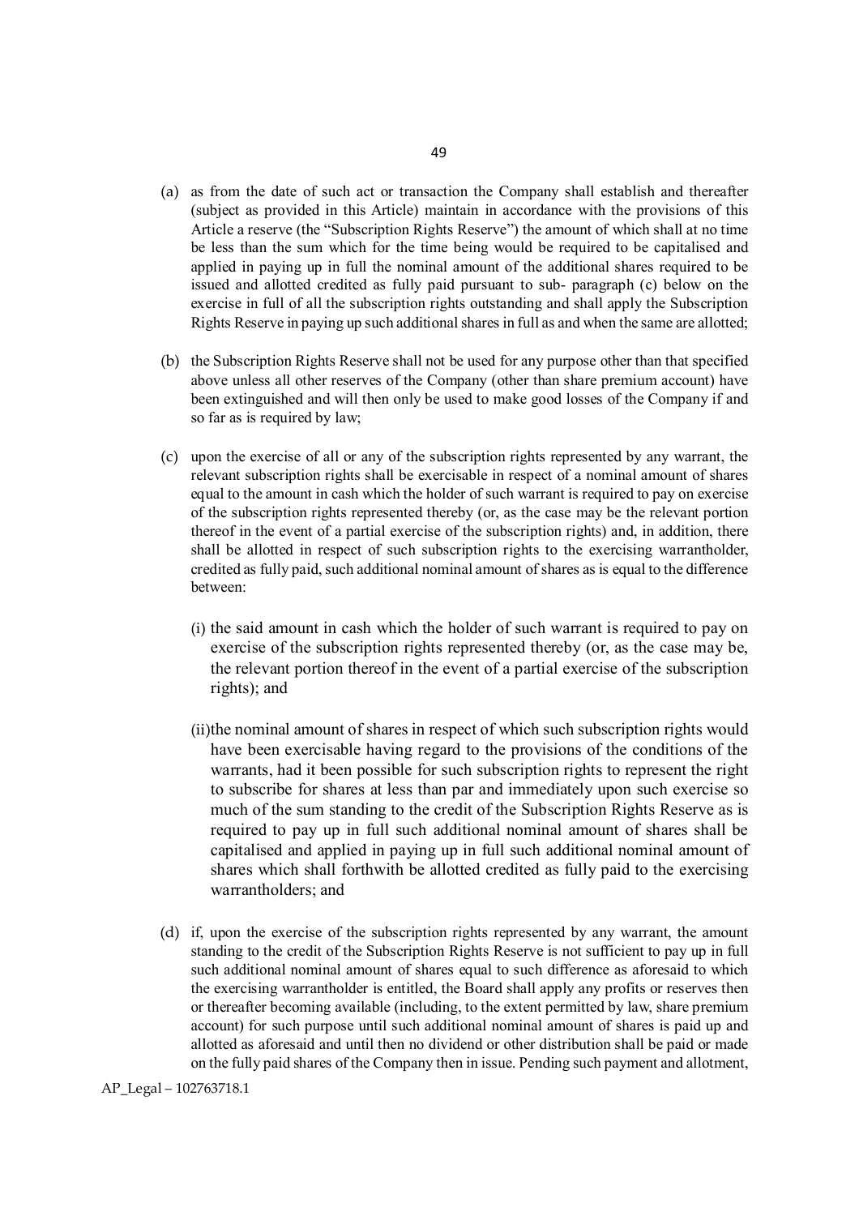(a) as from the date of such act or transaction the Company shall establish and thereafter (subject as provided in this Article) maintain in accordance with the provisions of this Article a reserve (the "Subscription Rights Reserve") the amount of which shall at no time be less than the sum which for the time being would be required to be capitalised and applied in paying up in full the nominal amount of the additional shares required to be issued and allotted credited as fully paid pursuant to sub- paragraph (c) below on the exercise in full of all the subscription rights outstanding and shall apply the Subscription Rights Reserve in paying up such additional shares in full as and when the same are allotted;

(b) the Subscription Rights Reserve shall not be used for any purpose other than that specified above unless all other reserves of the Company (other than share premium account) have been extinguished and will then only be used to make good losses of the Company if and so far as is required by law;

(c) upon the exercise of all or any of the subscription rights represented by any warrant, the relevant subscription rights shall be exercisable in respect of a nominal amount of shares equal to the amount in cash which the holder of such warrant is required to pay on exercise of the subscription rights represented thereby (or, as the case may be the relevant portion thereof in the event of a partial exercise of the subscription rights) and, in addition, there shall be allotted in respect of such subscription rights to the exercising warrantholder, credited as fully paid, such additional nominal amount of shares as is equal to the difference between:

   (i) the said amount in cash which the holder of such warrant is required to pay on exercise of the subscription rights represented thereby (or, as the case may be, the relevant portion thereof in the event of a partial exercise of the subscription rights); and

   (ii) the nominal amount of shares in respect of which such subscription rights would have been exercisable having regard to the provisions of the conditions of the warrants, had it been possible for such subscription rights to represent the right to subscribe for shares at less than par and immediately upon such exercise so much of the sum standing to the credit of the Subscription Rights Reserve as is required to pay up in full such additional nominal amount of shares shall be capitalised and applied in paying up in full such additional nominal amount of shares which shall forthwith be allotted credited as fully paid to the exercising warrantholders; and

(d) if, upon the exercise of the subscription rights represented by any warrant, the amount standing to the credit of the Subscription Rights Reserve is not sufficient to pay up in full such additional nominal amount of shares equal to such difference as aforesaid to which the exercising warrantholder is entitled, the Board shall apply any profits or reserves then or thereafter becoming available (including, to the extent permitted by law, share premium account) for such purpose until such additional nominal amount of shares is paid up and allotted as aforesaid and until then no dividend or other distribution shall be paid or made on the fully paid shares of the Company then in issue. Pending such payment and allotment,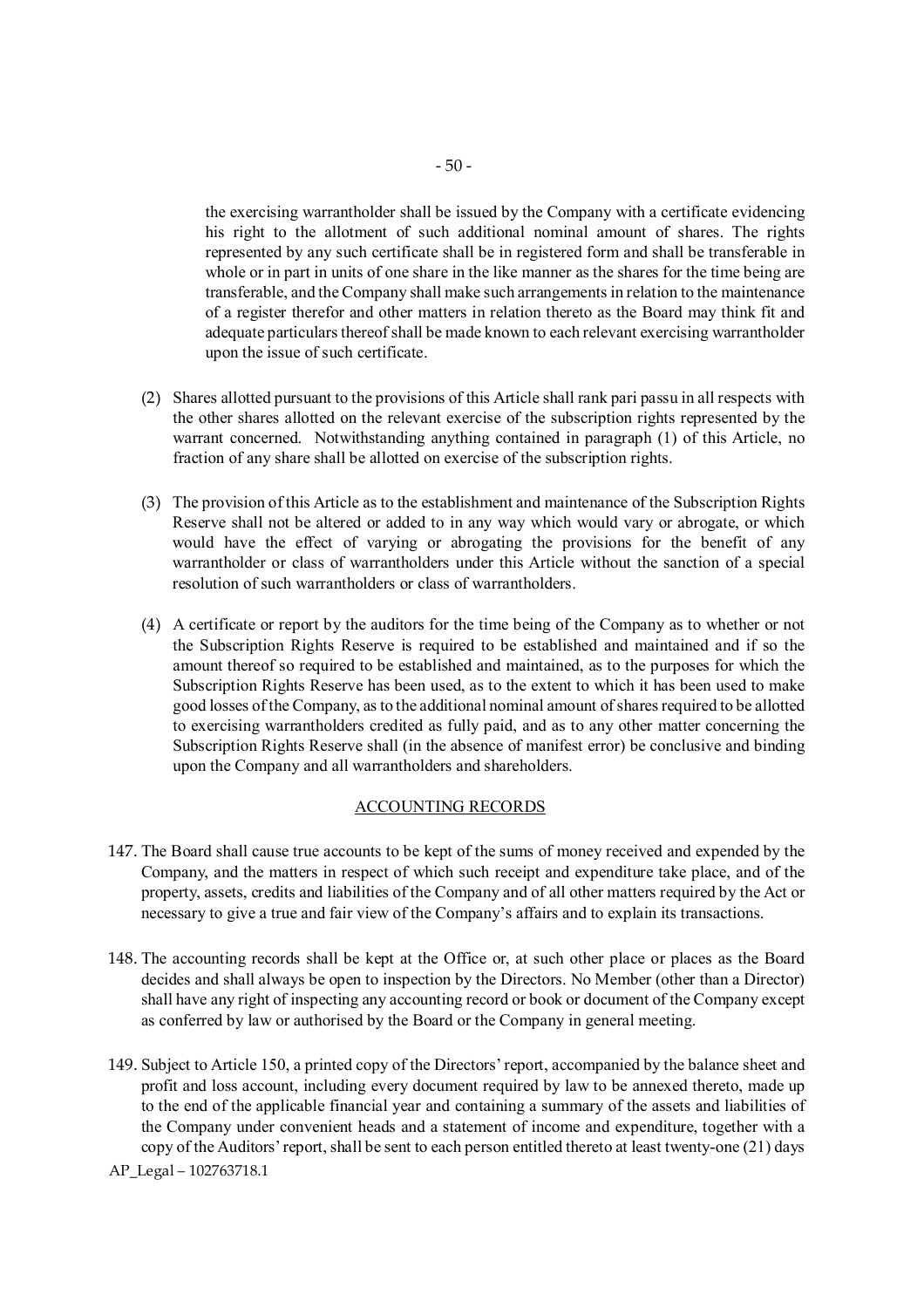the exercising warrantholder shall be issued by the Company with a certificate evidencing his right to the allotment of such additional nominal amount of shares. The rights represented by any such certificate shall be in registered form and shall be transferable in whole or in part in units of one share in the like manner as the shares for the time being are transferable, and the Company shall make such arrangements in relation to the maintenance of a register therefor and other matters in relation thereto as the Board may think fit and adequate particulars thereof shall be made known to each relevant exercising warrantholder upon the issue of such certificate.

(2) Shares allotted pursuant to the provisions of this Article shall rank pari passu in all respects with the other shares allotted on the relevant exercise of the subscription rights represented by the warrant concerned. Notwithstanding anything contained in paragraph (1) of this Article, no fraction of any share shall be allotted on exercise of the subscription rights.

(3) The provision of this Article as to the establishment and maintenance of the Subscription Rights Reserve shall not be altered or added to in any way which would vary or abrogate, or which would have the effect of varying or abrogating the provisions for the benefit of any warrantholder or class of warrantholders under this Article without the sanction of a special resolution of such warrantholders or class of warrantholders.

(4) A certificate or report by the auditors for the time being of the Company as to whether or not the Subscription Rights Reserve is required to be established and maintained and if so the amount thereof so required to be established and maintained, as to the purposes for which the Subscription Rights Reserve has been used, as to the extent to which it has been used to make good losses of the Company, as to the additional nominal amount of shares required to be allotted to exercising warrantholders credited as fully paid, and as to any other matter concerning the Subscription Rights Reserve shall (in the absence of manifest error) be conclusive and binding upon the Company and all warrantholders and shareholders.

## ACCOUNTING RECORDS

147. The Board shall cause true accounts to be kept of the sums of money received and expended by the Company, and the matters in respect of which such receipt and expenditure take place, and of the property, assets, credits and liabilities of the Company and of all other matters required by the Act or necessary to give a true and fair view of the Company's affairs and to explain its transactions.

148. The accounting records shall be kept at the Office or, at such other place or places as the Board decides and shall always be open to inspection by the Directors. No Member (other than a Director) shall have any right of inspecting any accounting record or book or document of the Company except as conferred by law or authorised by the Board or the Company in general meeting.

149. Subject to Article 150, a printed copy of the Directors' report, accompanied by the balance sheet and profit and loss account, including every document required by law to be annexed thereto, made up to the end of the applicable financial year and containing a summary of the assets and liabilities of the Company under convenient heads and a statement of income and expenditure, together with a copy of the Auditors' report, shall be sent to each person entitled thereto at least twenty-one (21) days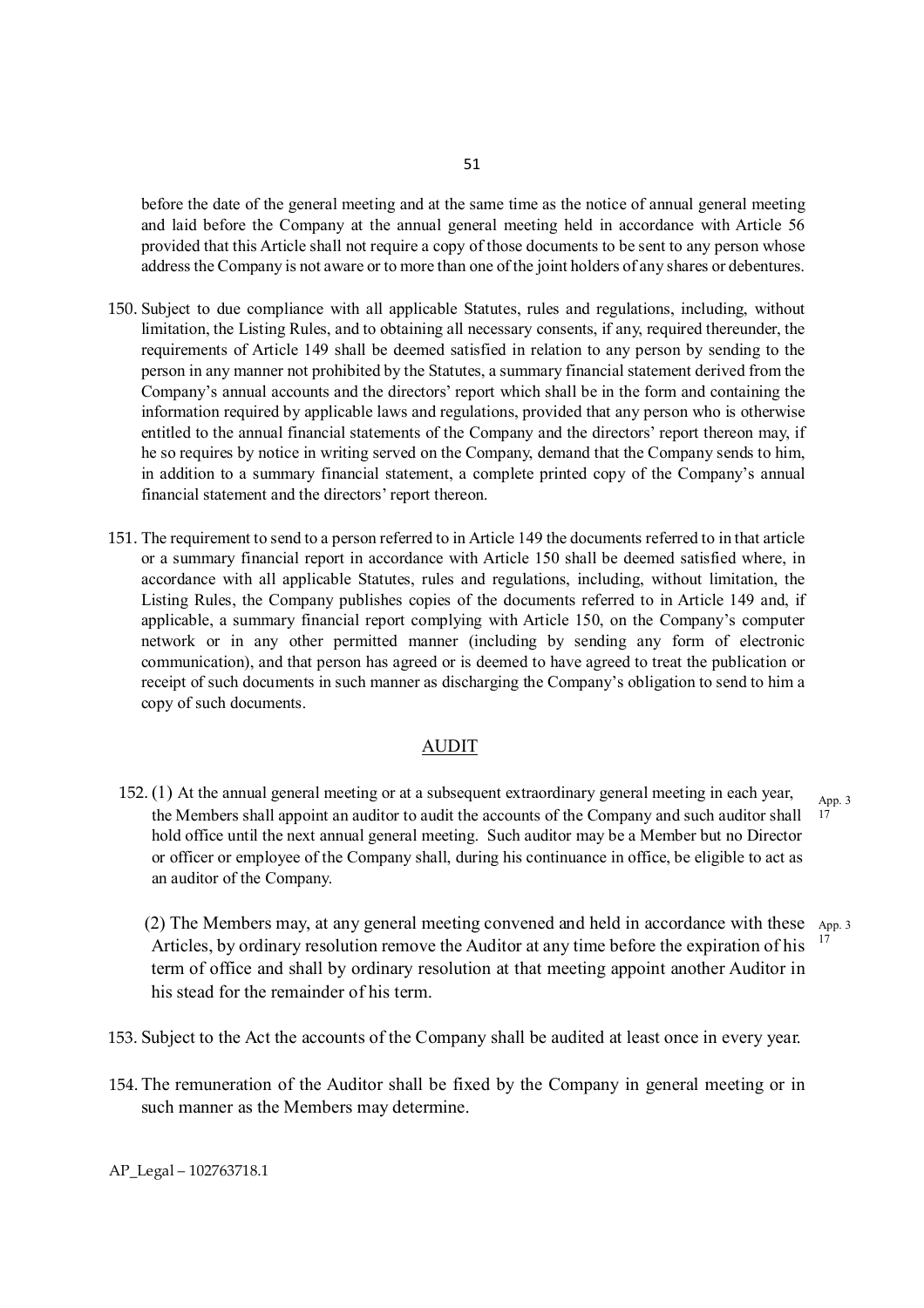before the date of the general meeting and at the same time as the notice of annual general meeting and laid before the Company at the annual general meeting held in accordance with Article 56 provided that this Article shall not require a copy of those documents to be sent to any person whose address the Company is not aware or to more than one of the joint holders of any shares or debentures.

150. Subject to due compliance with all applicable Statutes, rules and regulations, including, without limitation, the Listing Rules, and to obtaining all necessary consents, if any, required thereunder, the requirements of Article 149 shall be deemed satisfied in relation to any person by sending to the person in any manner not prohibited by the Statutes, a summary financial statement derived from the Company's annual accounts and the directors' report which shall be in the form and containing the information required by applicable laws and regulations, provided that any person who is otherwise entitled to the annual financial statements of the Company and the directors' report thereon may, if he so requires by notice in writing served on the Company, demand that the Company sends to him, in addition to a summary financial statement, a complete printed copy of the Company's annual financial statement and the directors' report thereon.

151. The requirement to send to a person referred to in Article 149 the documents referred to in that article or a summary financial report in accordance with Article 150 shall be deemed satisfied where, in accordance with all applicable Statutes, rules and regulations, including, without limitation, the Listing Rules, the Company publishes copies of the documents referred to in Article 149 and, if applicable, a summary financial report complying with Article 150, on the Company's computer network or in any other permitted manner (including by sending any form of electronic communication), and that person has agreed or is deemed to have agreed to treat the publication or receipt of such documents in such manner as discharging the Company's obligation to send to him a copy of such documents.

## AUDIT

152. (1) At the annual general meeting or at a subsequent extraordinary general meeting in each year, the Members shall appoint an auditor to audit the accounts of the Company and such auditor shall hold office until the next annual general meeting. Such auditor may be a Member but no Director or officer or employee of the Company shall, during his continuance in office, be eligible to act as an auditor of the Company. App. 3 17

(2) The Members may, at any general meeting convened and held in accordance with these Articles, by ordinary resolution remove the Auditor at any time before the expiration of his term of office and shall by ordinary resolution at that meeting appoint another Auditor in his stead for the remainder of his term. App. 3 17

153. Subject to the Act the accounts of the Company shall be audited at least once in every year.

154. The remuneration of the Auditor shall be fixed by the Company in general meeting or in such manner as the Members may determine.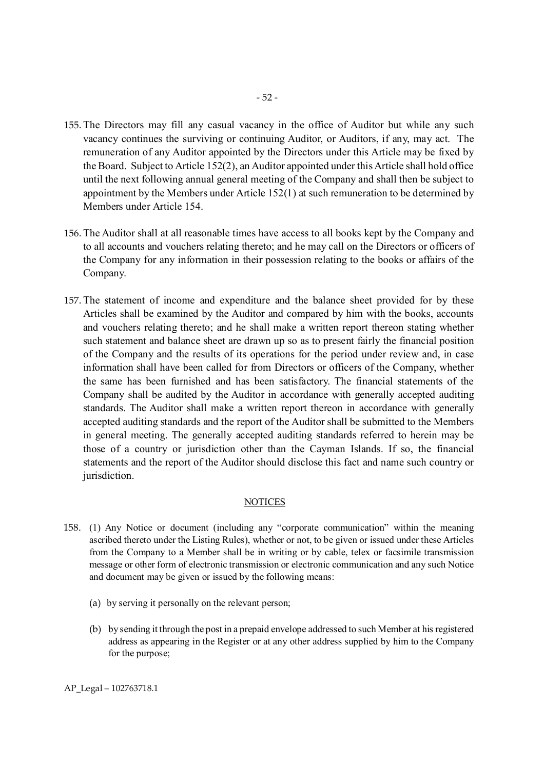155. The Directors may fill any casual vacancy in the office of Auditor but while any such vacancy continues the surviving or continuing Auditor, or Auditors, if any, may act. The remuneration of any Auditor appointed by the Directors under this Article may be fixed by the Board. Subject to Article 152(2), an Auditor appointed under this Article shall hold office until the next following annual general meeting of the Company and shall then be subject to appointment by the Members under Article 152(1) at such remuneration to be determined by Members under Article 154.

156. The Auditor shall at all reasonable times have access to all books kept by the Company and to all accounts and vouchers relating thereto; and he may call on the Directors or officers of the Company for any information in their possession relating to the books or affairs of the Company.

157. The statement of income and expenditure and the balance sheet provided for by these Articles shall be examined by the Auditor and compared by him with the books, accounts and vouchers relating thereto; and he shall make a written report thereon stating whether such statement and balance sheet are drawn up so as to present fairly the financial position of the Company and the results of its operations for the period under review and, in case information shall have been called for from Directors or officers of the Company, whether the same has been furnished and has been satisfactory. The financial statements of the Company shall be audited by the Auditor in accordance with generally accepted auditing standards. The Auditor shall make a written report thereon in accordance with generally accepted auditing standards and the report of the Auditor shall be submitted to the Members in general meeting. The generally accepted auditing standards referred to herein may be those of a country or jurisdiction other than the Cayman Islands. If so, the financial statements and the report of the Auditor should disclose this fact and name such country or jurisdiction.

## NOTICES

158. (1) Any Notice or document (including any "corporate communication" within the meaning ascribed thereto under the Listing Rules), whether or not, to be given or issued under these Articles from the Company to a Member shall be in writing or by cable, telex or facsimile transmission message or other form of electronic transmission or electronic communication and any such Notice and document may be given or issued by the following means:

(a) by serving it personally on the relevant person;

(b) by sending it through the post in a prepaid envelope addressed to such Member at his registered address as appearing in the Register or at any other address supplied by him to the Company for the purpose;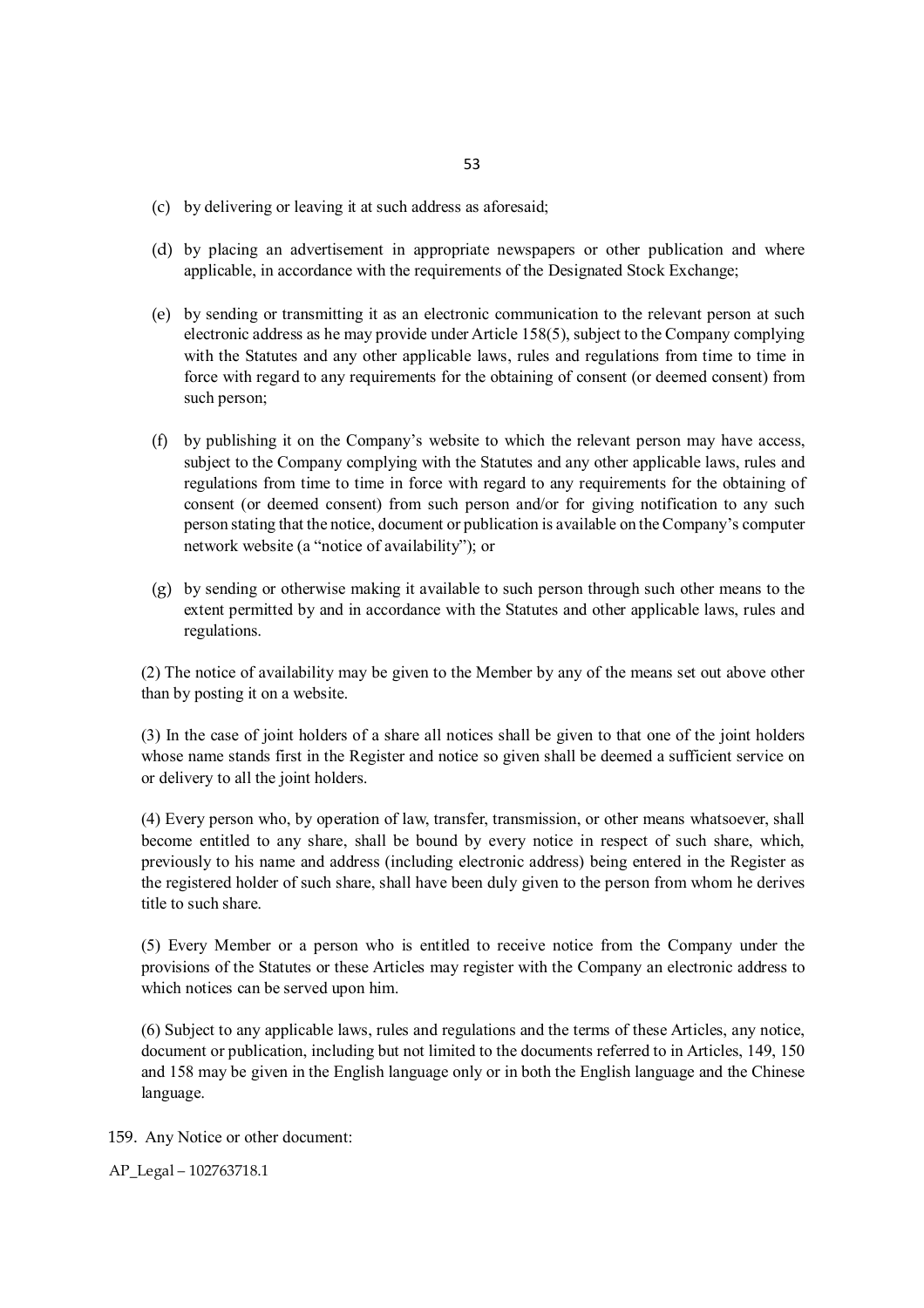(c) by delivering or leaving it at such address as aforesaid;

(d) by placing an advertisement in appropriate newspapers or other publication and where applicable, in accordance with the requirements of the Designated Stock Exchange;

(e) by sending or transmitting it as an electronic communication to the relevant person at such electronic address as he may provide under Article 158(5), subject to the Company complying with the Statutes and any other applicable laws, rules and regulations from time to time in force with regard to any requirements for the obtaining of consent (or deemed consent) from such person;

(f) by publishing it on the Company's website to which the relevant person may have access, subject to the Company complying with the Statutes and any other applicable laws, rules and regulations from time to time in force with regard to any requirements for the obtaining of consent (or deemed consent) from such person and/or for giving notification to any such person stating that the notice, document or publication is available on the Company's computer network website (a "notice of availability"); or

(g) by sending or otherwise making it available to such person through such other means to the extent permitted by and in accordance with the Statutes and other applicable laws, rules and regulations.

(2) The notice of availability may be given to the Member by any of the means set out above other than by posting it on a website.

(3) In the case of joint holders of a share all notices shall be given to that one of the joint holders whose name stands first in the Register and notice so given shall be deemed a sufficient service on or delivery to all the joint holders.

(4) Every person who, by operation of law, transfer, transmission, or other means whatsoever, shall become entitled to any share, shall be bound by every notice in respect of such share, which, previously to his name and address (including electronic address) being entered in the Register as the registered holder of such share, shall have been duly given to the person from whom he derives title to such share.

(5) Every Member or a person who is entitled to receive notice from the Company under the provisions of the Statutes or these Articles may register with the Company an electronic address to which notices can be served upon him.

(6) Subject to any applicable laws, rules and regulations and the terms of these Articles, any notice, document or publication, including but not limited to the documents referred to in Articles, 149, 150 and 158 may be given in the English language only or in both the English language and the Chinese language.

159. Any Notice or other document:

AP_Legal – 102763718.1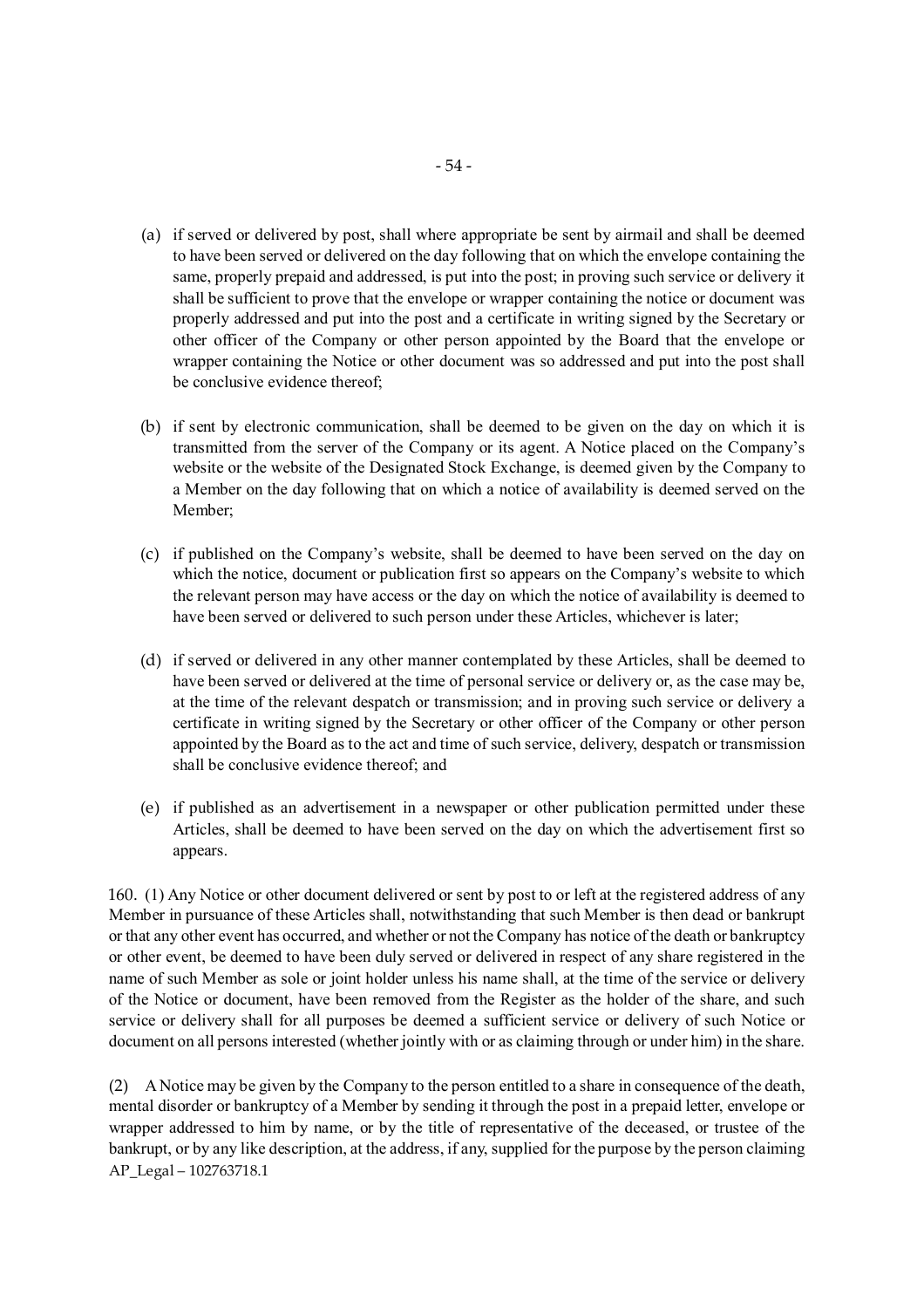(a) if served or delivered by post, shall where appropriate be sent by airmail and shall be deemed to have been served or delivered on the day following that on which the envelope containing the same, properly prepaid and addressed, is put into the post; in proving such service or delivery it shall be sufficient to prove that the envelope or wrapper containing the notice or document was properly addressed and put into the post and a certificate in writing signed by the Secretary or other officer of the Company or other person appointed by the Board that the envelope or wrapper containing the Notice or other document was so addressed and put into the post shall be conclusive evidence thereof;

(b) if sent by electronic communication, shall be deemed to be given on the day on which it is transmitted from the server of the Company or its agent. A Notice placed on the Company's website or the website of the Designated Stock Exchange, is deemed given by the Company to a Member on the day following that on which a notice of availability is deemed served on the Member;

(c) if published on the Company's website, shall be deemed to have been served on the day on which the notice, document or publication first so appears on the Company's website to which the relevant person may have access or the day on which the notice of availability is deemed to have been served or delivered to such person under these Articles, whichever is later;

(d) if served or delivered in any other manner contemplated by these Articles, shall be deemed to have been served or delivered at the time of personal service or delivery or, as the case may be, at the time of the relevant despatch or transmission; and in proving such service or delivery a certificate in writing signed by the Secretary or other officer of the Company or other person appointed by the Board as to the act and time of such service, delivery, despatch or transmission shall be conclusive evidence thereof; and

(e) if published as an advertisement in a newspaper or other publication permitted under these Articles, shall be deemed to have been served on the day on which the advertisement first so appears.

160. (1) Any Notice or other document delivered or sent by post to or left at the registered address of any Member in pursuance of these Articles shall, notwithstanding that such Member is then dead or bankrupt or that any other event has occurred, and whether or not the Company has notice of the death or bankruptcy or other event, be deemed to have been duly served or delivered in respect of any share registered in the name of such Member as sole or joint holder unless his name shall, at the time of the service or delivery of the Notice or document, have been removed from the Register as the holder of the share, and such service or delivery shall for all purposes be deemed a sufficient service or delivery of such Notice or document on all persons interested (whether jointly with or as claiming through or under him) in the share.

(2) A Notice may be given by the Company to the person entitled to a share in consequence of the death, mental disorder or bankruptcy of a Member by sending it through the post in a prepaid letter, envelope or wrapper addressed to him by name, or by the title of representative of the deceased, or trustee of the bankrupt, or by any like description, at the address, if any, supplied for the purpose by the person claiming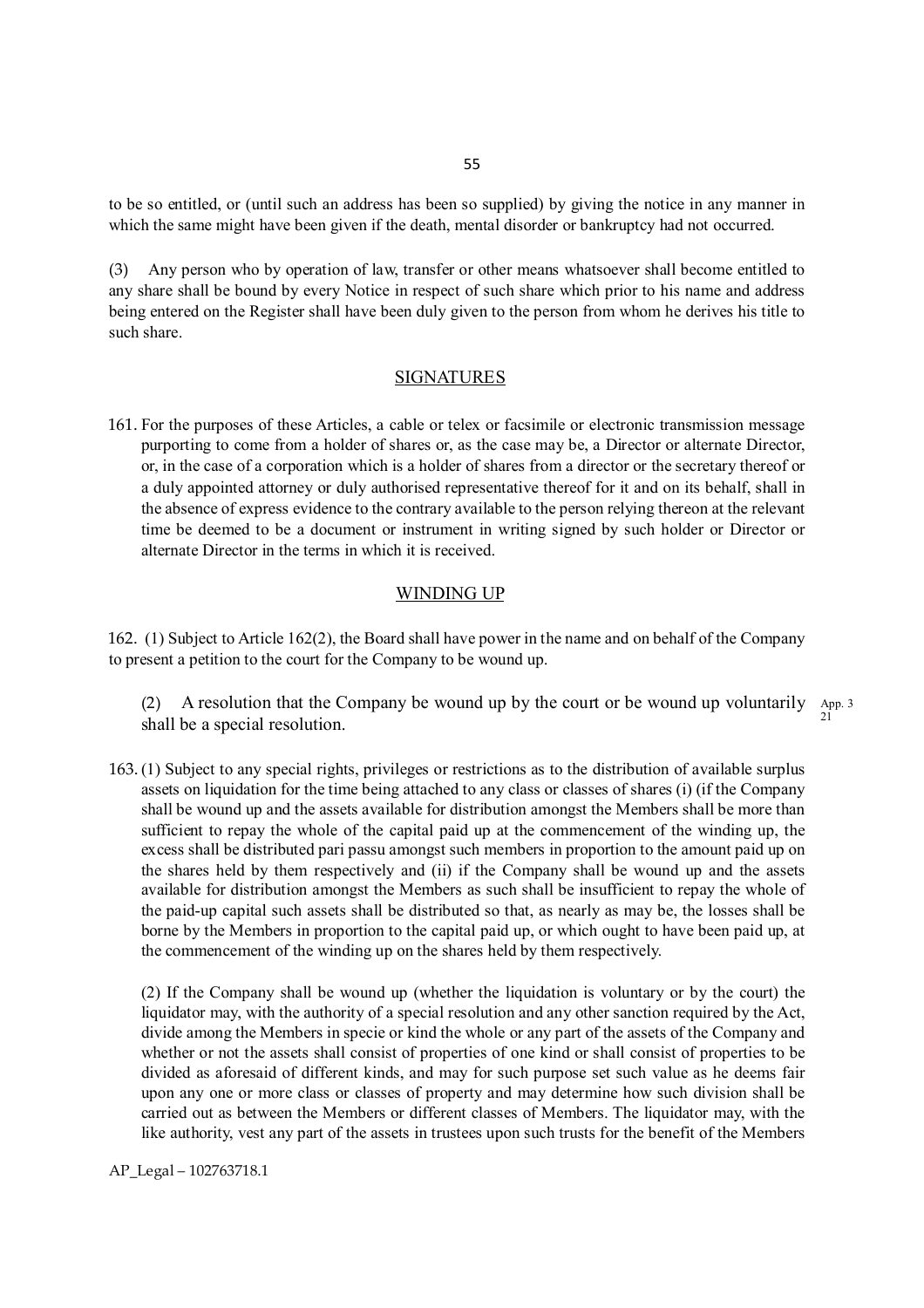to be so entitled, or (until such an address has been so supplied) by giving the notice in any manner in which the same might have been given if the death, mental disorder or bankruptcy had not occurred.

(3) Any person who by operation of law, transfer or other means whatsoever shall become entitled to any share shall be bound by every Notice in respect of such share which prior to his name and address being entered on the Register shall have been duly given to the person from whom he derives his title to such share.

## SIGNATURES

161. For the purposes of these Articles, a cable or telex or facsimile or electronic transmission message purporting to come from a holder of shares or, as the case may be, a Director or alternate Director, or, in the case of a corporation which is a holder of shares from a director or the secretary thereof or a duly appointed attorney or duly authorised representative thereof for it and on its behalf, shall in the absence of express evidence to the contrary available to the person relying thereon at the relevant time be deemed to be a document or instrument in writing signed by such holder or Director or alternate Director in the terms in which it is received.

## WINDING UP

162. (1) Subject to Article 162(2), the Board shall have power in the name and on behalf of the Company to present a petition to the court for the Company to be wound up.

(2) A resolution that the Company be wound up by the court or be wound up voluntarily shall be a special resolution. App. 3 21

163. (1) Subject to any special rights, privileges or restrictions as to the distribution of available surplus assets on liquidation for the time being attached to any class or classes of shares (i) (if the Company shall be wound up and the assets available for distribution amongst the Members shall be more than sufficient to repay the whole of the capital paid up at the commencement of the winding up, the excess shall be distributed pari passu amongst such members in proportion to the amount paid up on the shares held by them respectively and (ii) if the Company shall be wound up and the assets available for distribution amongst the Members as such shall be insufficient to repay the whole of the paid-up capital such assets shall be distributed so that, as nearly as may be, the losses shall be borne by the Members in proportion to the capital paid up, or which ought to have been paid up, at the commencement of the winding up on the shares held by them respectively.

(2) If the Company shall be wound up (whether the liquidation is voluntary or by the court) the liquidator may, with the authority of a special resolution and any other sanction required by the Act, divide among the Members in specie or kind the whole or any part of the assets of the Company and whether or not the assets shall consist of properties of one kind or shall consist of properties to be divided as aforesaid of different kinds, and may for such purpose set such value as he deems fair upon any one or more class or classes of property and may determine how such division shall be carried out as between the Members or different classes of Members. The liquidator may, with the like authority, vest any part of the assets in trustees upon such trusts for the benefit of the Members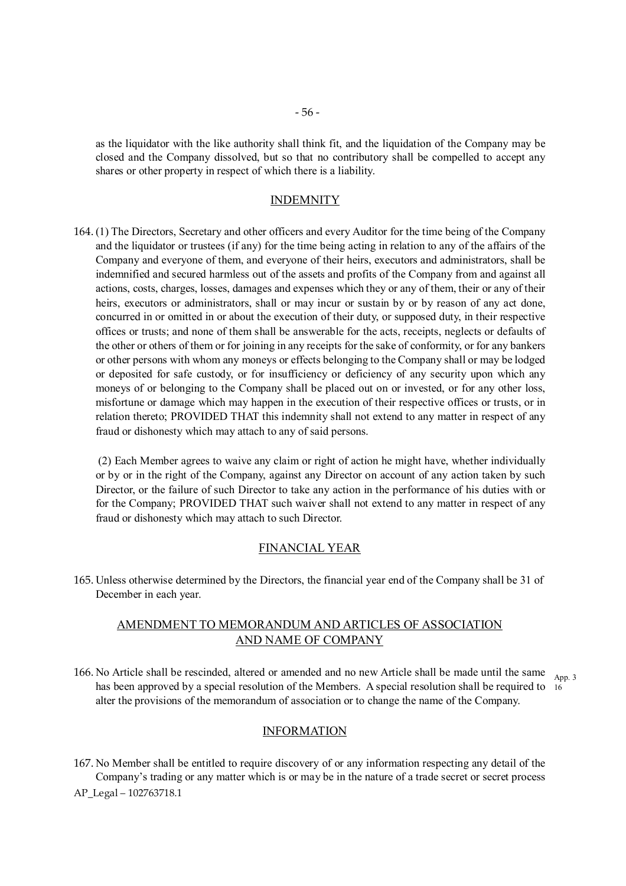as the liquidator with the like authority shall think fit, and the liquidation of the Company may be closed and the Company dissolved, but so that no contributory shall be compelled to accept any shares or other property in respect of which there is a liability.

## INDEMNITY

164. (1) The Directors, Secretary and other officers and every Auditor for the time being of the Company and the liquidator or trustees (if any) for the time being acting in relation to any of the affairs of the Company and everyone of them, and everyone of their heirs, executors and administrators, shall be indemnified and secured harmless out of the assets and profits of the Company from and against all actions, costs, charges, losses, damages and expenses which they or any of them, their or any of their heirs, executors or administrators, shall or may incur or sustain by or by reason of any act done, concurred in or omitted in or about the execution of their duty, or supposed duty, in their respective offices or trusts; and none of them shall be answerable for the acts, receipts, neglects or defaults of the other or others of them or for joining in any receipts for the sake of conformity, or for any bankers or other persons with whom any moneys or effects belonging to the Company shall or may be lodged or deposited for safe custody, or for insufficiency or deficiency of any security upon which any moneys of or belonging to the Company shall be placed out on or invested, or for any other loss, misfortune or damage which may happen in the execution of their respective offices or trusts, or in relation thereto; PROVIDED THAT this indemnity shall not extend to any matter in respect of any fraud or dishonesty which may attach to any of said persons.

(2) Each Member agrees to waive any claim or right of action he might have, whether individually or by or in the right of the Company, against any Director on account of any action taken by such Director, or the failure of such Director to take any action in the performance of his duties with or for the Company; PROVIDED THAT such waiver shall not extend to any matter in respect of any fraud or dishonesty which may attach to such Director.

## FINANCIAL YEAR

165. Unless otherwise determined by the Directors, the financial year end of the Company shall be 31 of December in each year.

## AMENDMENT TO MEMORANDUM AND ARTICLES OF ASSOCIATION AND NAME OF COMPANY

166. No Article shall be rescinded, altered or amended and no new Article shall be made until the same has been approved by a special resolution of the Members. A special resolution shall be required to alter the provisions of the memorandum of association or to change the name of the Company.

App. 3 16

## INFORMATION

167. No Member shall be entitled to require discovery of or any information respecting any detail of the Company's trading or any matter which is or may be in the nature of a trade secret or secret process

AP_Legal – 102763718.1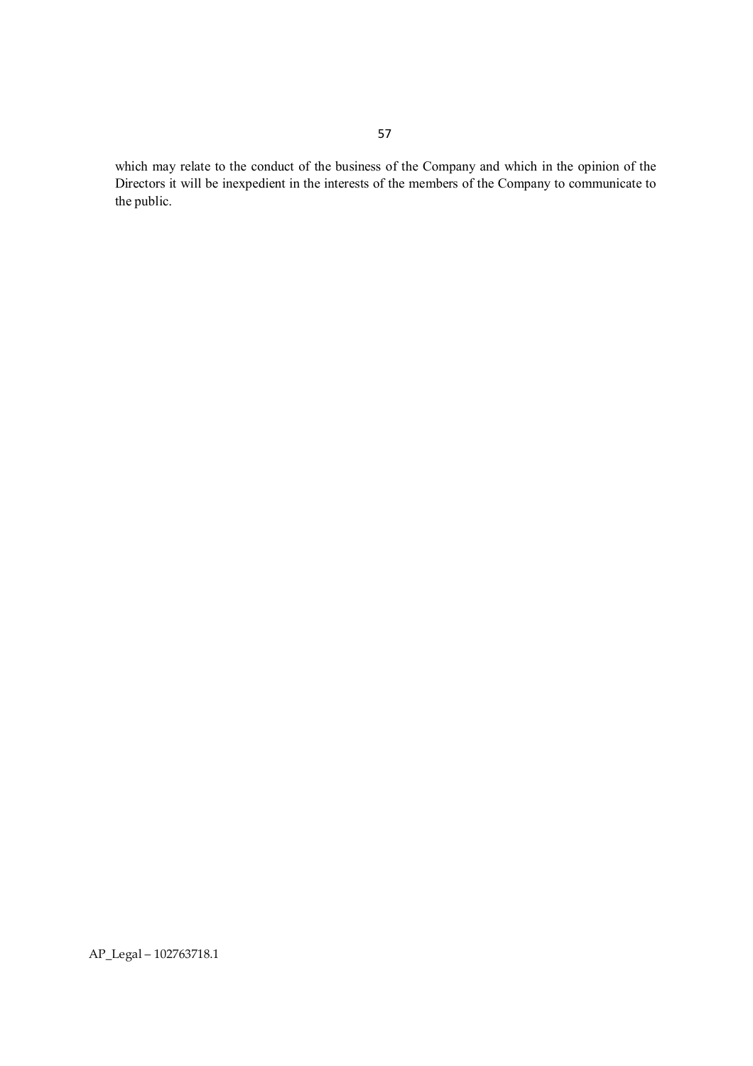which may relate to the conduct of the business of the Company and which in the opinion of the Directors it will be inexpedient in the interests of the members of the Company to communicate to the public.